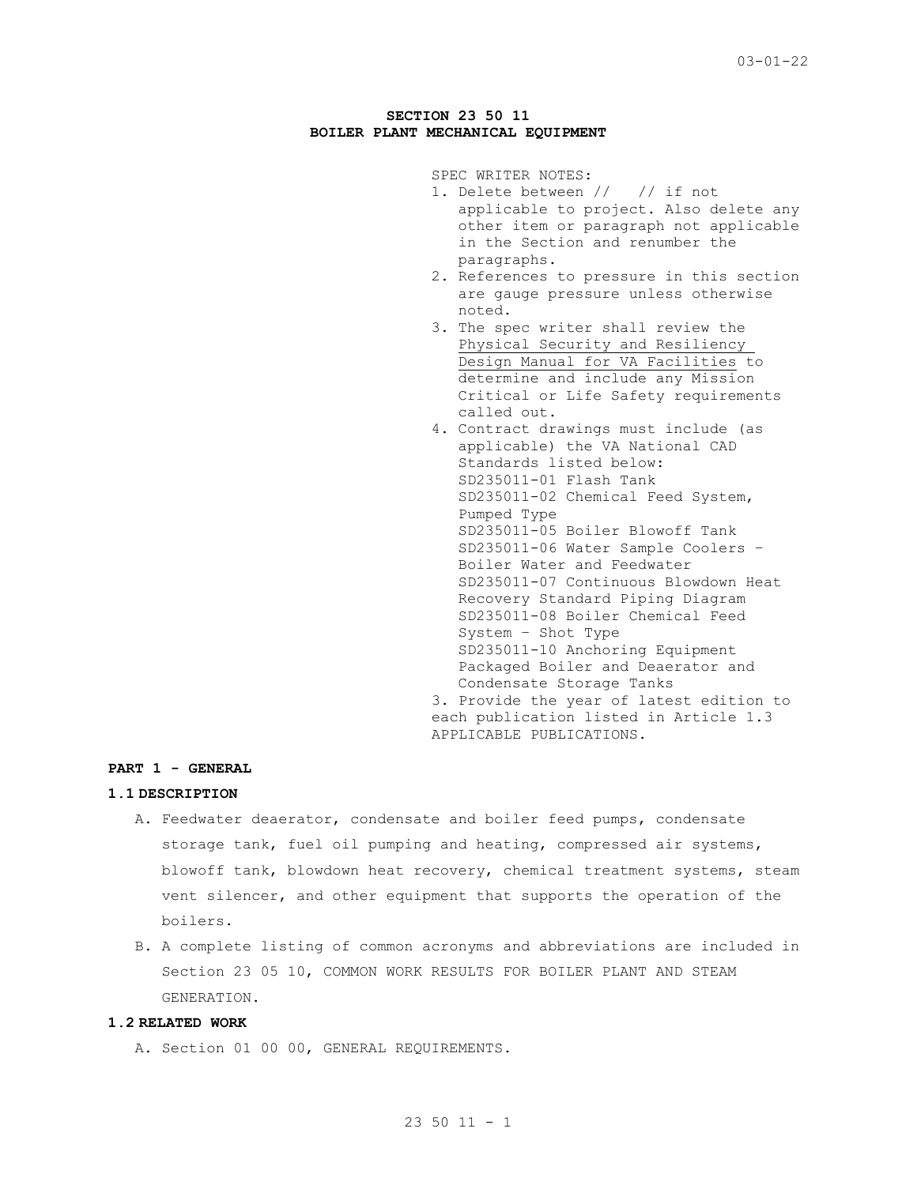# SECTION 23 50 11
# BOILER PLANT MECHANICAL EQUIPMENT

SPEC WRITER NOTES:

1. Delete between // // if not applicable to project. Also delete any other item or paragraph not applicable in the Section and renumber the paragraphs.
2. References to pressure in this section are gauge pressure unless otherwise noted.
3. The spec writer shall review the Physical Security and Resiliency Design Manual for VA Facilities to determine and include any Mission Critical or Life Safety requirements called out.
4. Contract drawings must include (as applicable) the VA National CAD Standards listed below:
   SD235011-01 Flash Tank
   SD235011-02 Chemical Feed System, Pumped Type
   SD235011-05 Boiler Blowoff Tank
   SD235011-06 Water Sample Coolers – Boiler Water and Feedwater
   SD235011-07 Continuous Blowdown Heat Recovery Standard Piping Diagram
   SD235011-08 Boiler Chemical Feed System – Shot Type
   SD235011-10 Anchoring Equipment Packaged Boiler and Deaerator and Condensate Storage Tanks

3. Provide the year of latest edition to each publication listed in Article 1.3 APPLICABLE PUBLICATIONS.

## PART 1 - GENERAL

### 1.1 DESCRIPTION

A. Feedwater deaerator, condensate and boiler feed pumps, condensate storage tank, fuel oil pumping and heating, compressed air systems, blowoff tank, blowdown heat recovery, chemical treatment systems, steam vent silencer, and other equipment that supports the operation of the boilers.

B. A complete listing of common acronyms and abbreviations are included in Section 23 05 10, COMMON WORK RESULTS FOR BOILER PLANT AND STEAM GENERATION.

### 1.2 RELATED WORK

A. Section 01 00 00, GENERAL REQUIREMENTS.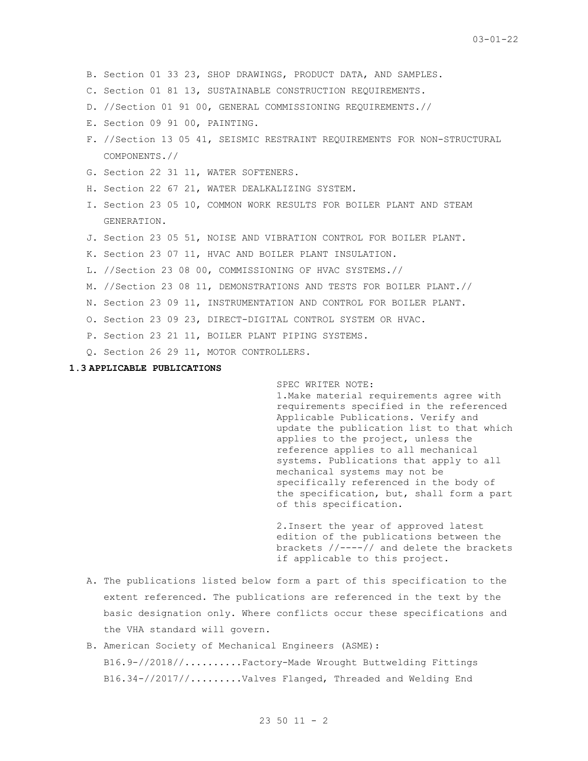B. Section 01 33 23, SHOP DRAWINGS, PRODUCT DATA, AND SAMPLES.

C. Section 01 81 13, SUSTAINABLE CONSTRUCTION REQUIREMENTS.

D. //Section 01 91 00, GENERAL COMMISSIONING REQUIREMENTS.//

E. Section 09 91 00, PAINTING.

F. //Section 13 05 41, SEISMIC RESTRAINT REQUIREMENTS FOR NON-STRUCTURAL COMPONENTS.//

G. Section 22 31 11, WATER SOFTENERS.

H. Section 22 67 21, WATER DEALKALIZING SYSTEM.

I. Section 23 05 10, COMMON WORK RESULTS FOR BOILER PLANT AND STEAM GENERATION.

J. Section 23 05 51, NOISE AND VIBRATION CONTROL FOR BOILER PLANT.

K. Section 23 07 11, HVAC AND BOILER PLANT INSULATION.

L. //Section 23 08 00, COMMISSIONING OF HVAC SYSTEMS.//

M. //Section 23 08 11, DEMONSTRATIONS AND TESTS FOR BOILER PLANT.//

N. Section 23 09 11, INSTRUMENTATION AND CONTROL FOR BOILER PLANT.

O. Section 23 09 23, DIRECT-DIGITAL CONTROL SYSTEM OR HVAC.

P. Section 23 21 11, BOILER PLANT PIPING SYSTEMS.

Q. Section 26 29 11, MOTOR CONTROLLERS.

## 1.3 APPLICABLE PUBLICATIONS

SPEC WRITER NOTE:

1. Make material requirements agree with requirements specified in the referenced Applicable Publications. Verify and update the publication list to that which applies to the project, unless the reference applies to all mechanical systems. Publications that apply to all mechanical systems may not be specifically referenced in the body of the specification, but, shall form a part of this specification.

2. Insert the year of approved latest edition of the publications between the brackets //----// and delete the brackets if applicable to this project.

A. The publications listed below form a part of this specification to the extent referenced. The publications are referenced in the text by the basic designation only. Where conflicts occur these specifications and the VHA standard will govern.

B. American Society of Mechanical Engineers (ASME):

B16.9-//2018//..........Factory-Made Wrought Buttwelding Fittings

B16.34-//2017//.........Valves Flanged, Threaded and Welding End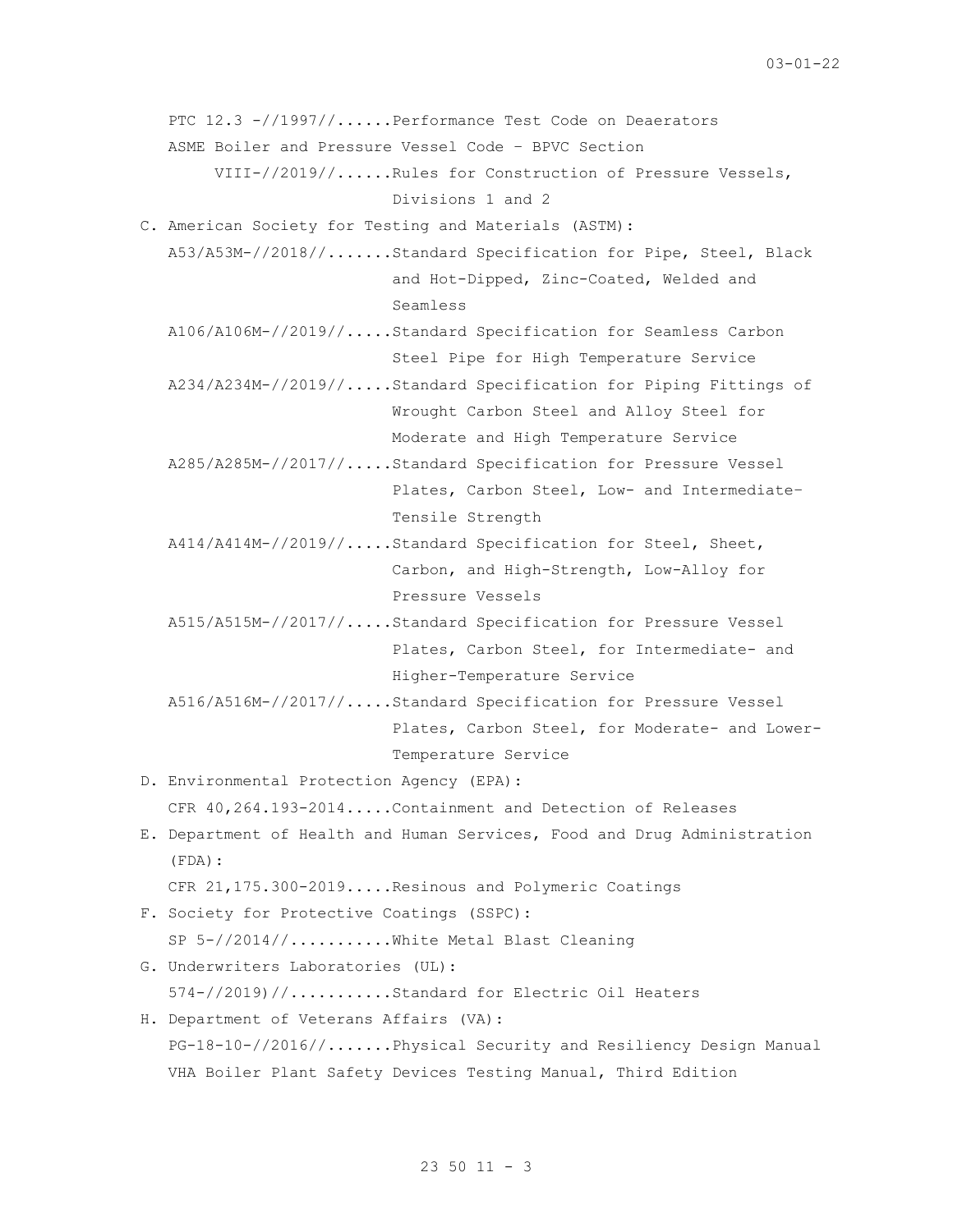PTC 12.3 -//1997//......Performance Test Code on Deaerators

ASME Boiler and Pressure Vessel Code – BPVC Section VIII-//2019//......Rules for Construction of Pressure Vessels, Divisions 1 and 2

C. American Society for Testing and Materials (ASTM):

A53/A53M-//2018//.......Standard Specification for Pipe, Steel, Black and Hot-Dipped, Zinc-Coated, Welded and Seamless

A106/A106M-//2019//.....Standard Specification for Seamless Carbon Steel Pipe for High Temperature Service

A234/A234M-//2019//.....Standard Specification for Piping Fittings of Wrought Carbon Steel and Alloy Steel for Moderate and High Temperature Service

A285/A285M-//2017//.....Standard Specification for Pressure Vessel Plates, Carbon Steel, Low- and Intermediate-Tensile Strength

A414/A414M-//2019//.....Standard Specification for Steel, Sheet, Carbon, and High-Strength, Low-Alloy for Pressure Vessels

A515/A515M-//2017//.....Standard Specification for Pressure Vessel Plates, Carbon Steel, for Intermediate- and Higher-Temperature Service

A516/A516M-//2017//.....Standard Specification for Pressure Vessel Plates, Carbon Steel, for Moderate- and Lower-Temperature Service

D. Environmental Protection Agency (EPA):

CFR 40,264.193-2014.....Containment and Detection of Releases

E. Department of Health and Human Services, Food and Drug Administration (FDA):

CFR 21,175.300-2019.....Resinous and Polymeric Coatings

F. Society for Protective Coatings (SSPC):

SP 5-//2014//...........White Metal Blast Cleaning

G. Underwriters Laboratories (UL):

574-//2019)//...........Standard for Electric Oil Heaters

H. Department of Veterans Affairs (VA):

PG-18-10-//2016//.......Physical Security and Resiliency Design Manual

VHA Boiler Plant Safety Devices Testing Manual, Third Edition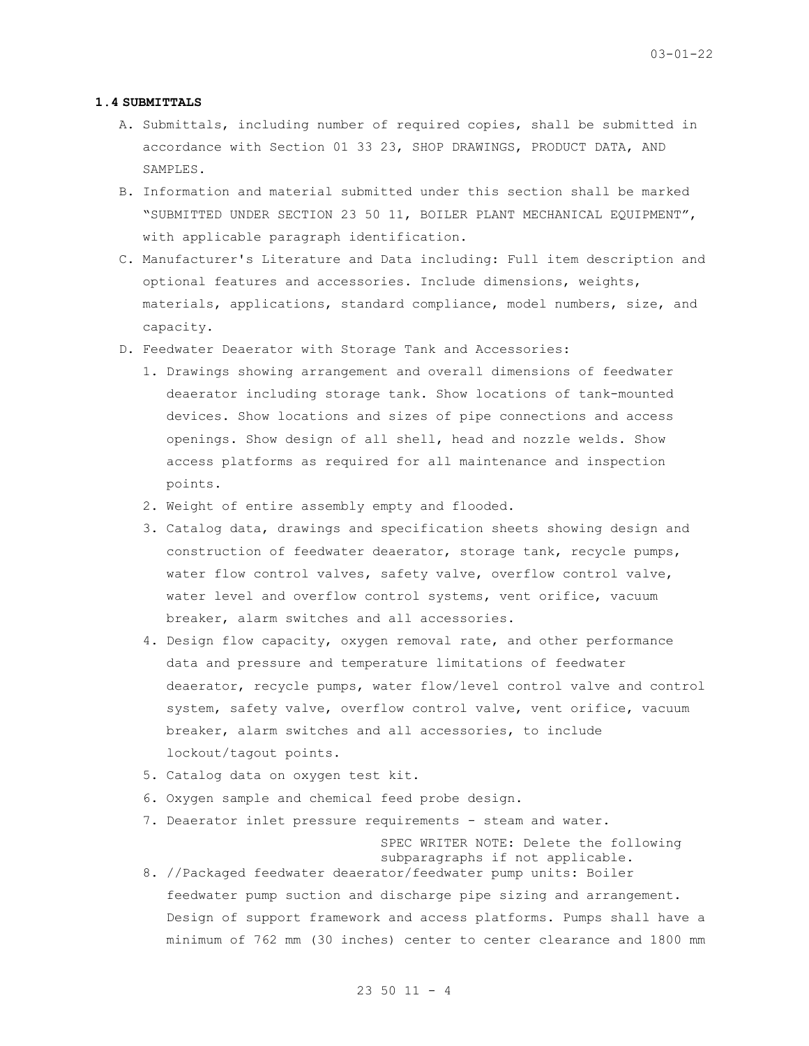### 1.4 SUBMITTALS

A. Submittals, including number of required copies, shall be submitted in accordance with Section 01 33 23, SHOP DRAWINGS, PRODUCT DATA, AND SAMPLES.

B. Information and material submitted under this section shall be marked "SUBMITTED UNDER SECTION 23 50 11, BOILER PLANT MECHANICAL EQUIPMENT", with applicable paragraph identification.

C. Manufacturer's Literature and Data including: Full item description and optional features and accessories. Include dimensions, weights, materials, applications, standard compliance, model numbers, size, and capacity.

D. Feedwater Deaerator with Storage Tank and Accessories:

1. Drawings showing arrangement and overall dimensions of feedwater deaerator including storage tank. Show locations of tank-mounted devices. Show locations and sizes of pipe connections and access openings. Show design of all shell, head and nozzle welds. Show access platforms as required for all maintenance and inspection points.
2. Weight of entire assembly empty and flooded.
3. Catalog data, drawings and specification sheets showing design and construction of feedwater deaerator, storage tank, recycle pumps, water flow control valves, safety valve, overflow control valve, water level and overflow control systems, vent orifice, vacuum breaker, alarm switches and all accessories.
4. Design flow capacity, oxygen removal rate, and other performance data and pressure and temperature limitations of feedwater deaerator, recycle pumps, water flow/level control valve and control system, safety valve, overflow control valve, vent orifice, vacuum breaker, alarm switches and all accessories, to include lockout/tagout points.
5. Catalog data on oxygen test kit.
6. Oxygen sample and chemical feed probe design.
7. Deaerator inlet pressure requirements - steam and water.

SPEC WRITER NOTE: Delete the following subparagraphs if not applicable.

8. //Packaged feedwater deaerator/feedwater pump units: Boiler feedwater pump suction and discharge pipe sizing and arrangement. Design of support framework and access platforms. Pumps shall have a minimum of 762 mm (30 inches) center to center clearance and 1800 mm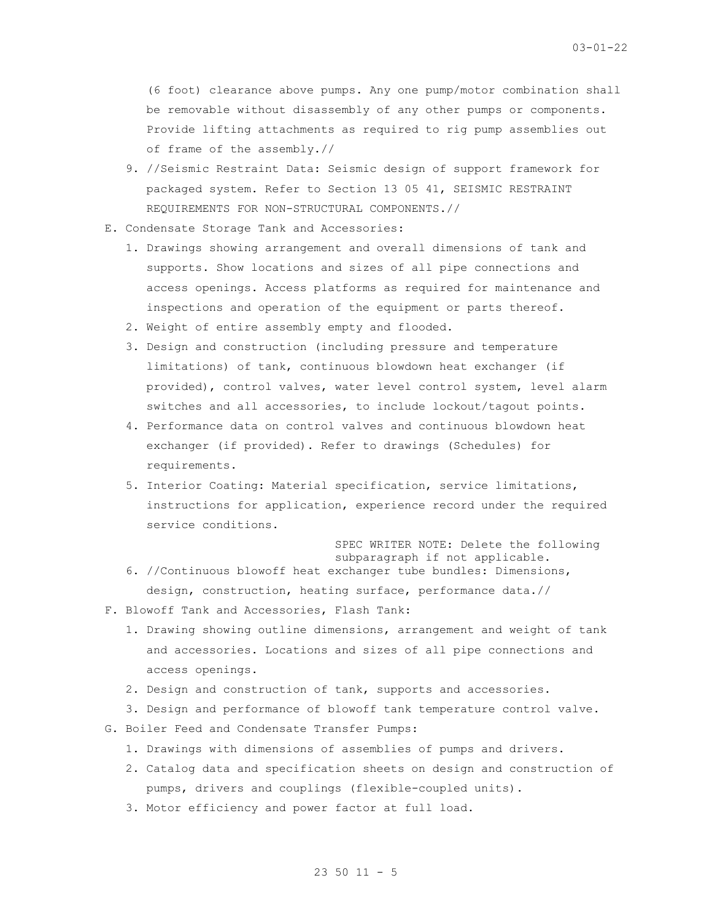(6 foot) clearance above pumps. Any one pump/motor combination shall be removable without disassembly of any other pumps or components. Provide lifting attachments as required to rig pump assemblies out of frame of the assembly.//

9. //Seismic Restraint Data: Seismic design of support framework for packaged system. Refer to Section 13 05 41, SEISMIC RESTRAINT REQUIREMENTS FOR NON-STRUCTURAL COMPONENTS.//

E. Condensate Storage Tank and Accessories:

1. Drawings showing arrangement and overall dimensions of tank and supports. Show locations and sizes of all pipe connections and access openings. Access platforms as required for maintenance and inspections and operation of the equipment or parts thereof.
2. Weight of entire assembly empty and flooded.
3. Design and construction (including pressure and temperature limitations) of tank, continuous blowdown heat exchanger (if provided), control valves, water level control system, level alarm switches and all accessories, to include lockout/tagout points.
4. Performance data on control valves and continuous blowdown heat exchanger (if provided). Refer to drawings (Schedules) for requirements.
5. Interior Coating: Material specification, service limitations, instructions for application, experience record under the required service conditions.

SPEC WRITER NOTE: Delete the following subparagraph if not applicable.

6. //Continuous blowoff heat exchanger tube bundles: Dimensions, design, construction, heating surface, performance data.//

F. Blowoff Tank and Accessories, Flash Tank:

1. Drawing showing outline dimensions, arrangement and weight of tank and accessories. Locations and sizes of all pipe connections and access openings.
2. Design and construction of tank, supports and accessories.
3. Design and performance of blowoff tank temperature control valve.

G. Boiler Feed and Condensate Transfer Pumps:

1. Drawings with dimensions of assemblies of pumps and drivers.
2. Catalog data and specification sheets on design and construction of pumps, drivers and couplings (flexible-coupled units).
3. Motor efficiency and power factor at full load.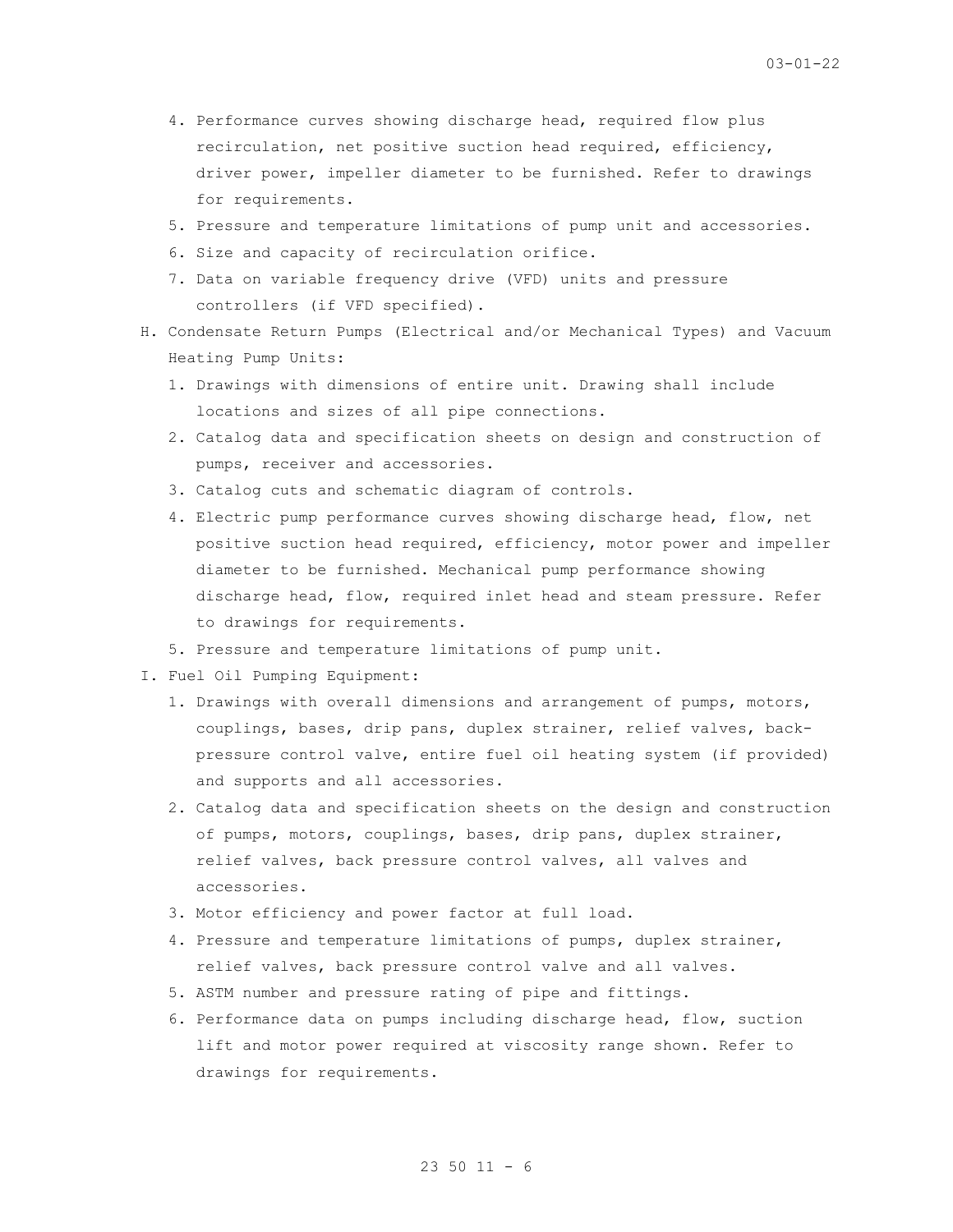4. Performance curves showing discharge head, required flow plus recirculation, net positive suction head required, efficiency, driver power, impeller diameter to be furnished. Refer to drawings for requirements.
5. Pressure and temperature limitations of pump unit and accessories.
6. Size and capacity of recirculation orifice.
7. Data on variable frequency drive (VFD) units and pressure controllers (if VFD specified).

H. Condensate Return Pumps (Electrical and/or Mechanical Types) and Vacuum Heating Pump Units:

1. Drawings with dimensions of entire unit. Drawing shall include locations and sizes of all pipe connections.
2. Catalog data and specification sheets on design and construction of pumps, receiver and accessories.
3. Catalog cuts and schematic diagram of controls.
4. Electric pump performance curves showing discharge head, flow, net positive suction head required, efficiency, motor power and impeller diameter to be furnished. Mechanical pump performance showing discharge head, flow, required inlet head and steam pressure. Refer to drawings for requirements.
5. Pressure and temperature limitations of pump unit.

I. Fuel Oil Pumping Equipment:

1. Drawings with overall dimensions and arrangement of pumps, motors, couplings, bases, drip pans, duplex strainer, relief valves, back-pressure control valve, entire fuel oil heating system (if provided) and supports and all accessories.
2. Catalog data and specification sheets on the design and construction of pumps, motors, couplings, bases, drip pans, duplex strainer, relief valves, back pressure control valves, all valves and accessories.
3. Motor efficiency and power factor at full load.
4. Pressure and temperature limitations of pumps, duplex strainer, relief valves, back pressure control valve and all valves.
5. ASTM number and pressure rating of pipe and fittings.
6. Performance data on pumps including discharge head, flow, suction lift and motor power required at viscosity range shown. Refer to drawings for requirements.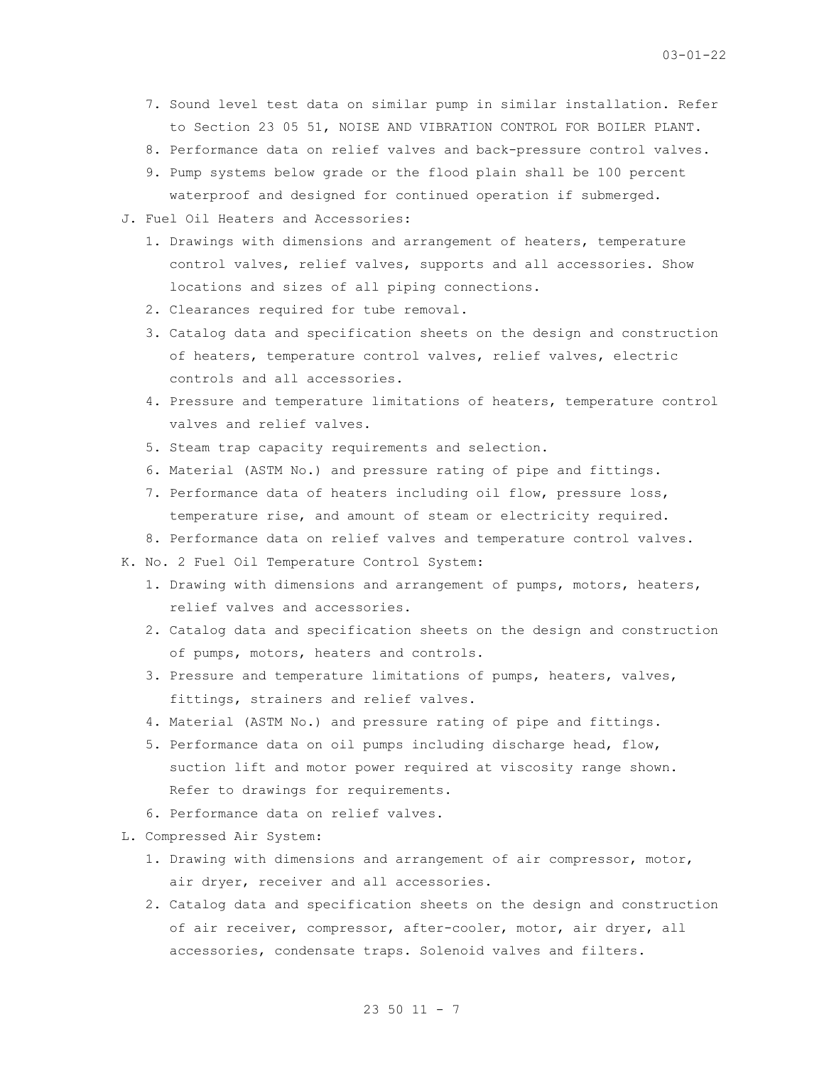7. Sound level test data on similar pump in similar installation. Refer to Section 23 05 51, NOISE AND VIBRATION CONTROL FOR BOILER PLANT.
8. Performance data on relief valves and back-pressure control valves.
9. Pump systems below grade or the flood plain shall be 100 percent waterproof and designed for continued operation if submerged.

J. Fuel Oil Heaters and Accessories:

1. Drawings with dimensions and arrangement of heaters, temperature control valves, relief valves, supports and all accessories. Show locations and sizes of all piping connections.
2. Clearances required for tube removal.
3. Catalog data and specification sheets on the design and construction of heaters, temperature control valves, relief valves, electric controls and all accessories.
4. Pressure and temperature limitations of heaters, temperature control valves and relief valves.
5. Steam trap capacity requirements and selection.
6. Material (ASTM No.) and pressure rating of pipe and fittings.
7. Performance data of heaters including oil flow, pressure loss, temperature rise, and amount of steam or electricity required.
8. Performance data on relief valves and temperature control valves.

K. No. 2 Fuel Oil Temperature Control System:

1. Drawing with dimensions and arrangement of pumps, motors, heaters, relief valves and accessories.
2. Catalog data and specification sheets on the design and construction of pumps, motors, heaters and controls.
3. Pressure and temperature limitations of pumps, heaters, valves, fittings, strainers and relief valves.
4. Material (ASTM No.) and pressure rating of pipe and fittings.
5. Performance data on oil pumps including discharge head, flow, suction lift and motor power required at viscosity range shown. Refer to drawings for requirements.
6. Performance data on relief valves.

L. Compressed Air System:

1. Drawing with dimensions and arrangement of air compressor, motor, air dryer, receiver and all accessories.
2. Catalog data and specification sheets on the design and construction of air receiver, compressor, after-cooler, motor, air dryer, all accessories, condensate traps. Solenoid valves and filters.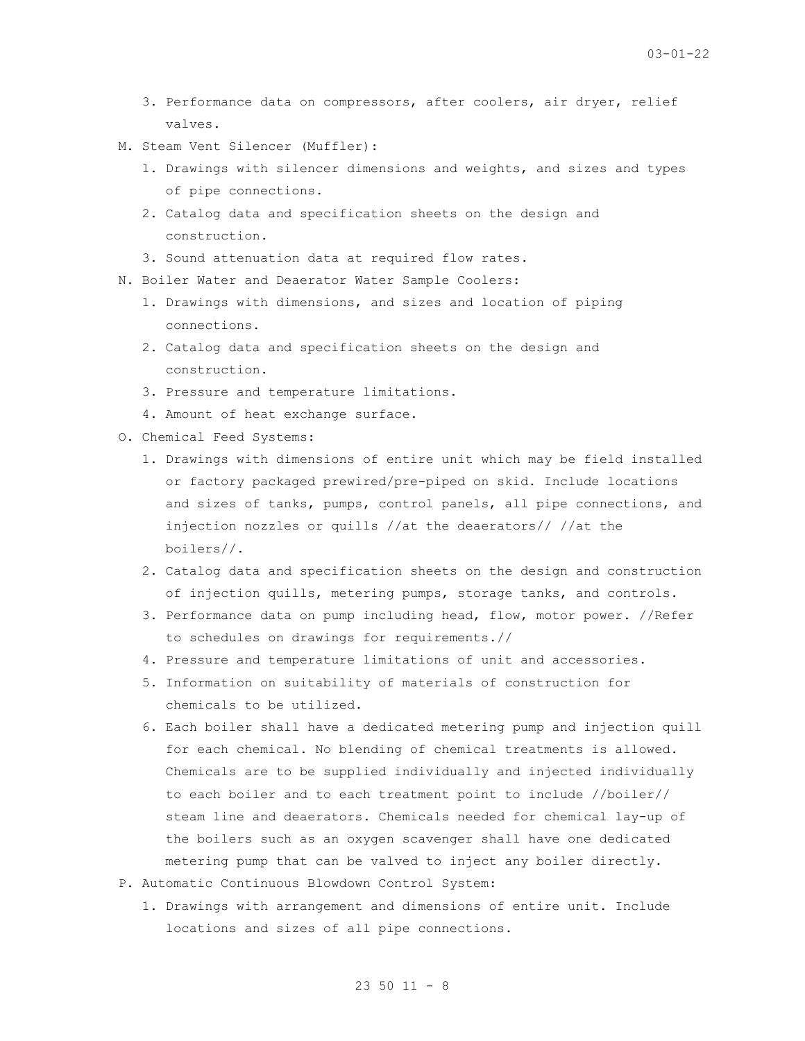3. Performance data on compressors, after coolers, air dryer, relief valves.

M. Steam Vent Silencer (Muffler):

1. Drawings with silencer dimensions and weights, and sizes and types of pipe connections.
2. Catalog data and specification sheets on the design and construction.
3. Sound attenuation data at required flow rates.

N. Boiler Water and Deaerator Water Sample Coolers:

1. Drawings with dimensions, and sizes and location of piping connections.
2. Catalog data and specification sheets on the design and construction.
3. Pressure and temperature limitations.
4. Amount of heat exchange surface.

O. Chemical Feed Systems:

1. Drawings with dimensions of entire unit which may be field installed or factory packaged prewired/pre-piped on skid. Include locations and sizes of tanks, pumps, control panels, all pipe connections, and injection nozzles or quills //at the deaerators// //at the boilers//.
2. Catalog data and specification sheets on the design and construction of injection quills, metering pumps, storage tanks, and controls.
3. Performance data on pump including head, flow, motor power. //Refer to schedules on drawings for requirements.//
4. Pressure and temperature limitations of unit and accessories.
5. Information on suitability of materials of construction for chemicals to be utilized.
6. Each boiler shall have a dedicated metering pump and injection quill for each chemical. No blending of chemical treatments is allowed. Chemicals are to be supplied individually and injected individually to each boiler and to each treatment point to include //boiler// steam line and deaerators. Chemicals needed for chemical lay-up of the boilers such as an oxygen scavenger shall have one dedicated metering pump that can be valved to inject any boiler directly.

P. Automatic Continuous Blowdown Control System:

1. Drawings with arrangement and dimensions of entire unit. Include locations and sizes of all pipe connections.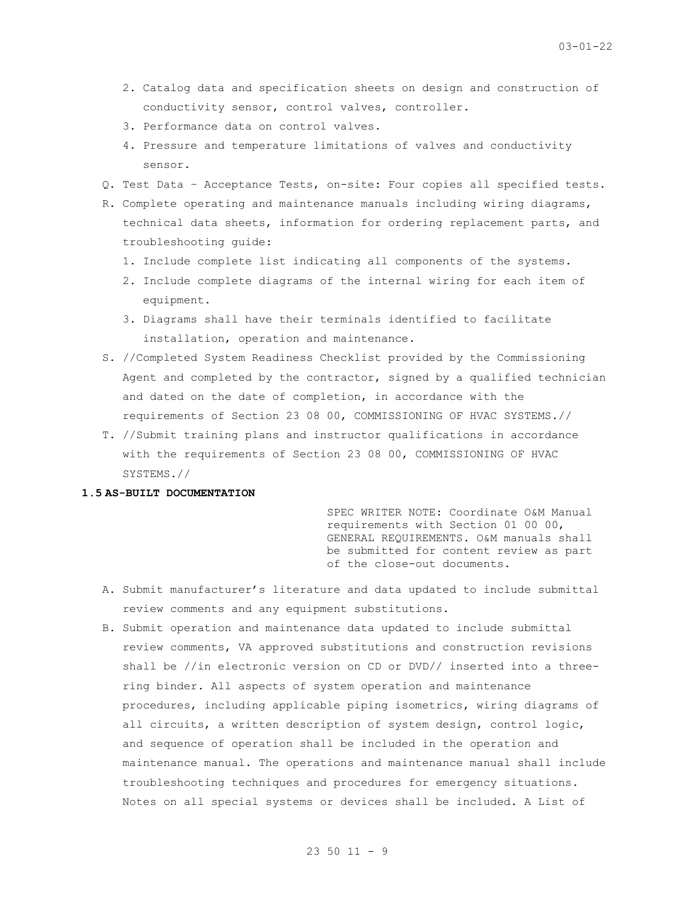2. Catalog data and specification sheets on design and construction of conductivity sensor, control valves, controller.
3. Performance data on control valves.
4. Pressure and temperature limitations of valves and conductivity sensor.

Q. Test Data – Acceptance Tests, on-site: Four copies all specified tests.

R. Complete operating and maintenance manuals including wiring diagrams, technical data sheets, information for ordering replacement parts, and troubleshooting guide:

1. Include complete list indicating all components of the systems.
2. Include complete diagrams of the internal wiring for each item of equipment.
3. Diagrams shall have their terminals identified to facilitate installation, operation and maintenance.

S. //Completed System Readiness Checklist provided by the Commissioning Agent and completed by the contractor, signed by a qualified technician and dated on the date of completion, in accordance with the requirements of Section 23 08 00, COMMISSIONING OF HVAC SYSTEMS.//

T. //Submit training plans and instructor qualifications in accordance with the requirements of Section 23 08 00, COMMISSIONING OF HVAC SYSTEMS.//

**1.5 AS-BUILT DOCUMENTATION**

SPEC WRITER NOTE: Coordinate O&M Manual requirements with Section 01 00 00, GENERAL REQUIREMENTS. O&M manuals shall be submitted for content review as part of the close-out documents.

A. Submit manufacturer's literature and data updated to include submittal review comments and any equipment substitutions.

B. Submit operation and maintenance data updated to include submittal review comments, VA approved substitutions and construction revisions shall be //in electronic version on CD or DVD// inserted into a three-ring binder. All aspects of system operation and maintenance procedures, including applicable piping isometrics, wiring diagrams of all circuits, a written description of system design, control logic, and sequence of operation shall be included in the operation and maintenance manual. The operations and maintenance manual shall include troubleshooting techniques and procedures for emergency situations. Notes on all special systems or devices shall be included. A List of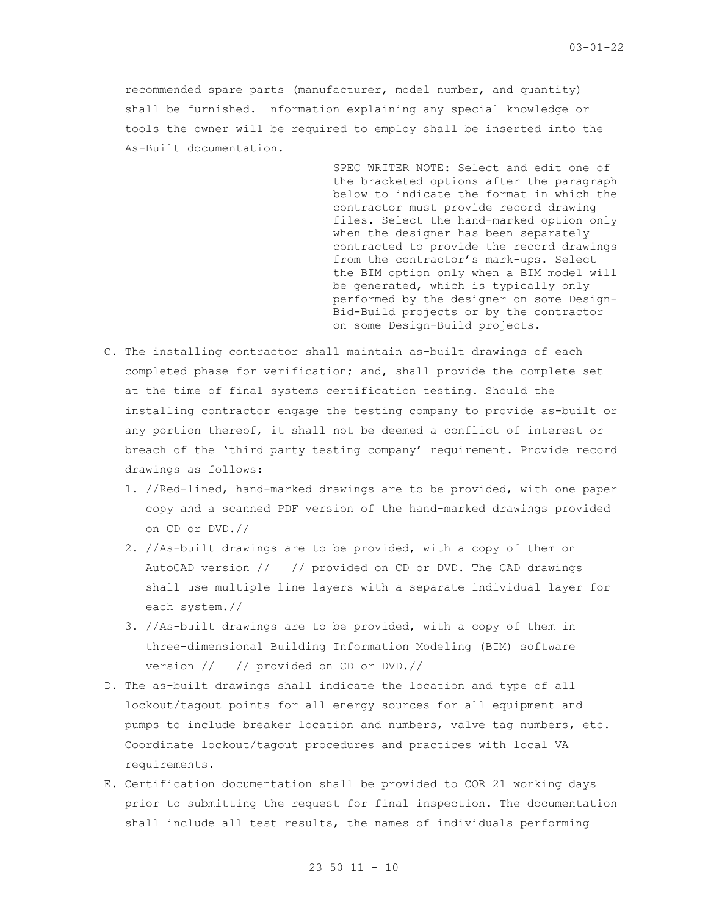recommended spare parts (manufacturer, model number, and quantity) shall be furnished. Information explaining any special knowledge or tools the owner will be required to employ shall be inserted into the As-Built documentation.

SPEC WRITER NOTE: Select and edit one of the bracketed options after the paragraph below to indicate the format in which the contractor must provide record drawing files. Select the hand-marked option only when the designer has been separately contracted to provide the record drawings from the contractor's mark-ups. Select the BIM option only when a BIM model will be generated, which is typically only performed by the designer on some Design-Bid-Build projects or by the contractor on some Design-Build projects.

C. The installing contractor shall maintain as-built drawings of each completed phase for verification; and, shall provide the complete set at the time of final systems certification testing. Should the installing contractor engage the testing company to provide as-built or any portion thereof, it shall not be deemed a conflict of interest or breach of the 'third party testing company' requirement. Provide record drawings as follows:

   1. //Red-lined, hand-marked drawings are to be provided, with one paper copy and a scanned PDF version of the hand-marked drawings provided on CD or DVD.//
   2. //As-built drawings are to be provided, with a copy of them on AutoCAD version //   // provided on CD or DVD. The CAD drawings shall use multiple line layers with a separate individual layer for each system.//
   3. //As-built drawings are to be provided, with a copy of them in three-dimensional Building Information Modeling (BIM) software version //   // provided on CD or DVD.//

D. The as-built drawings shall indicate the location and type of all lockout/tagout points for all energy sources for all equipment and pumps to include breaker location and numbers, valve tag numbers, etc. Coordinate lockout/tagout procedures and practices with local VA requirements.

E. Certification documentation shall be provided to COR 21 working days prior to submitting the request for final inspection. The documentation shall include all test results, the names of individuals performing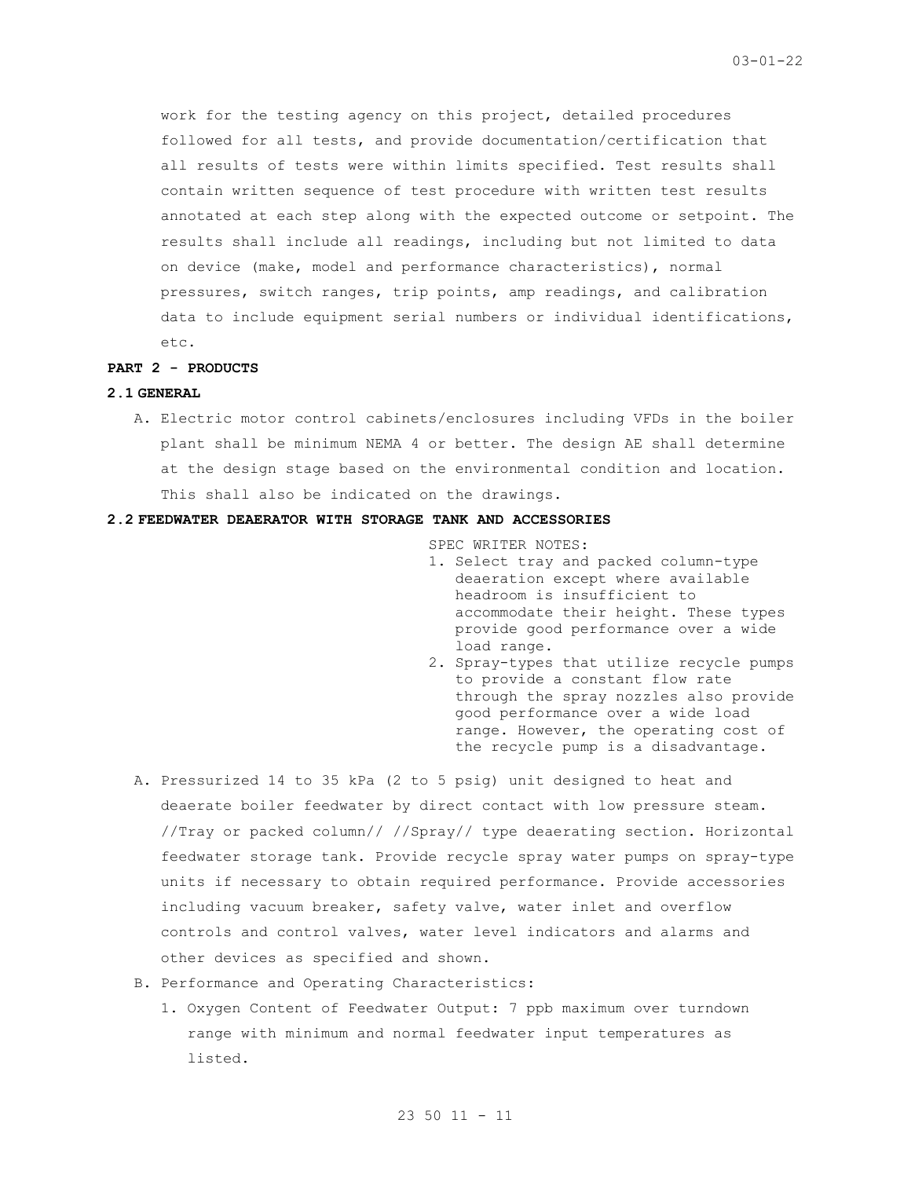work for the testing agency on this project, detailed procedures followed for all tests, and provide documentation/certification that all results of tests were within limits specified. Test results shall contain written sequence of test procedure with written test results annotated at each step along with the expected outcome or setpoint. The results shall include all readings, including but not limited to data on device (make, model and performance characteristics), normal pressures, switch ranges, trip points, amp readings, and calibration data to include equipment serial numbers or individual identifications, etc.

## PART 2 - PRODUCTS

### 2.1 GENERAL

A. Electric motor control cabinets/enclosures including VFDs in the boiler plant shall be minimum NEMA 4 or better. The design AE shall determine at the design stage based on the environmental condition and location. This shall also be indicated on the drawings.

### 2.2 FEEDWATER DEAERATOR WITH STORAGE TANK AND ACCESSORIES

SPEC WRITER NOTES:

1. Select tray and packed column-type deaeration except where available headroom is insufficient to accommodate their height. These types provide good performance over a wide load range.
2. Spray-types that utilize recycle pumps to provide a constant flow rate through the spray nozzles also provide good performance over a wide load range. However, the operating cost of the recycle pump is a disadvantage.

A. Pressurized 14 to 35 kPa (2 to 5 psig) unit designed to heat and deaerate boiler feedwater by direct contact with low pressure steam. //Tray or packed column// //Spray// type deaerating section. Horizontal feedwater storage tank. Provide recycle spray water pumps on spray-type units if necessary to obtain required performance. Provide accessories including vacuum breaker, safety valve, water inlet and overflow controls and control valves, water level indicators and alarms and other devices as specified and shown.

B. Performance and Operating Characteristics:

1. Oxygen Content of Feedwater Output: 7 ppb maximum over turndown range with minimum and normal feedwater input temperatures as listed.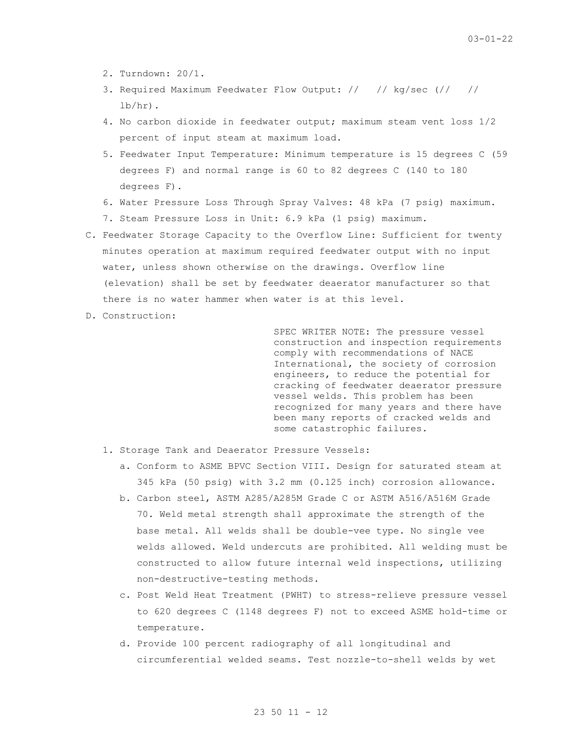2. Turndown: 20/1.
3. Required Maximum Feedwater Flow Output: // // kg/sec (// // lb/hr).
4. No carbon dioxide in feedwater output; maximum steam vent loss 1/2 percent of input steam at maximum load.
5. Feedwater Input Temperature: Minimum temperature is 15 degrees C (59 degrees F) and normal range is 60 to 82 degrees C (140 to 180 degrees F).
6. Water Pressure Loss Through Spray Valves: 48 kPa (7 psig) maximum.
7. Steam Pressure Loss in Unit: 6.9 kPa (1 psig) maximum.

C. Feedwater Storage Capacity to the Overflow Line: Sufficient for twenty minutes operation at maximum required feedwater output with no input water, unless shown otherwise on the drawings. Overflow line (elevation) shall be set by feedwater deaerator manufacturer so that there is no water hammer when water is at this level.

D. Construction:

SPEC WRITER NOTE: The pressure vessel construction and inspection requirements comply with recommendations of NACE International, the society of corrosion engineers, to reduce the potential for cracking of feedwater deaerator pressure vessel welds. This problem has been recognized for many years and there have been many reports of cracked welds and some catastrophic failures.

1. Storage Tank and Deaerator Pressure Vessels:
   a. Conform to ASME BPVC Section VIII. Design for saturated steam at 345 kPa (50 psig) with 3.2 mm (0.125 inch) corrosion allowance.
   b. Carbon steel, ASTM A285/A285M Grade C or ASTM A516/A516M Grade 70. Weld metal strength shall approximate the strength of the base metal. All welds shall be double-vee type. No single vee welds allowed. Weld undercuts are prohibited. All welding must be constructed to allow future internal weld inspections, utilizing non-destructive-testing methods.
   c. Post Weld Heat Treatment (PWHT) to stress-relieve pressure vessel to 620 degrees C (1148 degrees F) not to exceed ASME hold-time or temperature.
   d. Provide 100 percent radiography of all longitudinal and circumferential welded seams. Test nozzle-to-shell welds by wet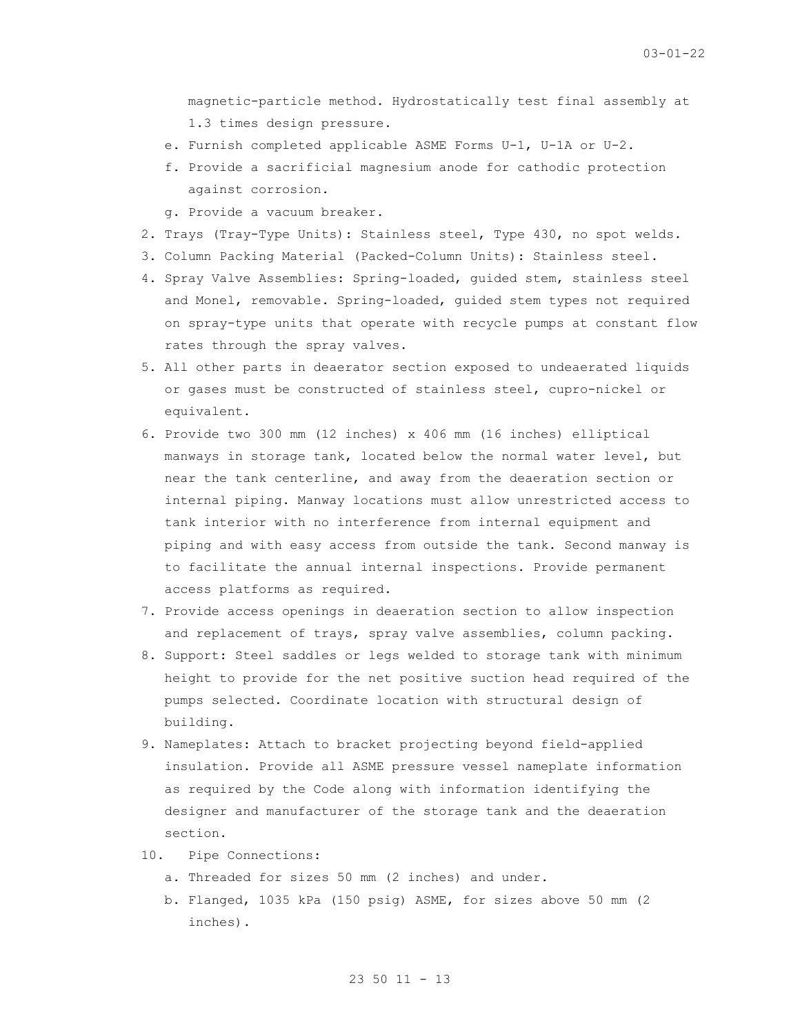magnetic-particle method. Hydrostatically test final assembly at 1.3 times design pressure.

   e. Furnish completed applicable ASME Forms U-1, U-1A or U-2.
   f. Provide a sacrificial magnesium anode for cathodic protection against corrosion.
   g. Provide a vacuum breaker.

2. Trays (Tray-Type Units): Stainless steel, Type 430, no spot welds.
3. Column Packing Material (Packed-Column Units): Stainless steel.
4. Spray Valve Assemblies: Spring-loaded, guided stem, stainless steel and Monel, removable. Spring-loaded, guided stem types not required on spray-type units that operate with recycle pumps at constant flow rates through the spray valves.
5. All other parts in deaerator section exposed to undeaerated liquids or gases must be constructed of stainless steel, cupro-nickel or equivalent.
6. Provide two 300 mm (12 inches) x 406 mm (16 inches) elliptical manways in storage tank, located below the normal water level, but near the tank centerline, and away from the deaeration section or internal piping. Manway locations must allow unrestricted access to tank interior with no interference from internal equipment and piping and with easy access from outside the tank. Second manway is to facilitate the annual internal inspections. Provide permanent access platforms as required.
7. Provide access openings in deaeration section to allow inspection and replacement of trays, spray valve assemblies, column packing.
8. Support: Steel saddles or legs welded to storage tank with minimum height to provide for the net positive suction head required of the pumps selected. Coordinate location with structural design of building.
9. Nameplates: Attach to bracket projecting beyond field-applied insulation. Provide all ASME pressure vessel nameplate information as required by the Code along with information identifying the designer and manufacturer of the storage tank and the deaeration section.
10. Pipe Connections:
    a. Threaded for sizes 50 mm (2 inches) and under.
    b. Flanged, 1035 kPa (150 psig) ASME, for sizes above 50 mm (2 inches).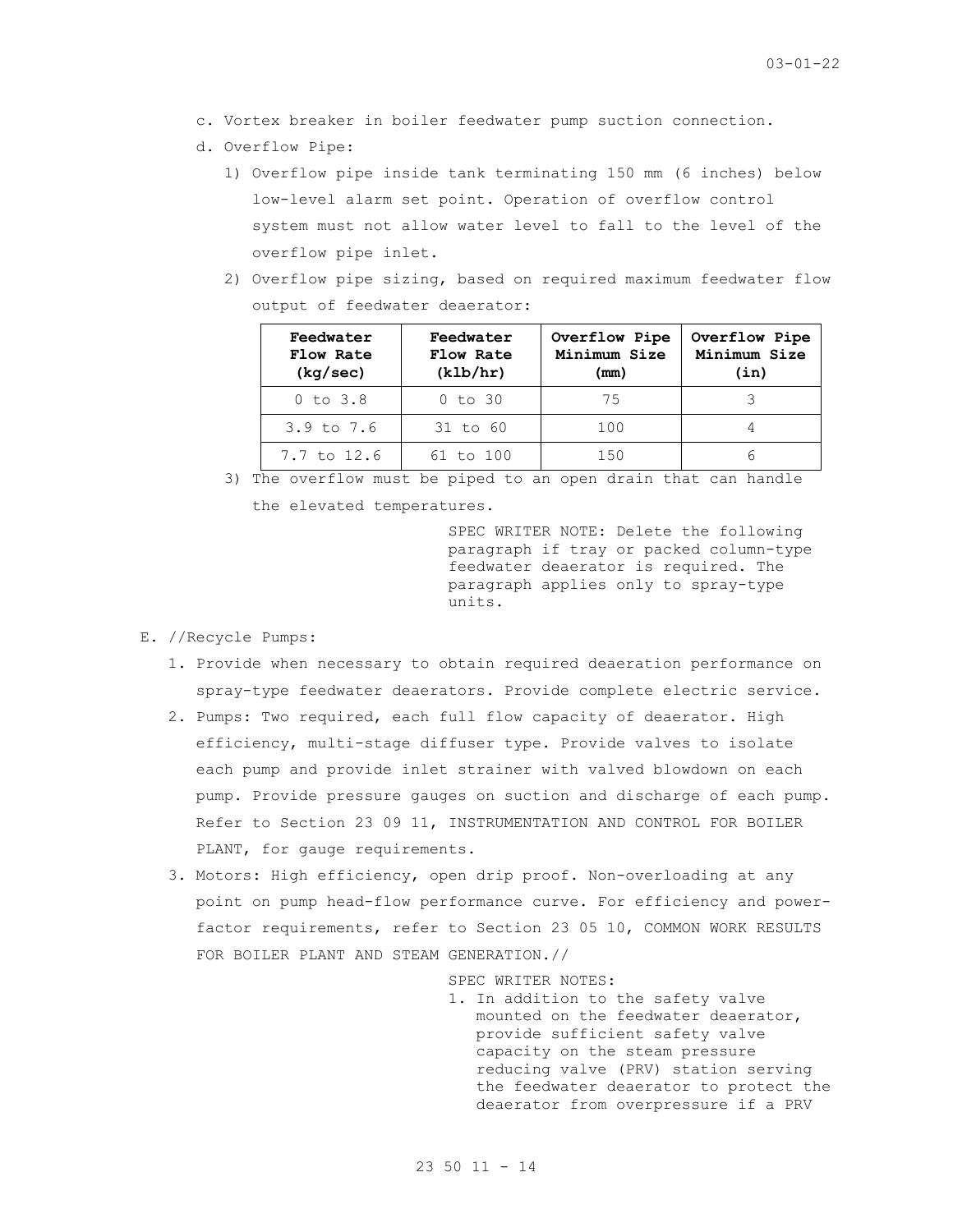c. Vortex breaker in boiler feedwater pump suction connection.

d. Overflow Pipe:

1) Overflow pipe inside tank terminating 150 mm (6 inches) below low-level alarm set point. Operation of overflow control system must not allow water level to fall to the level of the overflow pipe inlet.

2) Overflow pipe sizing, based on required maximum feedwater flow output of feedwater deaerator:

| Feedwater Flow Rate (kg/sec) | Feedwater Flow Rate (klb/hr) | Overflow Pipe Minimum Size (mm) | Overflow Pipe Minimum Size (in) |
|---|---|---|---|
| 0 to 3.8 | 0 to 30 | 75 | 3 |
| 3.9 to 7.6 | 31 to 60 | 100 | 4 |
| 7.7 to 12.6 | 61 to 100 | 150 | 6 |

3) The overflow must be piped to an open drain that can handle the elevated temperatures.

SPEC WRITER NOTE: Delete the following paragraph if tray or packed column-type feedwater deaerator is required. The paragraph applies only to spray-type units.

E. //Recycle Pumps:

1. Provide when necessary to obtain required deaeration performance on spray-type feedwater deaerators. Provide complete electric service.

2. Pumps: Two required, each full flow capacity of deaerator. High efficiency, multi-stage diffuser type. Provide valves to isolate each pump and provide inlet strainer with valved blowdown on each pump. Provide pressure gauges on suction and discharge of each pump. Refer to Section 23 09 11, INSTRUMENTATION AND CONTROL FOR BOILER PLANT, for gauge requirements.

3. Motors: High efficiency, open drip proof. Non-overloading at any point on pump head-flow performance curve. For efficiency and power-factor requirements, refer to Section 23 05 10, COMMON WORK RESULTS FOR BOILER PLANT AND STEAM GENERATION.//

SPEC WRITER NOTES:

1. In addition to the safety valve mounted on the feedwater deaerator, provide sufficient safety valve capacity on the steam pressure reducing valve (PRV) station serving the feedwater deaerator to protect the deaerator from overpressure if a PRV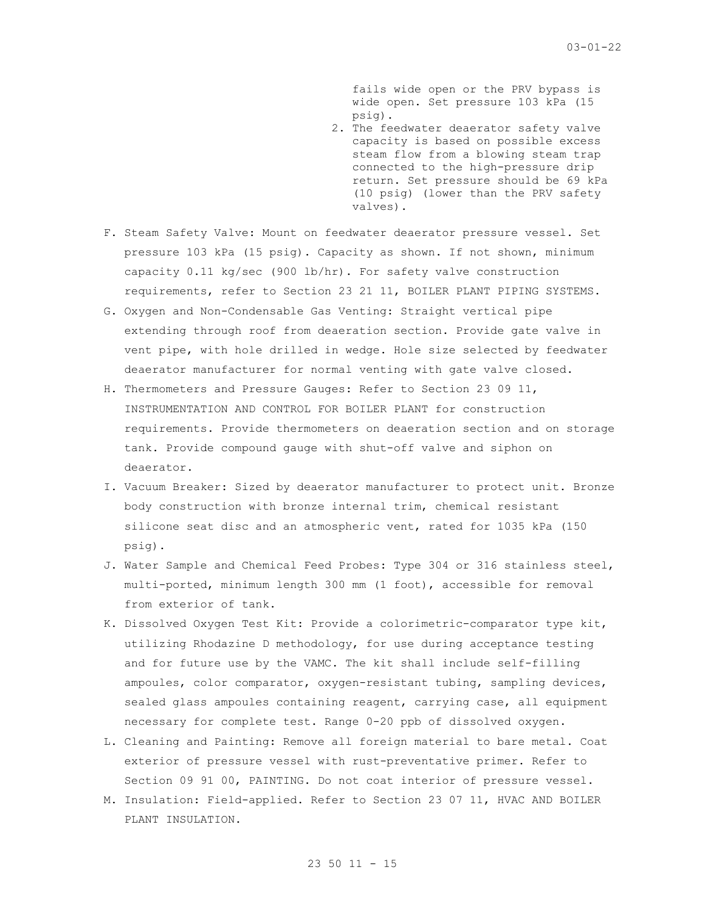fails wide open or the PRV bypass is wide open. Set pressure 103 kPa (15 psig).

2. The feedwater deaerator safety valve capacity is based on possible excess steam flow from a blowing steam trap connected to the high-pressure drip return. Set pressure should be 69 kPa (10 psig) (lower than the PRV safety valves).

F. Steam Safety Valve: Mount on feedwater deaerator pressure vessel. Set pressure 103 kPa (15 psig). Capacity as shown. If not shown, minimum capacity 0.11 kg/sec (900 lb/hr). For safety valve construction requirements, refer to Section 23 21 11, BOILER PLANT PIPING SYSTEMS.

G. Oxygen and Non-Condensable Gas Venting: Straight vertical pipe extending through roof from deaeration section. Provide gate valve in vent pipe, with hole drilled in wedge. Hole size selected by feedwater deaerator manufacturer for normal venting with gate valve closed.

H. Thermometers and Pressure Gauges: Refer to Section 23 09 11, INSTRUMENTATION AND CONTROL FOR BOILER PLANT for construction requirements. Provide thermometers on deaeration section and on storage tank. Provide compound gauge with shut-off valve and siphon on deaerator.

I. Vacuum Breaker: Sized by deaerator manufacturer to protect unit. Bronze body construction with bronze internal trim, chemical resistant silicone seat disc and an atmospheric vent, rated for 1035 kPa (150 psig).

J. Water Sample and Chemical Feed Probes: Type 304 or 316 stainless steel, multi-ported, minimum length 300 mm (1 foot), accessible for removal from exterior of tank.

K. Dissolved Oxygen Test Kit: Provide a colorimetric-comparator type kit, utilizing Rhodazine D methodology, for use during acceptance testing and for future use by the VAMC. The kit shall include self-filling ampoules, color comparator, oxygen-resistant tubing, sampling devices, sealed glass ampoules containing reagent, carrying case, all equipment necessary for complete test. Range 0-20 ppb of dissolved oxygen.

L. Cleaning and Painting: Remove all foreign material to bare metal. Coat exterior of pressure vessel with rust-preventative primer. Refer to Section 09 91 00, PAINTING. Do not coat interior of pressure vessel.

M. Insulation: Field-applied. Refer to Section 23 07 11, HVAC AND BOILER PLANT INSULATION.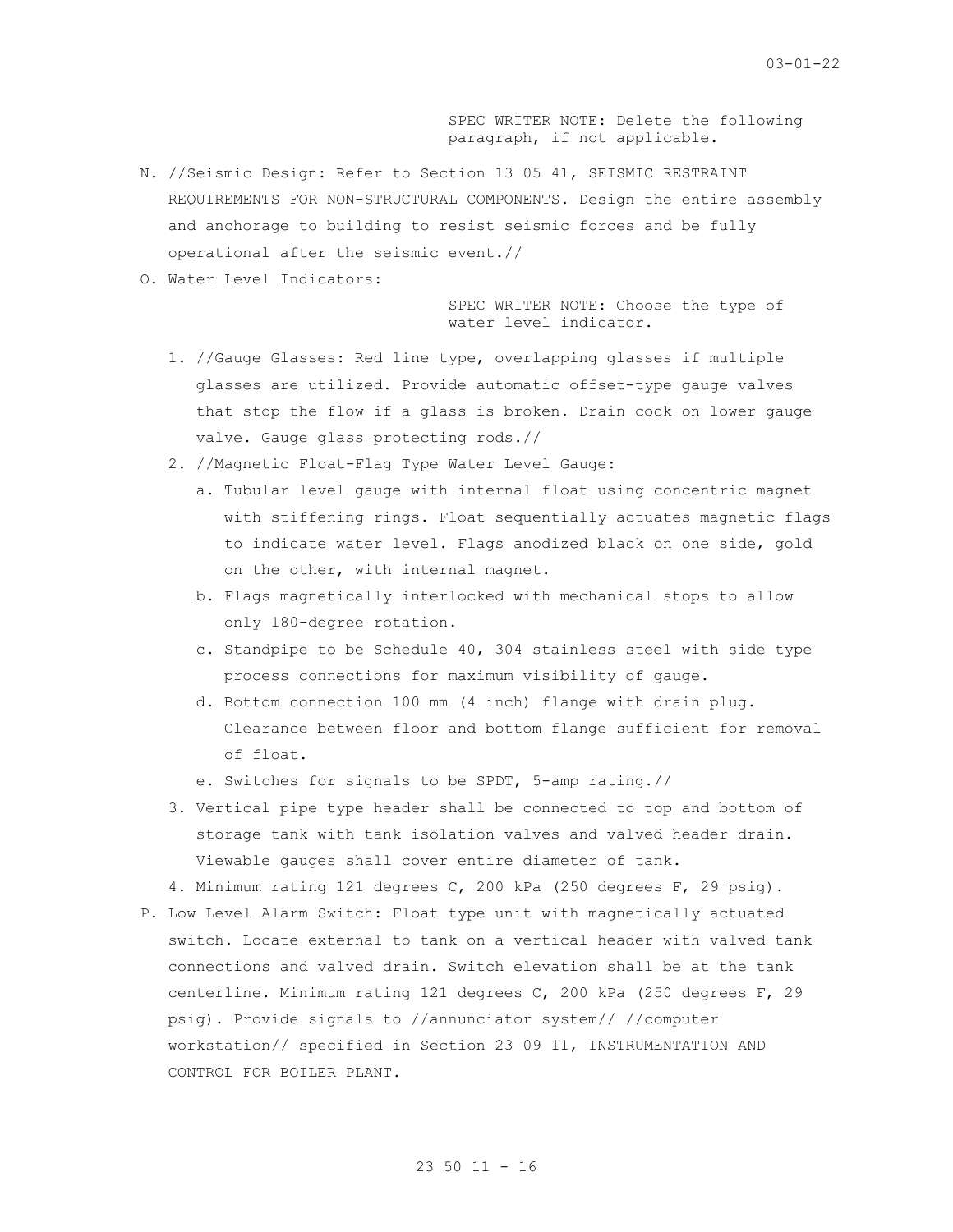SPEC WRITER NOTE: Delete the following paragraph, if not applicable.

N. //Seismic Design: Refer to Section 13 05 41, SEISMIC RESTRAINT REQUIREMENTS FOR NON-STRUCTURAL COMPONENTS. Design the entire assembly and anchorage to building to resist seismic forces and be fully operational after the seismic event.//

O. Water Level Indicators:

SPEC WRITER NOTE: Choose the type of water level indicator.

1. //Gauge Glasses: Red line type, overlapping glasses if multiple glasses are utilized. Provide automatic offset-type gauge valves that stop the flow if a glass is broken. Drain cock on lower gauge valve. Gauge glass protecting rods.//
2. //Magnetic Float-Flag Type Water Level Gauge:
   a. Tubular level gauge with internal float using concentric magnet with stiffening rings. Float sequentially actuates magnetic flags to indicate water level. Flags anodized black on one side, gold on the other, with internal magnet.
   b. Flags magnetically interlocked with mechanical stops to allow only 180-degree rotation.
   c. Standpipe to be Schedule 40, 304 stainless steel with side type process connections for maximum visibility of gauge.
   d. Bottom connection 100 mm (4 inch) flange with drain plug. Clearance between floor and bottom flange sufficient for removal of float.
   e. Switches for signals to be SPDT, 5-amp rating.//
3. Vertical pipe type header shall be connected to top and bottom of storage tank with tank isolation valves and valved header drain. Viewable gauges shall cover entire diameter of tank.
4. Minimum rating 121 degrees C, 200 kPa (250 degrees F, 29 psig).

P. Low Level Alarm Switch: Float type unit with magnetically actuated switch. Locate external to tank on a vertical header with valved tank connections and valved drain. Switch elevation shall be at the tank centerline. Minimum rating 121 degrees C, 200 kPa (250 degrees F, 29 psig). Provide signals to //annunciator system// //computer workstation// specified in Section 23 09 11, INSTRUMENTATION AND CONTROL FOR BOILER PLANT.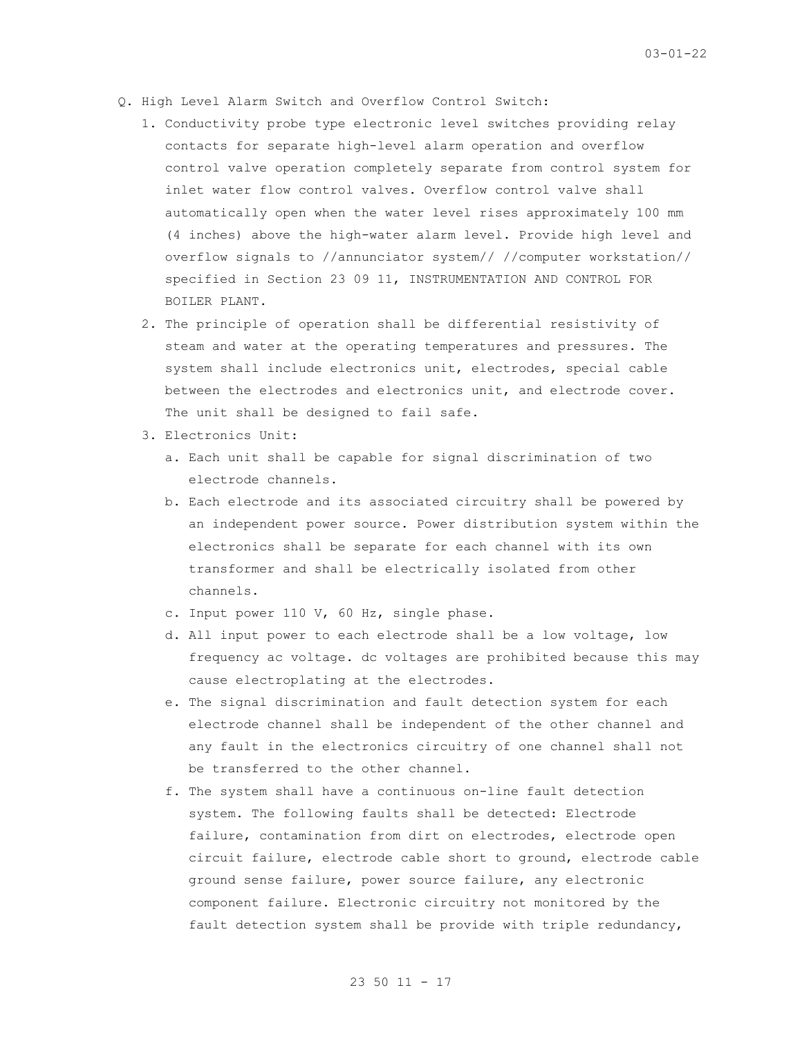Q. High Level Alarm Switch and Overflow Control Switch:

1. Conductivity probe type electronic level switches providing relay contacts for separate high-level alarm operation and overflow control valve operation completely separate from control system for inlet water flow control valves. Overflow control valve shall automatically open when the water level rises approximately 100 mm (4 inches) above the high-water alarm level. Provide high level and overflow signals to //annunciator system// //computer workstation// specified in Section 23 09 11, INSTRUMENTATION AND CONTROL FOR BOILER PLANT.
2. The principle of operation shall be differential resistivity of steam and water at the operating temperatures and pressures. The system shall include electronics unit, electrodes, special cable between the electrodes and electronics unit, and electrode cover. The unit shall be designed to fail safe.
3. Electronics Unit:
   a. Each unit shall be capable for signal discrimination of two electrode channels.
   b. Each electrode and its associated circuitry shall be powered by an independent power source. Power distribution system within the electronics shall be separate for each channel with its own transformer and shall be electrically isolated from other channels.
   c. Input power 110 V, 60 Hz, single phase.
   d. All input power to each electrode shall be a low voltage, low frequency ac voltage. dc voltages are prohibited because this may cause electroplating at the electrodes.
   e. The signal discrimination and fault detection system for each electrode channel shall be independent of the other channel and any fault in the electronics circuitry of one channel shall not be transferred to the other channel.
   f. The system shall have a continuous on-line fault detection system. The following faults shall be detected: Electrode failure, contamination from dirt on electrodes, electrode open circuit failure, electrode cable short to ground, electrode cable ground sense failure, power source failure, any electronic component failure. Electronic circuitry not monitored by the fault detection system shall be provide with triple redundancy,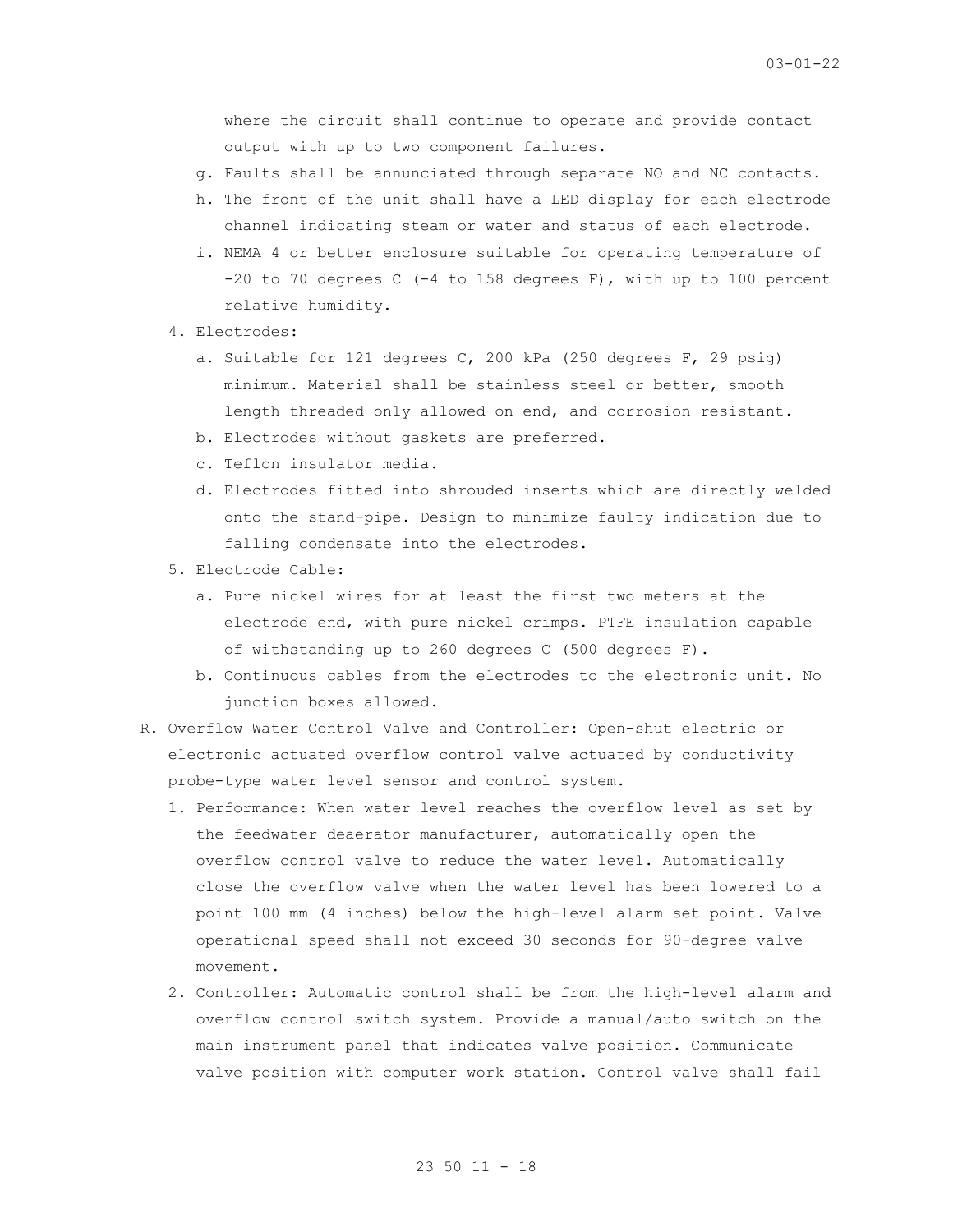where the circuit shall continue to operate and provide contact output with up to two component failures.

g. Faults shall be annunciated through separate NO and NC contacts.
h. The front of the unit shall have a LED display for each electrode channel indicating steam or water and status of each electrode.
i. NEMA 4 or better enclosure suitable for operating temperature of -20 to 70 degrees C (-4 to 158 degrees F), with up to 100 percent relative humidity.

4. Electrodes:
   a. Suitable for 121 degrees C, 200 kPa (250 degrees F, 29 psig) minimum. Material shall be stainless steel or better, smooth length threaded only allowed on end, and corrosion resistant.
   b. Electrodes without gaskets are preferred.
   c. Teflon insulator media.
   d. Electrodes fitted into shrouded inserts which are directly welded onto the stand-pipe. Design to minimize faulty indication due to falling condensate into the electrodes.

5. Electrode Cable:
   a. Pure nickel wires for at least the first two meters at the electrode end, with pure nickel crimps. PTFE insulation capable of withstanding up to 260 degrees C (500 degrees F).
   b. Continuous cables from the electrodes to the electronic unit. No junction boxes allowed.

R. Overflow Water Control Valve and Controller: Open-shut electric or electronic actuated overflow control valve actuated by conductivity probe-type water level sensor and control system.

1. Performance: When water level reaches the overflow level as set by the feedwater deaerator manufacturer, automatically open the overflow control valve to reduce the water level. Automatically close the overflow valve when the water level has been lowered to a point 100 mm (4 inches) below the high-level alarm set point. Valve operational speed shall not exceed 30 seconds for 90-degree valve movement.
2. Controller: Automatic control shall be from the high-level alarm and overflow control switch system. Provide a manual/auto switch on the main instrument panel that indicates valve position. Communicate valve position with computer work station. Control valve shall fail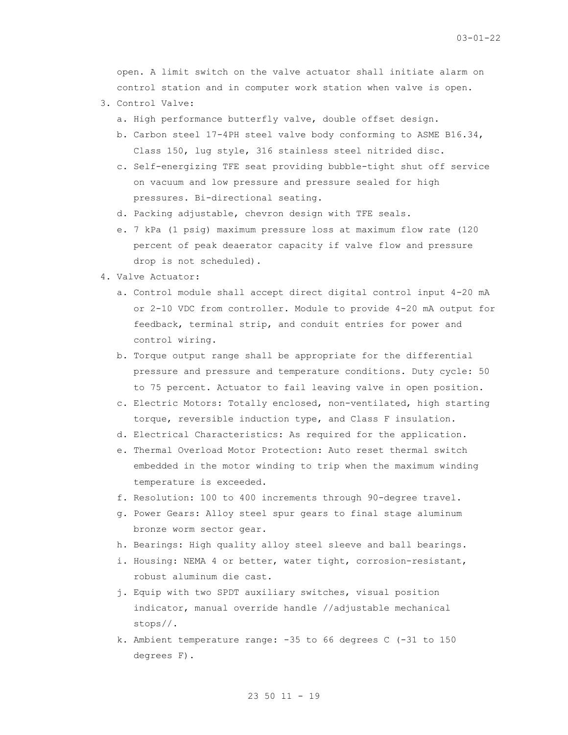open. A limit switch on the valve actuator shall initiate alarm on control station and in computer work station when valve is open.

3. Control Valve:
   a. High performance butterfly valve, double offset design.
   b. Carbon steel 17-4PH steel valve body conforming to ASME B16.34, Class 150, lug style, 316 stainless steel nitrided disc.
   c. Self-energizing TFE seat providing bubble-tight shut off service on vacuum and low pressure and pressure sealed for high pressures. Bi-directional seating.
   d. Packing adjustable, chevron design with TFE seals.
   e. 7 kPa (1 psig) maximum pressure loss at maximum flow rate (120 percent of peak deaerator capacity if valve flow and pressure drop is not scheduled).
4. Valve Actuator:
   a. Control module shall accept direct digital control input 4-20 mA or 2-10 VDC from controller. Module to provide 4-20 mA output for feedback, terminal strip, and conduit entries for power and control wiring.
   b. Torque output range shall be appropriate for the differential pressure and pressure and temperature conditions. Duty cycle: 50 to 75 percent. Actuator to fail leaving valve in open position.
   c. Electric Motors: Totally enclosed, non-ventilated, high starting torque, reversible induction type, and Class F insulation.
   d. Electrical Characteristics: As required for the application.
   e. Thermal Overload Motor Protection: Auto reset thermal switch embedded in the motor winding to trip when the maximum winding temperature is exceeded.
   f. Resolution: 100 to 400 increments through 90-degree travel.
   g. Power Gears: Alloy steel spur gears to final stage aluminum bronze worm sector gear.
   h. Bearings: High quality alloy steel sleeve and ball bearings.
   i. Housing: NEMA 4 or better, water tight, corrosion-resistant, robust aluminum die cast.
   j. Equip with two SPDT auxiliary switches, visual position indicator, manual override handle //adjustable mechanical stops//.
   k. Ambient temperature range: -35 to 66 degrees C (-31 to 150 degrees F).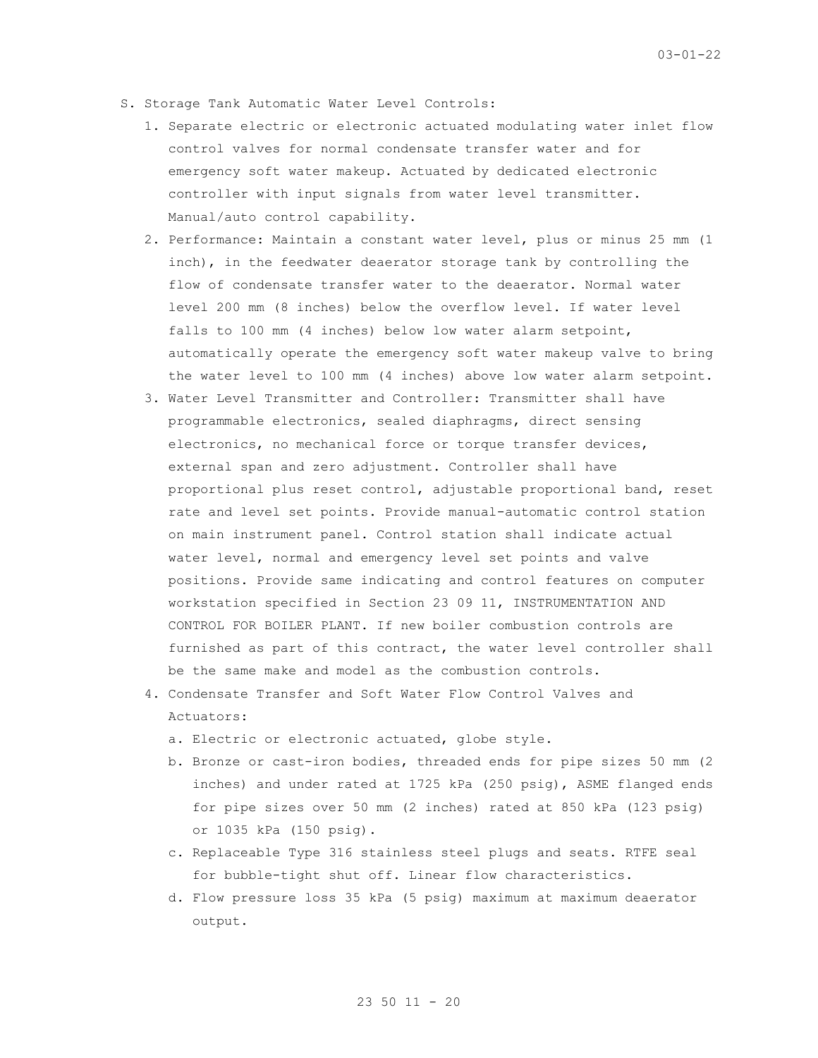S. Storage Tank Automatic Water Level Controls:

1. Separate electric or electronic actuated modulating water inlet flow control valves for normal condensate transfer water and for emergency soft water makeup. Actuated by dedicated electronic controller with input signals from water level transmitter. Manual/auto control capability.
2. Performance: Maintain a constant water level, plus or minus 25 mm (1 inch), in the feedwater deaerator storage tank by controlling the flow of condensate transfer water to the deaerator. Normal water level 200 mm (8 inches) below the overflow level. If water level falls to 100 mm (4 inches) below low water alarm setpoint, automatically operate the emergency soft water makeup valve to bring the water level to 100 mm (4 inches) above low water alarm setpoint.
3. Water Level Transmitter and Controller: Transmitter shall have programmable electronics, sealed diaphragms, direct sensing electronics, no mechanical force or torque transfer devices, external span and zero adjustment. Controller shall have proportional plus reset control, adjustable proportional band, reset rate and level set points. Provide manual-automatic control station on main instrument panel. Control station shall indicate actual water level, normal and emergency level set points and valve positions. Provide same indicating and control features on computer workstation specified in Section 23 09 11, INSTRUMENTATION AND CONTROL FOR BOILER PLANT. If new boiler combustion controls are furnished as part of this contract, the water level controller shall be the same make and model as the combustion controls.
4. Condensate Transfer and Soft Water Flow Control Valves and Actuators:
   a. Electric or electronic actuated, globe style.
   b. Bronze or cast-iron bodies, threaded ends for pipe sizes 50 mm (2 inches) and under rated at 1725 kPa (250 psig), ASME flanged ends for pipe sizes over 50 mm (2 inches) rated at 850 kPa (123 psig) or 1035 kPa (150 psig).
   c. Replaceable Type 316 stainless steel plugs and seats. RTFE seal for bubble-tight shut off. Linear flow characteristics.
   d. Flow pressure loss 35 kPa (5 psig) maximum at maximum deaerator output.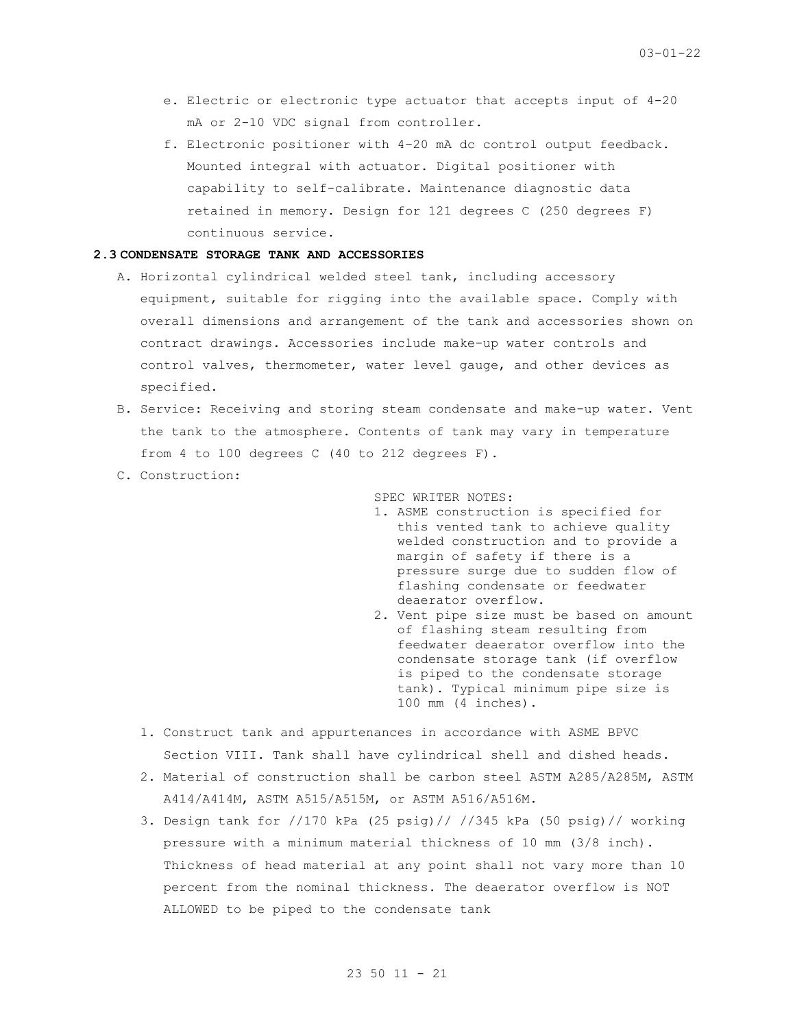e. Electric or electronic type actuator that accepts input of 4-20 mA or 2-10 VDC signal from controller.

f. Electronic positioner with 4–20 mA dc control output feedback. Mounted integral with actuator. Digital positioner with capability to self-calibrate. Maintenance diagnostic data retained in memory. Design for 121 degrees C (250 degrees F) continuous service.

**2.3 CONDENSATE STORAGE TANK AND ACCESSORIES**

A. Horizontal cylindrical welded steel tank, including accessory equipment, suitable for rigging into the available space. Comply with overall dimensions and arrangement of the tank and accessories shown on contract drawings. Accessories include make-up water controls and control valves, thermometer, water level gauge, and other devices as specified.

B. Service: Receiving and storing steam condensate and make-up water. Vent the tank to the atmosphere. Contents of tank may vary in temperature from 4 to 100 degrees C (40 to 212 degrees F).

C. Construction:

SPEC WRITER NOTES:

1. ASME construction is specified for this vented tank to achieve quality welded construction and to provide a margin of safety if there is a pressure surge due to sudden flow of flashing condensate or feedwater deaerator overflow.
2. Vent pipe size must be based on amount of flashing steam resulting from feedwater deaerator overflow into the condensate storage tank (if overflow is piped to the condensate storage tank). Typical minimum pipe size is 100 mm (4 inches).

1. Construct tank and appurtenances in accordance with ASME BPVC Section VIII. Tank shall have cylindrical shell and dished heads.
2. Material of construction shall be carbon steel ASTM A285/A285M, ASTM A414/A414M, ASTM A515/A515M, or ASTM A516/A516M.
3. Design tank for //170 kPa (25 psig)// //345 kPa (50 psig)// working pressure with a minimum material thickness of 10 mm (3/8 inch). Thickness of head material at any point shall not vary more than 10 percent from the nominal thickness. The deaerator overflow is NOT ALLOWED to be piped to the condensate tank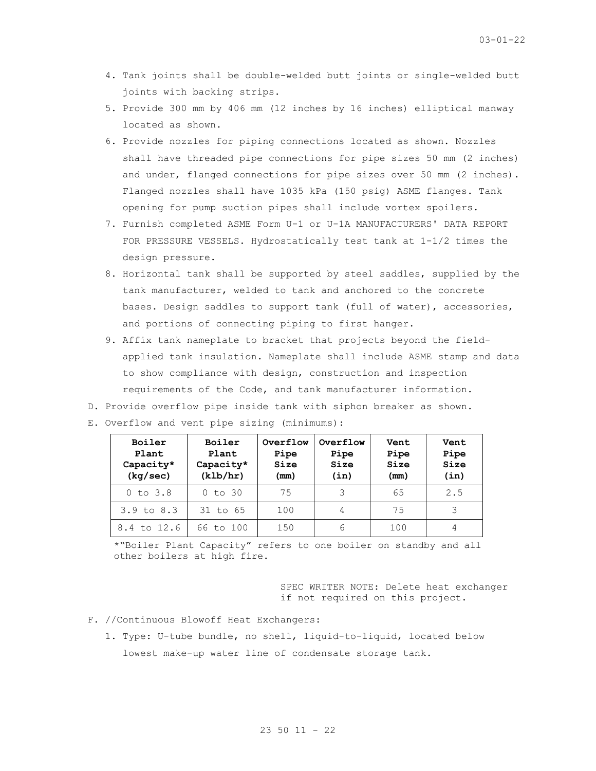4. Tank joints shall be double-welded butt joints or single-welded butt joints with backing strips.
5. Provide 300 mm by 406 mm (12 inches by 16 inches) elliptical manway located as shown.
6. Provide nozzles for piping connections located as shown. Nozzles shall have threaded pipe connections for pipe sizes 50 mm (2 inches) and under, flanged connections for pipe sizes over 50 mm (2 inches). Flanged nozzles shall have 1035 kPa (150 psig) ASME flanges. Tank opening for pump suction pipes shall include vortex spoilers.
7. Furnish completed ASME Form U-1 or U-1A MANUFACTURERS' DATA REPORT FOR PRESSURE VESSELS. Hydrostatically test tank at 1-1/2 times the design pressure.
8. Horizontal tank shall be supported by steel saddles, supplied by the tank manufacturer, welded to tank and anchored to the concrete bases. Design saddles to support tank (full of water), accessories, and portions of connecting piping to first hanger.
9. Affix tank nameplate to bracket that projects beyond the field-applied tank insulation. Nameplate shall include ASME stamp and data to show compliance with design, construction and inspection requirements of the Code, and tank manufacturer information.

D. Provide overflow pipe inside tank with siphon breaker as shown.

E. Overflow and vent pipe sizing (minimums):

| Boiler Plant Capacity* (kg/sec) | Boiler Plant Capacity* (klb/hr) | Overflow Pipe Size (mm) | Overflow Pipe Size (in) | Vent Pipe Size (mm) | Vent Pipe Size (in) |
|---|---|---|---|---|---|
| 0 to 3.8 | 0 to 30 | 75 | 3 | 65 | 2.5 |
| 3.9 to 8.3 | 31 to 65 | 100 | 4 | 75 | 3 |
| 8.4 to 12.6 | 66 to 100 | 150 | 6 | 100 | 4 |

*"Boiler Plant Capacity" refers to one boiler on standby and all other boilers at high fire.

SPEC WRITER NOTE: Delete heat exchanger if not required on this project.

F. //Continuous Blowoff Heat Exchangers:

1. Type: U-tube bundle, no shell, liquid-to-liquid, located below lowest make-up water line of condensate storage tank.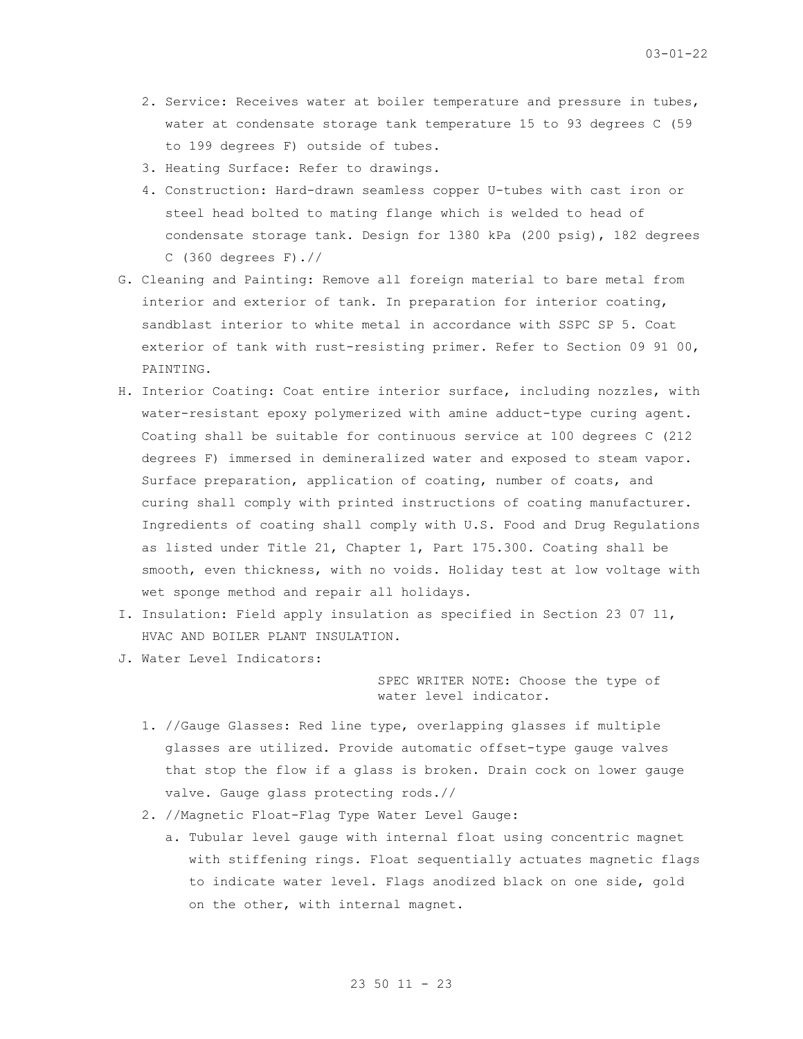2. Service: Receives water at boiler temperature and pressure in tubes, water at condensate storage tank temperature 15 to 93 degrees C (59 to 199 degrees F) outside of tubes.
3. Heating Surface: Refer to drawings.
4. Construction: Hard-drawn seamless copper U-tubes with cast iron or steel head bolted to mating flange which is welded to head of condensate storage tank. Design for 1380 kPa (200 psig), 182 degrees C (360 degrees F).//

G. Cleaning and Painting: Remove all foreign material to bare metal from interior and exterior of tank. In preparation for interior coating, sandblast interior to white metal in accordance with SSPC SP 5. Coat exterior of tank with rust-resisting primer. Refer to Section 09 91 00, PAINTING.

H. Interior Coating: Coat entire interior surface, including nozzles, with water-resistant epoxy polymerized with amine adduct-type curing agent. Coating shall be suitable for continuous service at 100 degrees C (212 degrees F) immersed in demineralized water and exposed to steam vapor. Surface preparation, application of coating, number of coats, and curing shall comply with printed instructions of coating manufacturer. Ingredients of coating shall comply with U.S. Food and Drug Regulations as listed under Title 21, Chapter 1, Part 175.300. Coating shall be smooth, even thickness, with no voids. Holiday test at low voltage with wet sponge method and repair all holidays.

I. Insulation: Field apply insulation as specified in Section 23 07 11, HVAC AND BOILER PLANT INSULATION.

J. Water Level Indicators:

SPEC WRITER NOTE: Choose the type of water level indicator.

1. //Gauge Glasses: Red line type, overlapping glasses if multiple glasses are utilized. Provide automatic offset-type gauge valves that stop the flow if a glass is broken. Drain cock on lower gauge valve. Gauge glass protecting rods.//
2. //Magnetic Float-Flag Type Water Level Gauge:
   a. Tubular level gauge with internal float using concentric magnet with stiffening rings. Float sequentially actuates magnetic flags to indicate water level. Flags anodized black on one side, gold on the other, with internal magnet.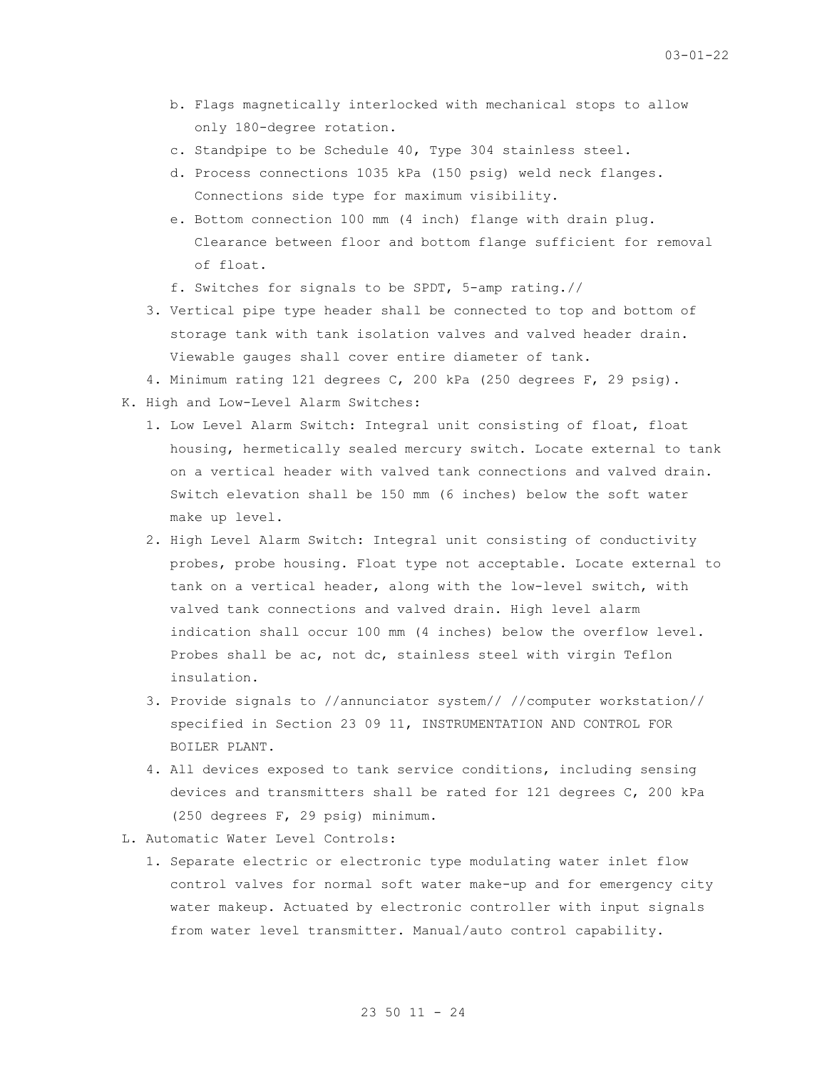b. Flags magnetically interlocked with mechanical stops to allow only 180-degree rotation.

c. Standpipe to be Schedule 40, Type 304 stainless steel.

d. Process connections 1035 kPa (150 psig) weld neck flanges. Connections side type for maximum visibility.

e. Bottom connection 100 mm (4 inch) flange with drain plug. Clearance between floor and bottom flange sufficient for removal of float.

f. Switches for signals to be SPDT, 5-amp rating.//

3. Vertical pipe type header shall be connected to top and bottom of storage tank with tank isolation valves and valved header drain. Viewable gauges shall cover entire diameter of tank.

4. Minimum rating 121 degrees C, 200 kPa (250 degrees F, 29 psig).

K. High and Low-Level Alarm Switches:

1. Low Level Alarm Switch: Integral unit consisting of float, float housing, hermetically sealed mercury switch. Locate external to tank on a vertical header with valved tank connections and valved drain. Switch elevation shall be 150 mm (6 inches) below the soft water make up level.

2. High Level Alarm Switch: Integral unit consisting of conductivity probes, probe housing. Float type not acceptable. Locate external to tank on a vertical header, along with the low-level switch, with valved tank connections and valved drain. High level alarm indication shall occur 100 mm (4 inches) below the overflow level. Probes shall be ac, not dc, stainless steel with virgin Teflon insulation.

3. Provide signals to //annunciator system// //computer workstation// specified in Section 23 09 11, INSTRUMENTATION AND CONTROL FOR BOILER PLANT.

4. All devices exposed to tank service conditions, including sensing devices and transmitters shall be rated for 121 degrees C, 200 kPa (250 degrees F, 29 psig) minimum.

L. Automatic Water Level Controls:

1. Separate electric or electronic type modulating water inlet flow control valves for normal soft water make-up and for emergency city water makeup. Actuated by electronic controller with input signals from water level transmitter. Manual/auto control capability.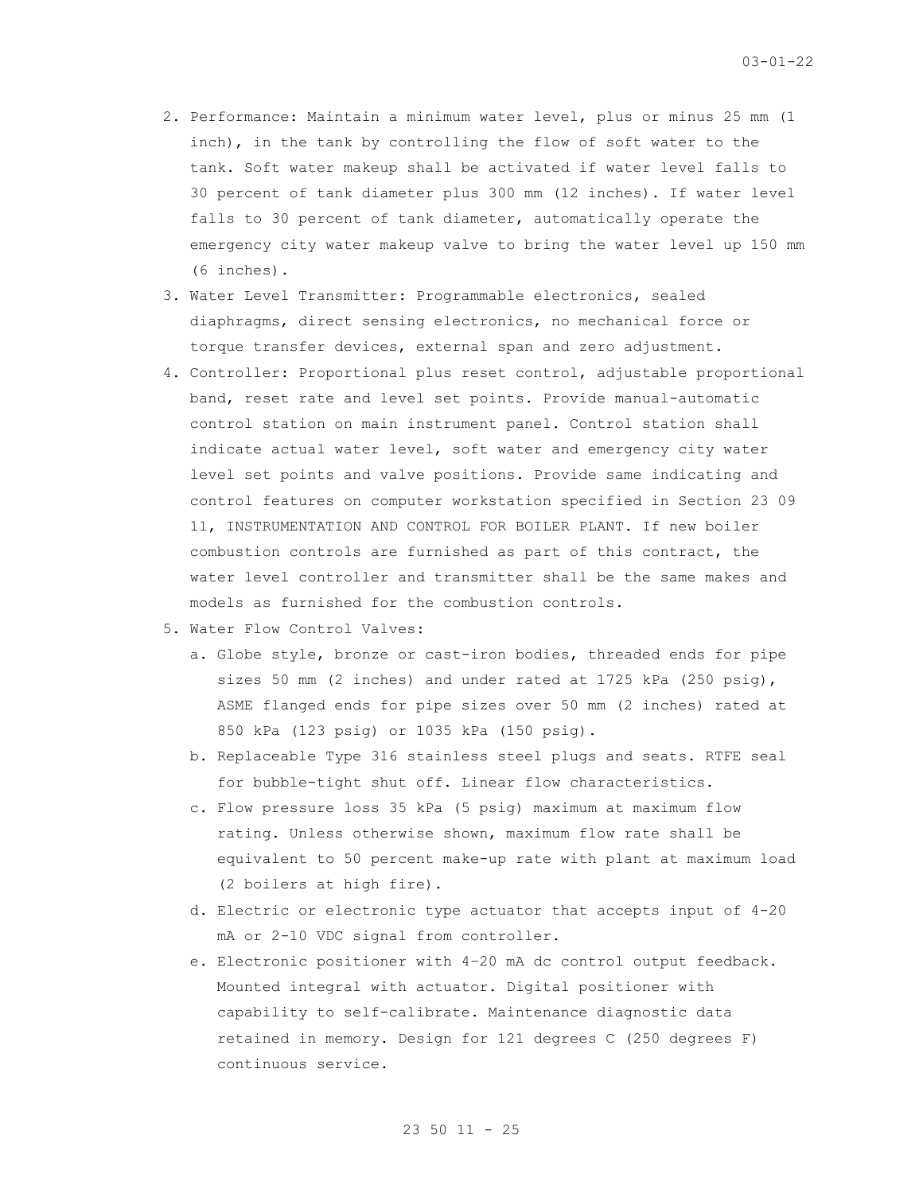2. Performance: Maintain a minimum water level, plus or minus 25 mm (1 inch), in the tank by controlling the flow of soft water to the tank. Soft water makeup shall be activated if water level falls to 30 percent of tank diameter plus 300 mm (12 inches). If water level falls to 30 percent of tank diameter, automatically operate the emergency city water makeup valve to bring the water level up 150 mm (6 inches).
3. Water Level Transmitter: Programmable electronics, sealed diaphragms, direct sensing electronics, no mechanical force or torque transfer devices, external span and zero adjustment.
4. Controller: Proportional plus reset control, adjustable proportional band, reset rate and level set points. Provide manual-automatic control station on main instrument panel. Control station shall indicate actual water level, soft water and emergency city water level set points and valve positions. Provide same indicating and control features on computer workstation specified in Section 23 09 11, INSTRUMENTATION AND CONTROL FOR BOILER PLANT. If new boiler combustion controls are furnished as part of this contract, the water level controller and transmitter shall be the same makes and models as furnished for the combustion controls.
5. Water Flow Control Valves:
   a. Globe style, bronze or cast-iron bodies, threaded ends for pipe sizes 50 mm (2 inches) and under rated at 1725 kPa (250 psig), ASME flanged ends for pipe sizes over 50 mm (2 inches) rated at 850 kPa (123 psig) or 1035 kPa (150 psig).
   b. Replaceable Type 316 stainless steel plugs and seats. RTFE seal for bubble-tight shut off. Linear flow characteristics.
   c. Flow pressure loss 35 kPa (5 psig) maximum at maximum flow rating. Unless otherwise shown, maximum flow rate shall be equivalent to 50 percent make-up rate with plant at maximum load (2 boilers at high fire).
   d. Electric or electronic type actuator that accepts input of 4-20 mA or 2-10 VDC signal from controller.
   e. Electronic positioner with 4–20 mA dc control output feedback. Mounted integral with actuator. Digital positioner with capability to self-calibrate. Maintenance diagnostic data retained in memory. Design for 121 degrees C (250 degrees F) continuous service.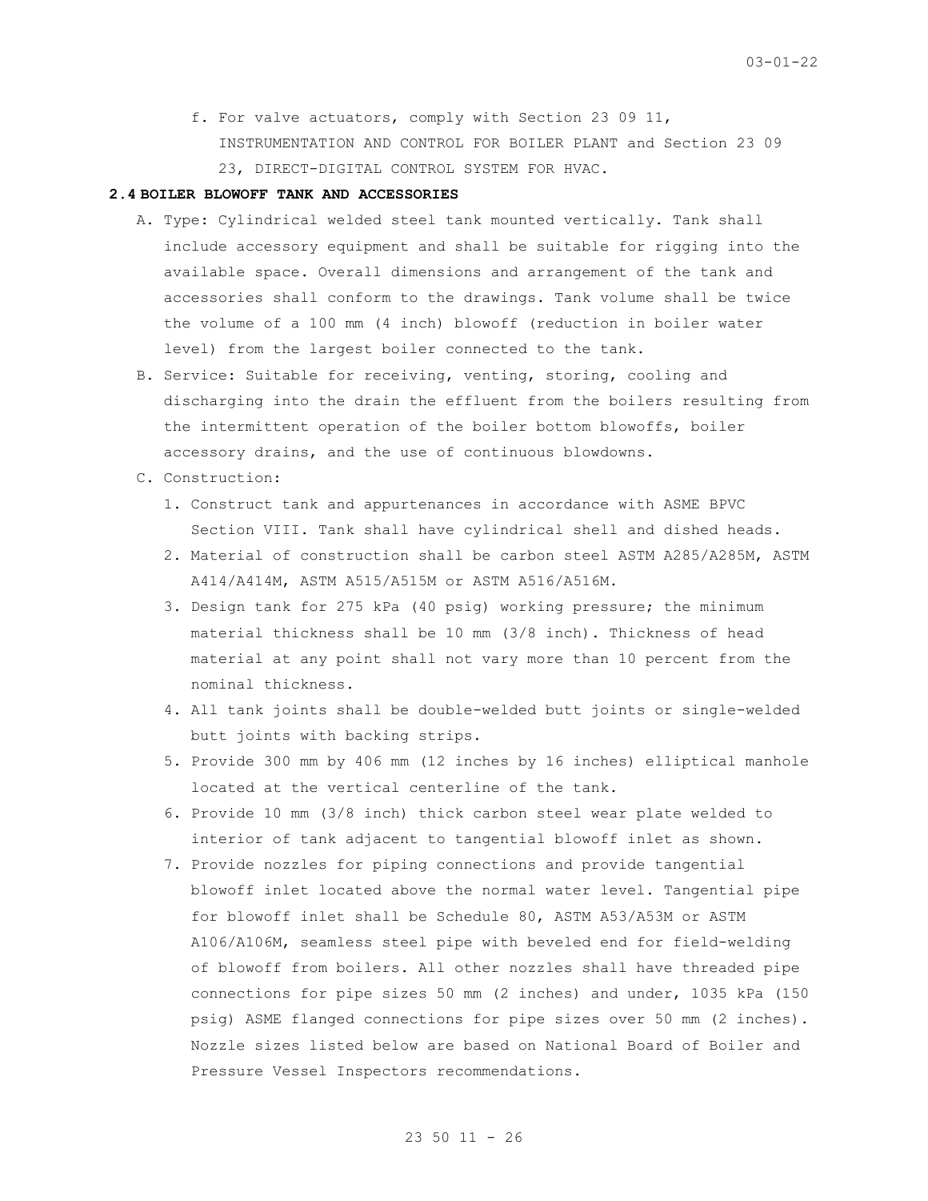f. For valve actuators, comply with Section 23 09 11, INSTRUMENTATION AND CONTROL FOR BOILER PLANT and Section 23 09 23, DIRECT-DIGITAL CONTROL SYSTEM FOR HVAC.

### 2.4 BOILER BLOWOFF TANK AND ACCESSORIES

A. Type: Cylindrical welded steel tank mounted vertically. Tank shall include accessory equipment and shall be suitable for rigging into the available space. Overall dimensions and arrangement of the tank and accessories shall conform to the drawings. Tank volume shall be twice the volume of a 100 mm (4 inch) blowoff (reduction in boiler water level) from the largest boiler connected to the tank.

B. Service: Suitable for receiving, venting, storing, cooling and discharging into the drain the effluent from the boilers resulting from the intermittent operation of the boiler bottom blowoffs, boiler accessory drains, and the use of continuous blowdowns.

C. Construction:

1. Construct tank and appurtenances in accordance with ASME BPVC Section VIII. Tank shall have cylindrical shell and dished heads.
2. Material of construction shall be carbon steel ASTM A285/A285M, ASTM A414/A414M, ASTM A515/A515M or ASTM A516/A516M.
3. Design tank for 275 kPa (40 psig) working pressure; the minimum material thickness shall be 10 mm (3/8 inch). Thickness of head material at any point shall not vary more than 10 percent from the nominal thickness.
4. All tank joints shall be double-welded butt joints or single-welded butt joints with backing strips.
5. Provide 300 mm by 406 mm (12 inches by 16 inches) elliptical manhole located at the vertical centerline of the tank.
6. Provide 10 mm (3/8 inch) thick carbon steel wear plate welded to interior of tank adjacent to tangential blowoff inlet as shown.
7. Provide nozzles for piping connections and provide tangential blowoff inlet located above the normal water level. Tangential pipe for blowoff inlet shall be Schedule 80, ASTM A53/A53M or ASTM A106/A106M, seamless steel pipe with beveled end for field-welding of blowoff from boilers. All other nozzles shall have threaded pipe connections for pipe sizes 50 mm (2 inches) and under, 1035 kPa (150 psig) ASME flanged connections for pipe sizes over 50 mm (2 inches). Nozzle sizes listed below are based on National Board of Boiler and Pressure Vessel Inspectors recommendations.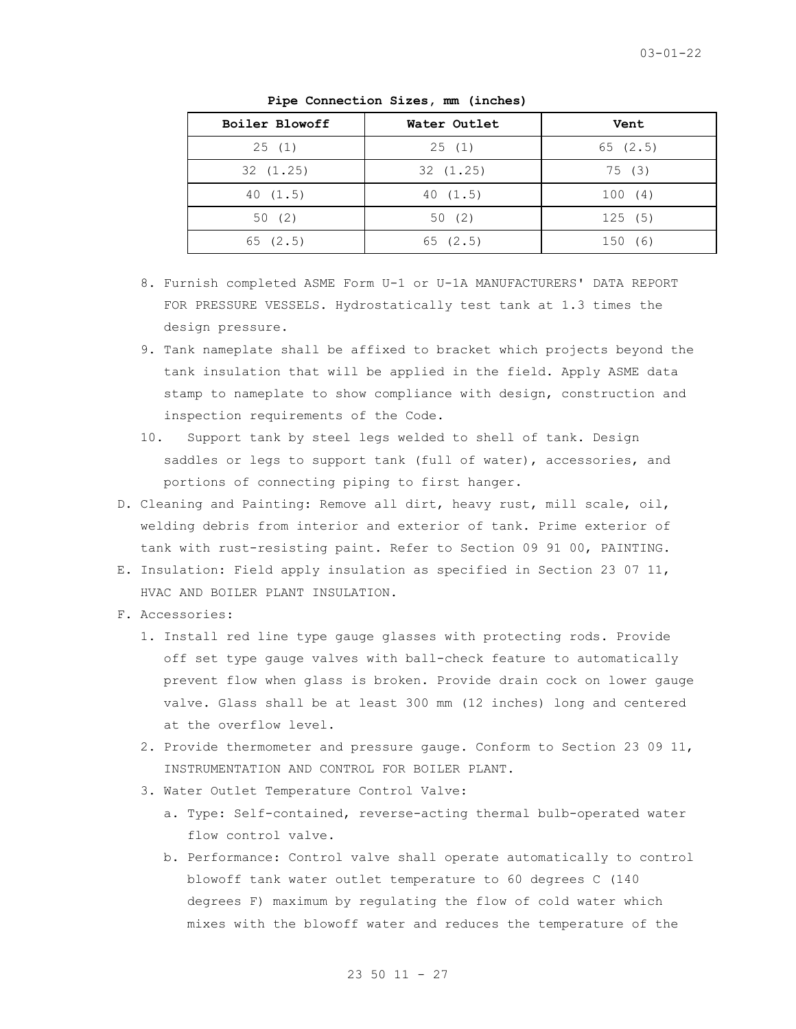**Pipe Connection Sizes, mm (inches)**

| Boiler Blowoff | Water Outlet | Vent |
|---|---|---|
| 25 (1) | 25 (1) | 65 (2.5) |
| 32 (1.25) | 32 (1.25) | 75 (3) |
| 40 (1.5) | 40 (1.5) | 100 (4) |
| 50 (2) | 50 (2) | 125 (5) |
| 65 (2.5) | 65 (2.5) | 150 (6) |

8. Furnish completed ASME Form U-1 or U-1A MANUFACTURERS' DATA REPORT FOR PRESSURE VESSELS. Hydrostatically test tank at 1.3 times the design pressure.
9. Tank nameplate shall be affixed to bracket which projects beyond the tank insulation that will be applied in the field. Apply ASME data stamp to nameplate to show compliance with design, construction and inspection requirements of the Code.
10. Support tank by steel legs welded to shell of tank. Design saddles or legs to support tank (full of water), accessories, and portions of connecting piping to first hanger.

D. Cleaning and Painting: Remove all dirt, heavy rust, mill scale, oil, welding debris from interior and exterior of tank. Prime exterior of tank with rust-resisting paint. Refer to Section 09 91 00, PAINTING.

E. Insulation: Field apply insulation as specified in Section 23 07 11, HVAC AND BOILER PLANT INSULATION.

F. Accessories:

1. Install red line type gauge glasses with protecting rods. Provide off set type gauge valves with ball-check feature to automatically prevent flow when glass is broken. Provide drain cock on lower gauge valve. Glass shall be at least 300 mm (12 inches) long and centered at the overflow level.
2. Provide thermometer and pressure gauge. Conform to Section 23 09 11, INSTRUMENTATION AND CONTROL FOR BOILER PLANT.
3. Water Outlet Temperature Control Valve:
   a. Type: Self-contained, reverse-acting thermal bulb-operated water flow control valve.
   b. Performance: Control valve shall operate automatically to control blowoff tank water outlet temperature to 60 degrees C (140 degrees F) maximum by regulating the flow of cold water which mixes with the blowoff water and reduces the temperature of the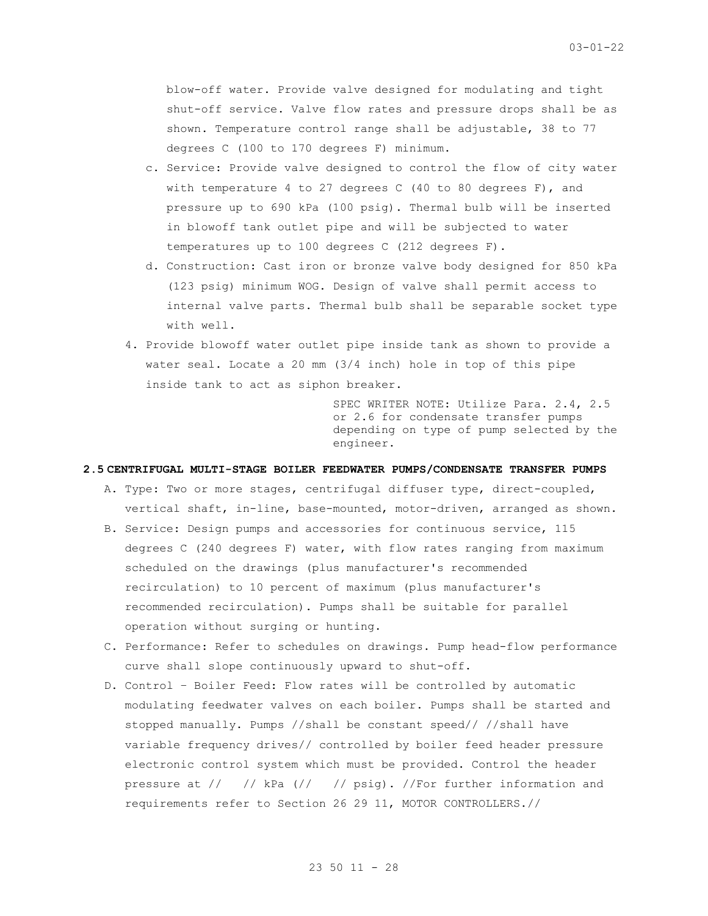blow-off water. Provide valve designed for modulating and tight shut-off service. Valve flow rates and pressure drops shall be as shown. Temperature control range shall be adjustable, 38 to 77 degrees C (100 to 170 degrees F) minimum.

c. Service: Provide valve designed to control the flow of city water with temperature 4 to 27 degrees C (40 to 80 degrees F), and pressure up to 690 kPa (100 psig). Thermal bulb will be inserted in blowoff tank outlet pipe and will be subjected to water temperatures up to 100 degrees C (212 degrees F).

d. Construction: Cast iron or bronze valve body designed for 850 kPa (123 psig) minimum WOG. Design of valve shall permit access to internal valve parts. Thermal bulb shall be separable socket type with well.

4. Provide blowoff water outlet pipe inside tank as shown to provide a water seal. Locate a 20 mm (3/4 inch) hole in top of this pipe inside tank to act as siphon breaker.

SPEC WRITER NOTE: Utilize Para. 2.4, 2.5 or 2.6 for condensate transfer pumps depending on type of pump selected by the engineer.

**2.5 CENTRIFUGAL MULTI-STAGE BOILER FEEDWATER PUMPS/CONDENSATE TRANSFER PUMPS**

A. Type: Two or more stages, centrifugal diffuser type, direct-coupled, vertical shaft, in-line, base-mounted, motor-driven, arranged as shown.

B. Service: Design pumps and accessories for continuous service, 115 degrees C (240 degrees F) water, with flow rates ranging from maximum scheduled on the drawings (plus manufacturer's recommended recirculation) to 10 percent of maximum (plus manufacturer's recommended recirculation). Pumps shall be suitable for parallel operation without surging or hunting.

C. Performance: Refer to schedules on drawings. Pump head-flow performance curve shall slope continuously upward to shut-off.

D. Control – Boiler Feed: Flow rates will be controlled by automatic modulating feedwater valves on each boiler. Pumps shall be started and stopped manually. Pumps //shall be constant speed// //shall have variable frequency drives// controlled by boiler feed header pressure electronic control system which must be provided. Control the header pressure at //   // kPa (//   // psig). //For further information and requirements refer to Section 26 29 11, MOTOR CONTROLLERS.//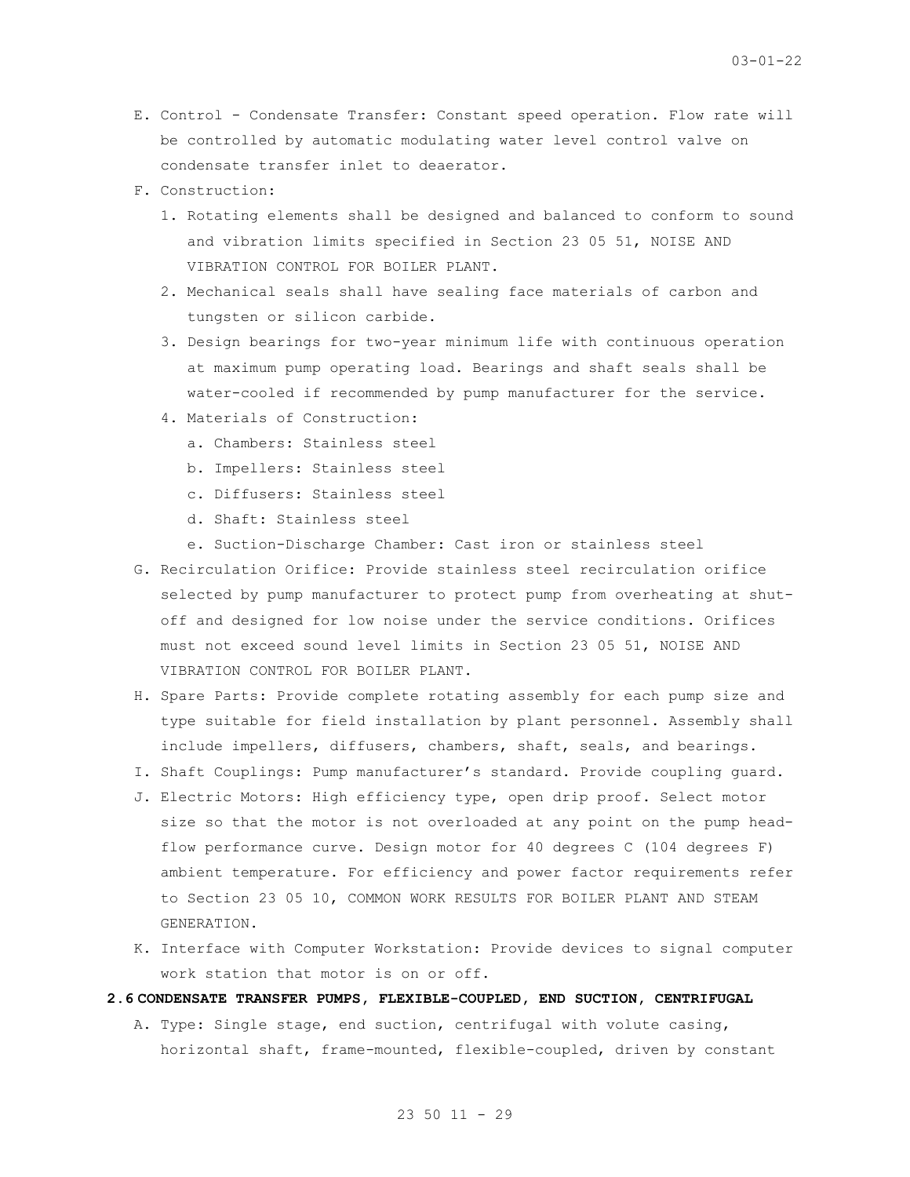E. Control - Condensate Transfer: Constant speed operation. Flow rate will be controlled by automatic modulating water level control valve on condensate transfer inlet to deaerator.

F. Construction:

   1. Rotating elements shall be designed and balanced to conform to sound and vibration limits specified in Section 23 05 51, NOISE AND VIBRATION CONTROL FOR BOILER PLANT.
   2. Mechanical seals shall have sealing face materials of carbon and tungsten or silicon carbide.
   3. Design bearings for two-year minimum life with continuous operation at maximum pump operating load. Bearings and shaft seals shall be water-cooled if recommended by pump manufacturer for the service.
   4. Materials of Construction:
      a. Chambers: Stainless steel
      b. Impellers: Stainless steel
      c. Diffusers: Stainless steel
      d. Shaft: Stainless steel
      e. Suction-Discharge Chamber: Cast iron or stainless steel

G. Recirculation Orifice: Provide stainless steel recirculation orifice selected by pump manufacturer to protect pump from overheating at shut-off and designed for low noise under the service conditions. Orifices must not exceed sound level limits in Section 23 05 51, NOISE AND VIBRATION CONTROL FOR BOILER PLANT.

H. Spare Parts: Provide complete rotating assembly for each pump size and type suitable for field installation by plant personnel. Assembly shall include impellers, diffusers, chambers, shaft, seals, and bearings.

I. Shaft Couplings: Pump manufacturer's standard. Provide coupling guard.

J. Electric Motors: High efficiency type, open drip proof. Select motor size so that the motor is not overloaded at any point on the pump head-flow performance curve. Design motor for 40 degrees C (104 degrees F) ambient temperature. For efficiency and power factor requirements refer to Section 23 05 10, COMMON WORK RESULTS FOR BOILER PLANT AND STEAM GENERATION.

K. Interface with Computer Workstation: Provide devices to signal computer work station that motor is on or off.

**2.6 CONDENSATE TRANSFER PUMPS, FLEXIBLE-COUPLED, END SUCTION, CENTRIFUGAL**

A. Type: Single stage, end suction, centrifugal with volute casing, horizontal shaft, frame-mounted, flexible-coupled, driven by constant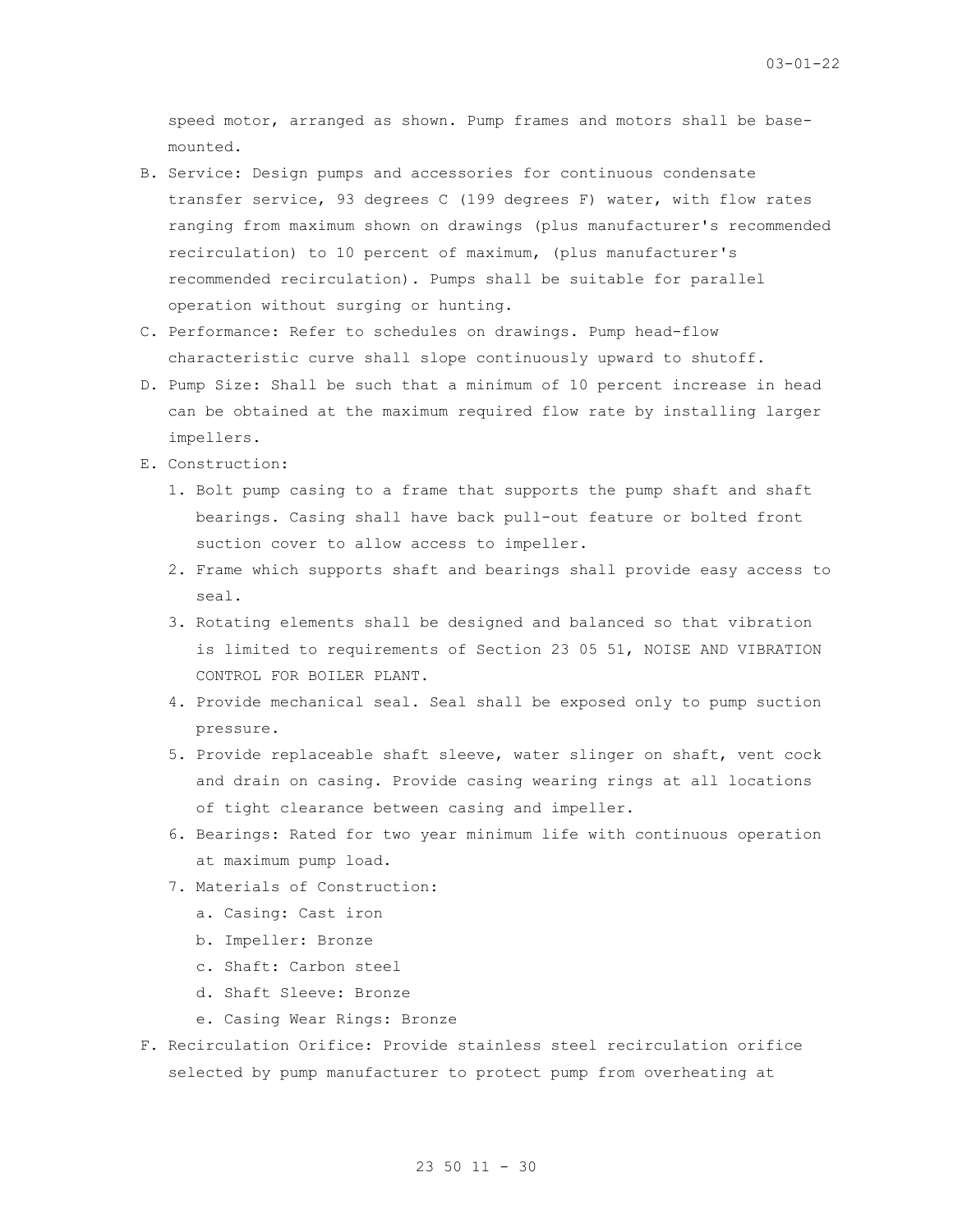speed motor, arranged as shown. Pump frames and motors shall be base-mounted.

B. Service: Design pumps and accessories for continuous condensate transfer service, 93 degrees C (199 degrees F) water, with flow rates ranging from maximum shown on drawings (plus manufacturer's recommended recirculation) to 10 percent of maximum, (plus manufacturer's recommended recirculation). Pumps shall be suitable for parallel operation without surging or hunting.

C. Performance: Refer to schedules on drawings. Pump head-flow characteristic curve shall slope continuously upward to shutoff.

D. Pump Size: Shall be such that a minimum of 10 percent increase in head can be obtained at the maximum required flow rate by installing larger impellers.

E. Construction:

   1. Bolt pump casing to a frame that supports the pump shaft and shaft bearings. Casing shall have back pull-out feature or bolted front suction cover to allow access to impeller.

   2. Frame which supports shaft and bearings shall provide easy access to seal.

   3. Rotating elements shall be designed and balanced so that vibration is limited to requirements of Section 23 05 51, NOISE AND VIBRATION CONTROL FOR BOILER PLANT.

   4. Provide mechanical seal. Seal shall be exposed only to pump suction pressure.

   5. Provide replaceable shaft sleeve, water slinger on shaft, vent cock and drain on casing. Provide casing wearing rings at all locations of tight clearance between casing and impeller.

   6. Bearings: Rated for two year minimum life with continuous operation at maximum pump load.

   7. Materials of Construction:

      a. Casing: Cast iron

      b. Impeller: Bronze

      c. Shaft: Carbon steel

      d. Shaft Sleeve: Bronze

      e. Casing Wear Rings: Bronze

F. Recirculation Orifice: Provide stainless steel recirculation orifice selected by pump manufacturer to protect pump from overheating at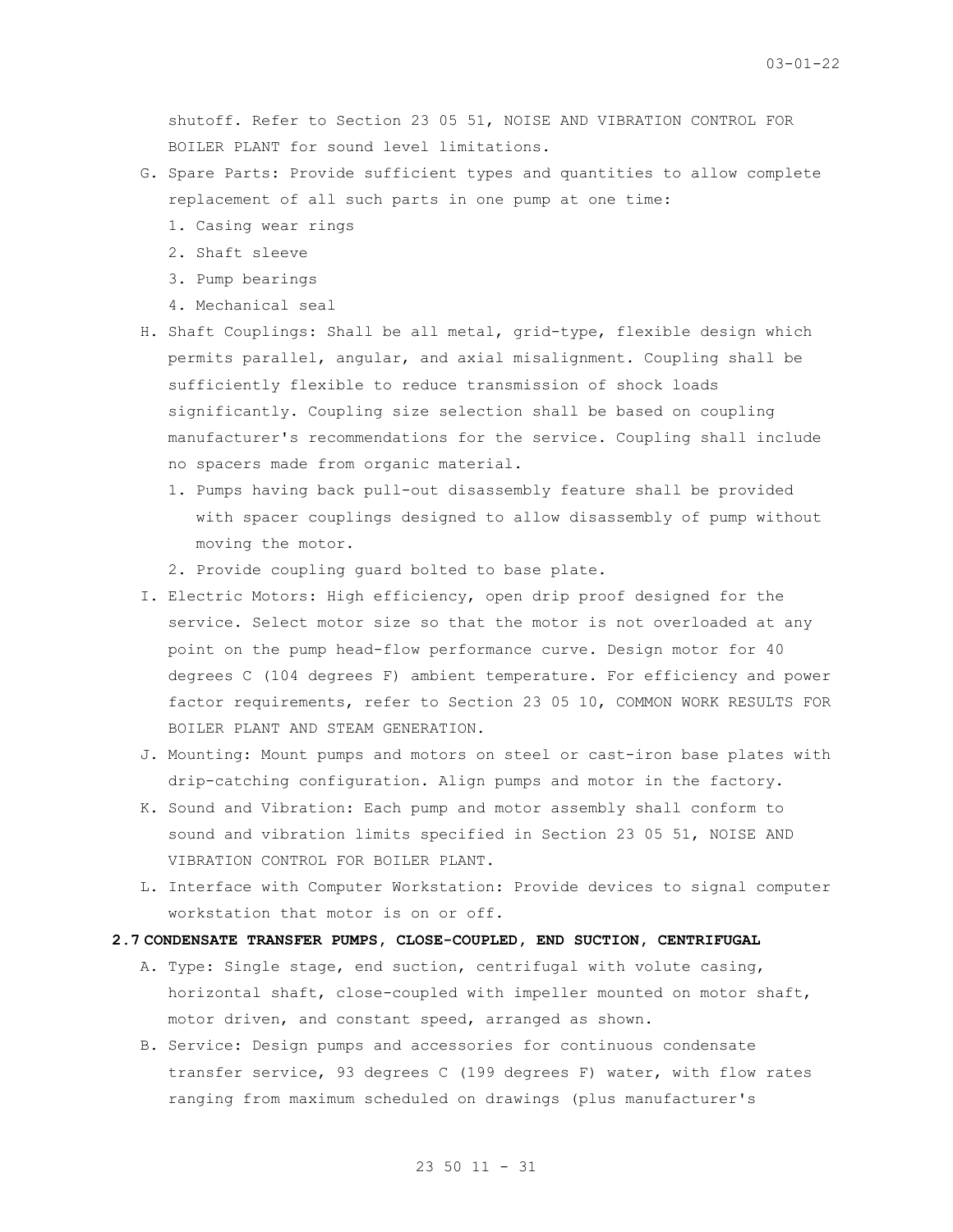shutoff. Refer to Section 23 05 51, NOISE AND VIBRATION CONTROL FOR BOILER PLANT for sound level limitations.

G. Spare Parts: Provide sufficient types and quantities to allow complete replacement of all such parts in one pump at one time:
   1. Casing wear rings
   2. Shaft sleeve
   3. Pump bearings
   4. Mechanical seal

H. Shaft Couplings: Shall be all metal, grid-type, flexible design which permits parallel, angular, and axial misalignment. Coupling shall be sufficiently flexible to reduce transmission of shock loads significantly. Coupling size selection shall be based on coupling manufacturer's recommendations for the service. Coupling shall include no spacers made from organic material.
   1. Pumps having back pull-out disassembly feature shall be provided with spacer couplings designed to allow disassembly of pump without moving the motor.
   2. Provide coupling guard bolted to base plate.

I. Electric Motors: High efficiency, open drip proof designed for the service. Select motor size so that the motor is not overloaded at any point on the pump head-flow performance curve. Design motor for 40 degrees C (104 degrees F) ambient temperature. For efficiency and power factor requirements, refer to Section 23 05 10, COMMON WORK RESULTS FOR BOILER PLANT AND STEAM GENERATION.

J. Mounting: Mount pumps and motors on steel or cast-iron base plates with drip-catching configuration. Align pumps and motor in the factory.

K. Sound and Vibration: Each pump and motor assembly shall conform to sound and vibration limits specified in Section 23 05 51, NOISE AND VIBRATION CONTROL FOR BOILER PLANT.

L. Interface with Computer Workstation: Provide devices to signal computer workstation that motor is on or off.

**2.7 CONDENSATE TRANSFER PUMPS, CLOSE-COUPLED, END SUCTION, CENTRIFUGAL**

A. Type: Single stage, end suction, centrifugal with volute casing, horizontal shaft, close-coupled with impeller mounted on motor shaft, motor driven, and constant speed, arranged as shown.

B. Service: Design pumps and accessories for continuous condensate transfer service, 93 degrees C (199 degrees F) water, with flow rates ranging from maximum scheduled on drawings (plus manufacturer's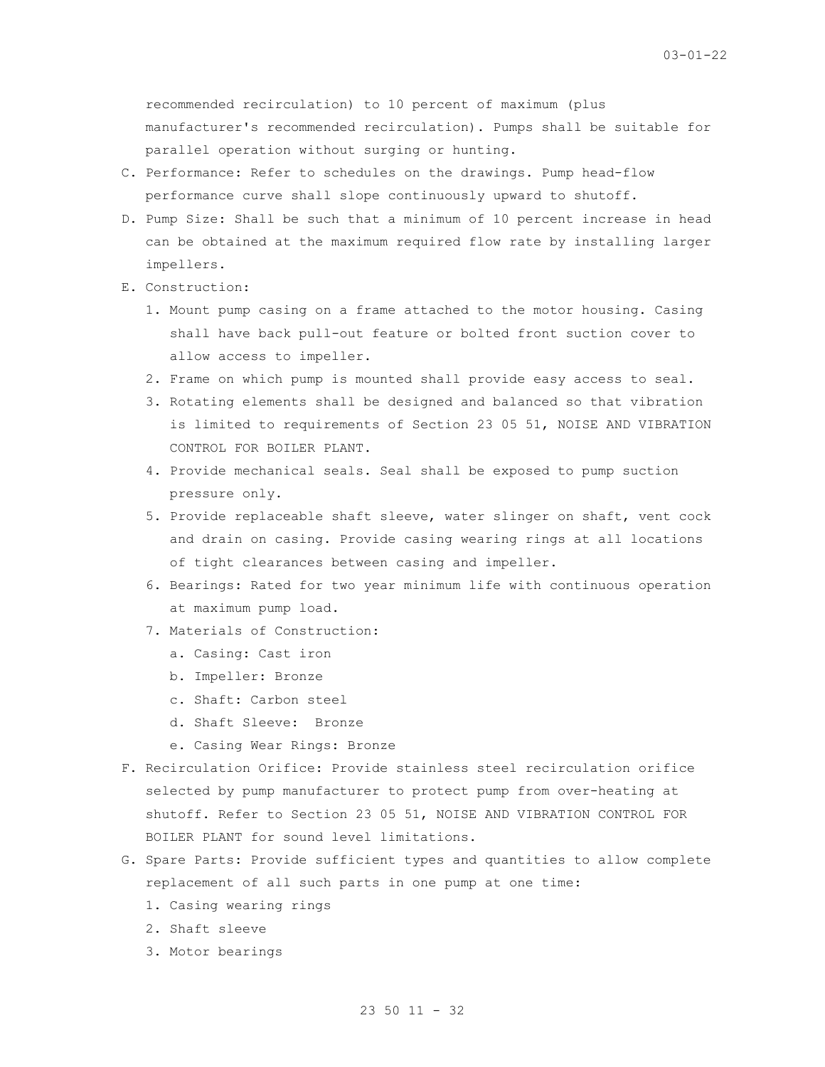recommended recirculation) to 10 percent of maximum (plus manufacturer's recommended recirculation). Pumps shall be suitable for parallel operation without surging or hunting.

C. Performance: Refer to schedules on the drawings. Pump head-flow performance curve shall slope continuously upward to shutoff.

D. Pump Size: Shall be such that a minimum of 10 percent increase in head can be obtained at the maximum required flow rate by installing larger impellers.

E. Construction:

   1. Mount pump casing on a frame attached to the motor housing. Casing shall have back pull-out feature or bolted front suction cover to allow access to impeller.
   2. Frame on which pump is mounted shall provide easy access to seal.
   3. Rotating elements shall be designed and balanced so that vibration is limited to requirements of Section 23 05 51, NOISE AND VIBRATION CONTROL FOR BOILER PLANT.
   4. Provide mechanical seals. Seal shall be exposed to pump suction pressure only.
   5. Provide replaceable shaft sleeve, water slinger on shaft, vent cock and drain on casing. Provide casing wearing rings at all locations of tight clearances between casing and impeller.
   6. Bearings: Rated for two year minimum life with continuous operation at maximum pump load.
   7. Materials of Construction:
      a. Casing: Cast iron
      b. Impeller: Bronze
      c. Shaft: Carbon steel
      d. Shaft Sleeve: Bronze
      e. Casing Wear Rings: Bronze

F. Recirculation Orifice: Provide stainless steel recirculation orifice selected by pump manufacturer to protect pump from over-heating at shutoff. Refer to Section 23 05 51, NOISE AND VIBRATION CONTROL FOR BOILER PLANT for sound level limitations.

G. Spare Parts: Provide sufficient types and quantities to allow complete replacement of all such parts in one pump at one time:

   1. Casing wearing rings
   2. Shaft sleeve
   3. Motor bearings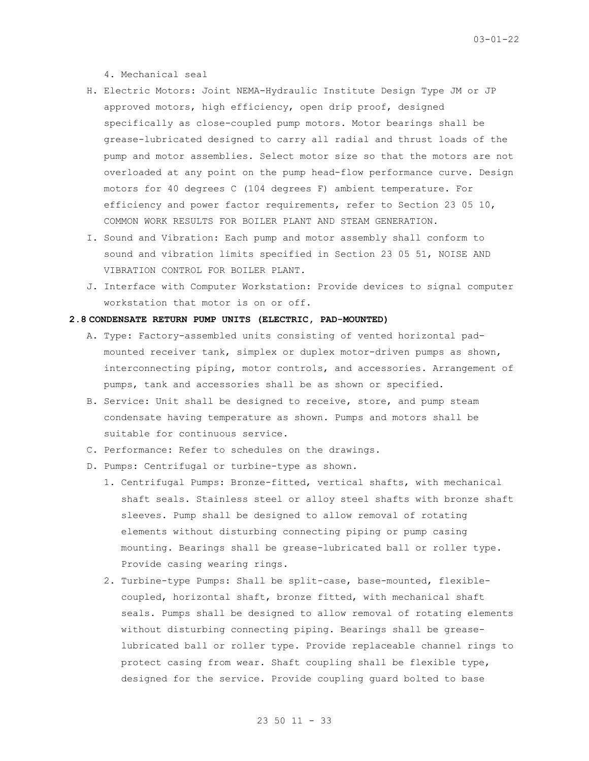4. Mechanical seal

H. Electric Motors: Joint NEMA-Hydraulic Institute Design Type JM or JP approved motors, high efficiency, open drip proof, designed specifically as close-coupled pump motors. Motor bearings shall be grease-lubricated designed to carry all radial and thrust loads of the pump and motor assemblies. Select motor size so that the motors are not overloaded at any point on the pump head-flow performance curve. Design motors for 40 degrees C (104 degrees F) ambient temperature. For efficiency and power factor requirements, refer to Section 23 05 10, COMMON WORK RESULTS FOR BOILER PLANT AND STEAM GENERATION.

I. Sound and Vibration: Each pump and motor assembly shall conform to sound and vibration limits specified in Section 23 05 51, NOISE AND VIBRATION CONTROL FOR BOILER PLANT.

J. Interface with Computer Workstation: Provide devices to signal computer workstation that motor is on or off.

**2.8 CONDENSATE RETURN PUMP UNITS (ELECTRIC, PAD-MOUNTED)**

A. Type: Factory-assembled units consisting of vented horizontal pad-mounted receiver tank, simplex or duplex motor-driven pumps as shown, interconnecting piping, motor controls, and accessories. Arrangement of pumps, tank and accessories shall be as shown or specified.

B. Service: Unit shall be designed to receive, store, and pump steam condensate having temperature as shown. Pumps and motors shall be suitable for continuous service.

C. Performance: Refer to schedules on the drawings.

D. Pumps: Centrifugal or turbine-type as shown.

1. Centrifugal Pumps: Bronze-fitted, vertical shafts, with mechanical shaft seals. Stainless steel or alloy steel shafts with bronze shaft sleeves. Pump shall be designed to allow removal of rotating elements without disturbing connecting piping or pump casing mounting. Bearings shall be grease-lubricated ball or roller type. Provide casing wearing rings.

2. Turbine-type Pumps: Shall be split-case, base-mounted, flexible-coupled, horizontal shaft, bronze fitted, with mechanical shaft seals. Pumps shall be designed to allow removal of rotating elements without disturbing connecting piping. Bearings shall be grease-lubricated ball or roller type. Provide replaceable channel rings to protect casing from wear. Shaft coupling shall be flexible type, designed for the service. Provide coupling guard bolted to base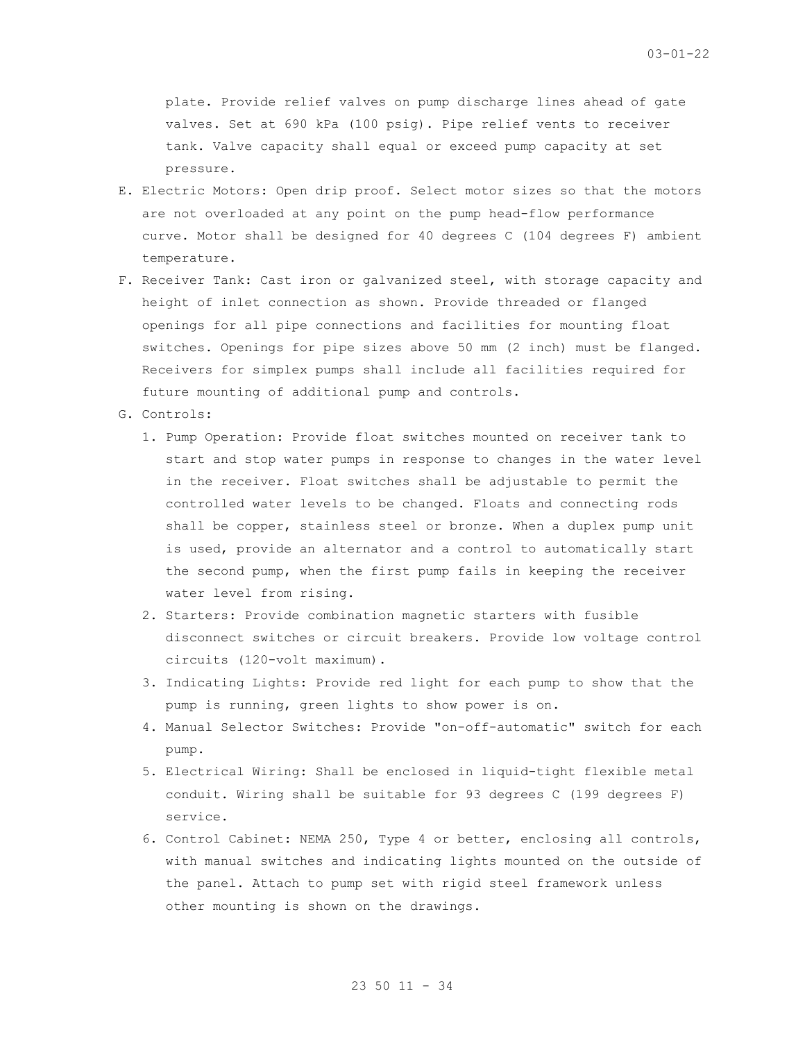plate. Provide relief valves on pump discharge lines ahead of gate valves. Set at 690 kPa (100 psig). Pipe relief vents to receiver tank. Valve capacity shall equal or exceed pump capacity at set pressure.

E. Electric Motors: Open drip proof. Select motor sizes so that the motors are not overloaded at any point on the pump head-flow performance curve. Motor shall be designed for 40 degrees C (104 degrees F) ambient temperature.

F. Receiver Tank: Cast iron or galvanized steel, with storage capacity and height of inlet connection as shown. Provide threaded or flanged openings for all pipe connections and facilities for mounting float switches. Openings for pipe sizes above 50 mm (2 inch) must be flanged. Receivers for simplex pumps shall include all facilities required for future mounting of additional pump and controls.

G. Controls:

   1. Pump Operation: Provide float switches mounted on receiver tank to start and stop water pumps in response to changes in the water level in the receiver. Float switches shall be adjustable to permit the controlled water levels to be changed. Floats and connecting rods shall be copper, stainless steel or bronze. When a duplex pump unit is used, provide an alternator and a control to automatically start the second pump, when the first pump fails in keeping the receiver water level from rising.

   2. Starters: Provide combination magnetic starters with fusible disconnect switches or circuit breakers. Provide low voltage control circuits (120-volt maximum).

   3. Indicating Lights: Provide red light for each pump to show that the pump is running, green lights to show power is on.

   4. Manual Selector Switches: Provide "on-off-automatic" switch for each pump.

   5. Electrical Wiring: Shall be enclosed in liquid-tight flexible metal conduit. Wiring shall be suitable for 93 degrees C (199 degrees F) service.

   6. Control Cabinet: NEMA 250, Type 4 or better, enclosing all controls, with manual switches and indicating lights mounted on the outside of the panel. Attach to pump set with rigid steel framework unless other mounting is shown on the drawings.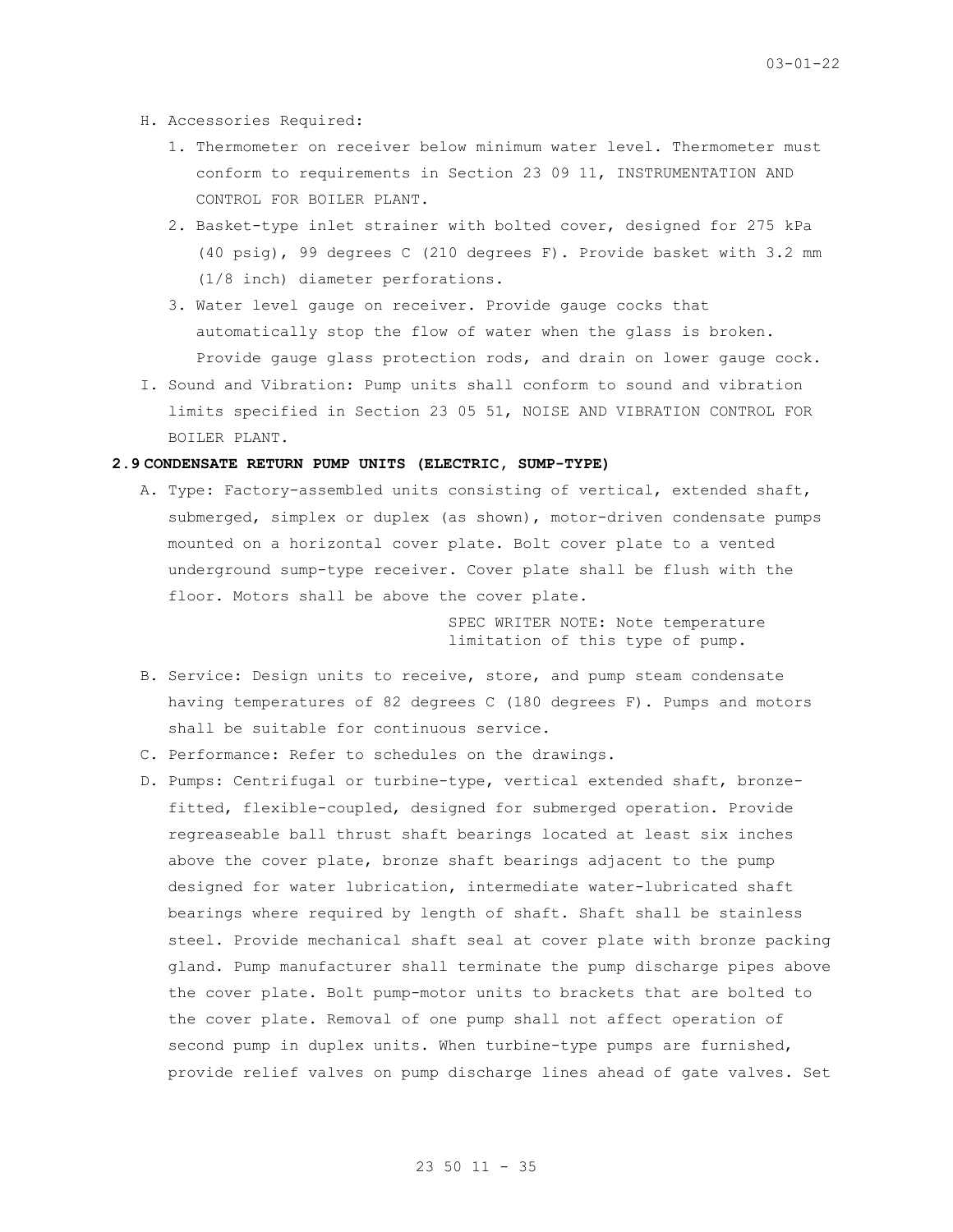H. Accessories Required:

   1. Thermometer on receiver below minimum water level. Thermometer must conform to requirements in Section 23 09 11, INSTRUMENTATION AND CONTROL FOR BOILER PLANT.
   2. Basket-type inlet strainer with bolted cover, designed for 275 kPa (40 psig), 99 degrees C (210 degrees F). Provide basket with 3.2 mm (1/8 inch) diameter perforations.
   3. Water level gauge on receiver. Provide gauge cocks that automatically stop the flow of water when the glass is broken. Provide gauge glass protection rods, and drain on lower gauge cock.

I. Sound and Vibration: Pump units shall conform to sound and vibration limits specified in Section 23 05 51, NOISE AND VIBRATION CONTROL FOR BOILER PLANT.

**2.9 CONDENSATE RETURN PUMP UNITS (ELECTRIC, SUMP-TYPE)**

A. Type: Factory-assembled units consisting of vertical, extended shaft, submerged, simplex or duplex (as shown), motor-driven condensate pumps mounted on a horizontal cover plate. Bolt cover plate to a vented underground sump-type receiver. Cover plate shall be flush with the floor. Motors shall be above the cover plate.

SPEC WRITER NOTE: Note temperature limitation of this type of pump.

B. Service: Design units to receive, store, and pump steam condensate having temperatures of 82 degrees C (180 degrees F). Pumps and motors shall be suitable for continuous service.

C. Performance: Refer to schedules on the drawings.

D. Pumps: Centrifugal or turbine-type, vertical extended shaft, bronze-fitted, flexible-coupled, designed for submerged operation. Provide regreaseable ball thrust shaft bearings located at least six inches above the cover plate, bronze shaft bearings adjacent to the pump designed for water lubrication, intermediate water-lubricated shaft bearings where required by length of shaft. Shaft shall be stainless steel. Provide mechanical shaft seal at cover plate with bronze packing gland. Pump manufacturer shall terminate the pump discharge pipes above the cover plate. Bolt pump-motor units to brackets that are bolted to the cover plate. Removal of one pump shall not affect operation of second pump in duplex units. When turbine-type pumps are furnished, provide relief valves on pump discharge lines ahead of gate valves. Set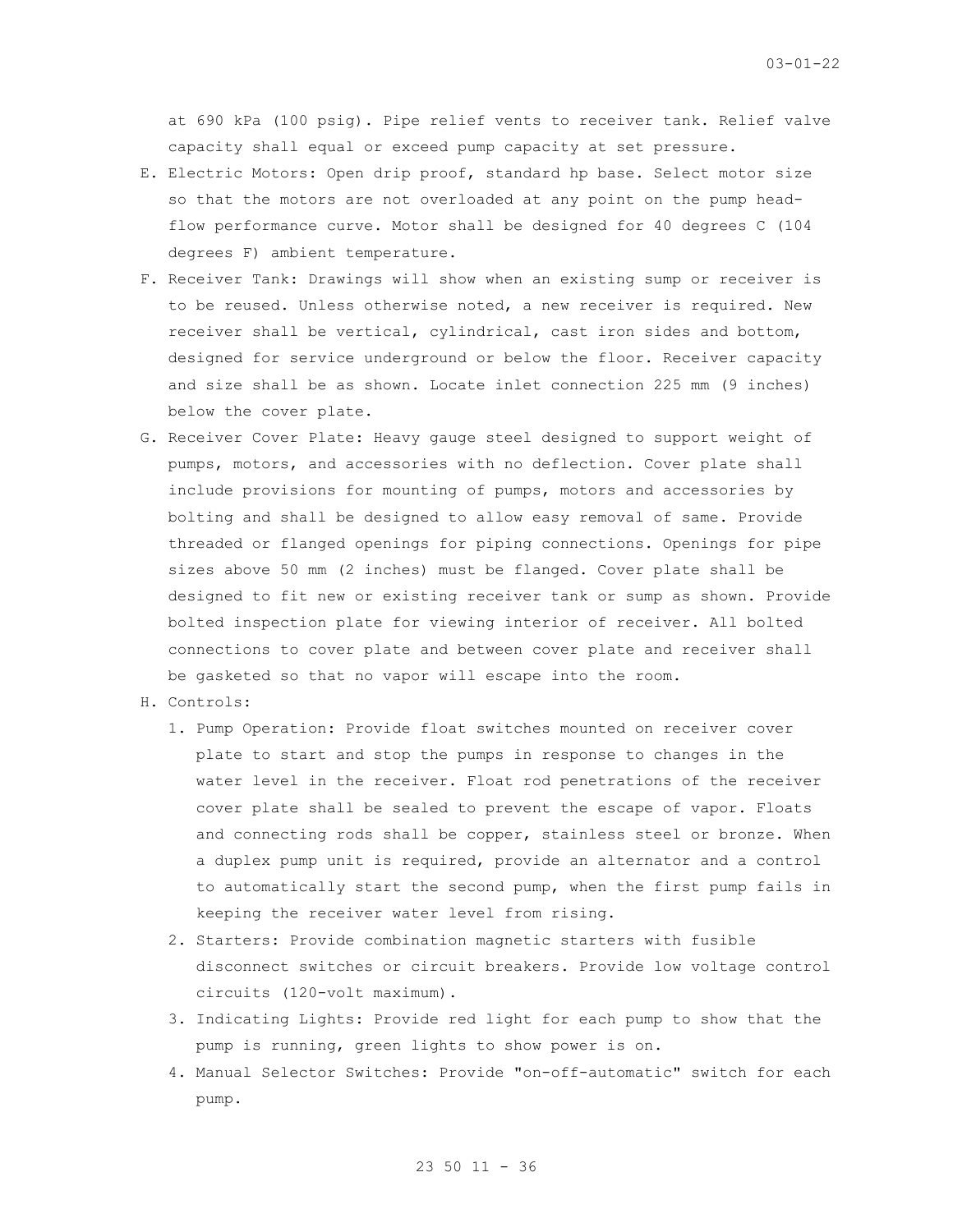at 690 kPa (100 psig). Pipe relief vents to receiver tank. Relief valve capacity shall equal or exceed pump capacity at set pressure.

E. Electric Motors: Open drip proof, standard hp base. Select motor size so that the motors are not overloaded at any point on the pump head-flow performance curve. Motor shall be designed for 40 degrees C (104 degrees F) ambient temperature.

F. Receiver Tank: Drawings will show when an existing sump or receiver is to be reused. Unless otherwise noted, a new receiver is required. New receiver shall be vertical, cylindrical, cast iron sides and bottom, designed for service underground or below the floor. Receiver capacity and size shall be as shown. Locate inlet connection 225 mm (9 inches) below the cover plate.

G. Receiver Cover Plate: Heavy gauge steel designed to support weight of pumps, motors, and accessories with no deflection. Cover plate shall include provisions for mounting of pumps, motors and accessories by bolting and shall be designed to allow easy removal of same. Provide threaded or flanged openings for piping connections. Openings for pipe sizes above 50 mm (2 inches) must be flanged. Cover plate shall be designed to fit new or existing receiver tank or sump as shown. Provide bolted inspection plate for viewing interior of receiver. All bolted connections to cover plate and between cover plate and receiver shall be gasketed so that no vapor will escape into the room.

H. Controls:

   1. Pump Operation: Provide float switches mounted on receiver cover plate to start and stop the pumps in response to changes in the water level in the receiver. Float rod penetrations of the receiver cover plate shall be sealed to prevent the escape of vapor. Floats and connecting rods shall be copper, stainless steel or bronze. When a duplex pump unit is required, provide an alternator and a control to automatically start the second pump, when the first pump fails in keeping the receiver water level from rising.

   2. Starters: Provide combination magnetic starters with fusible disconnect switches or circuit breakers. Provide low voltage control circuits (120-volt maximum).

   3. Indicating Lights: Provide red light for each pump to show that the pump is running, green lights to show power is on.

   4. Manual Selector Switches: Provide "on-off-automatic" switch for each pump.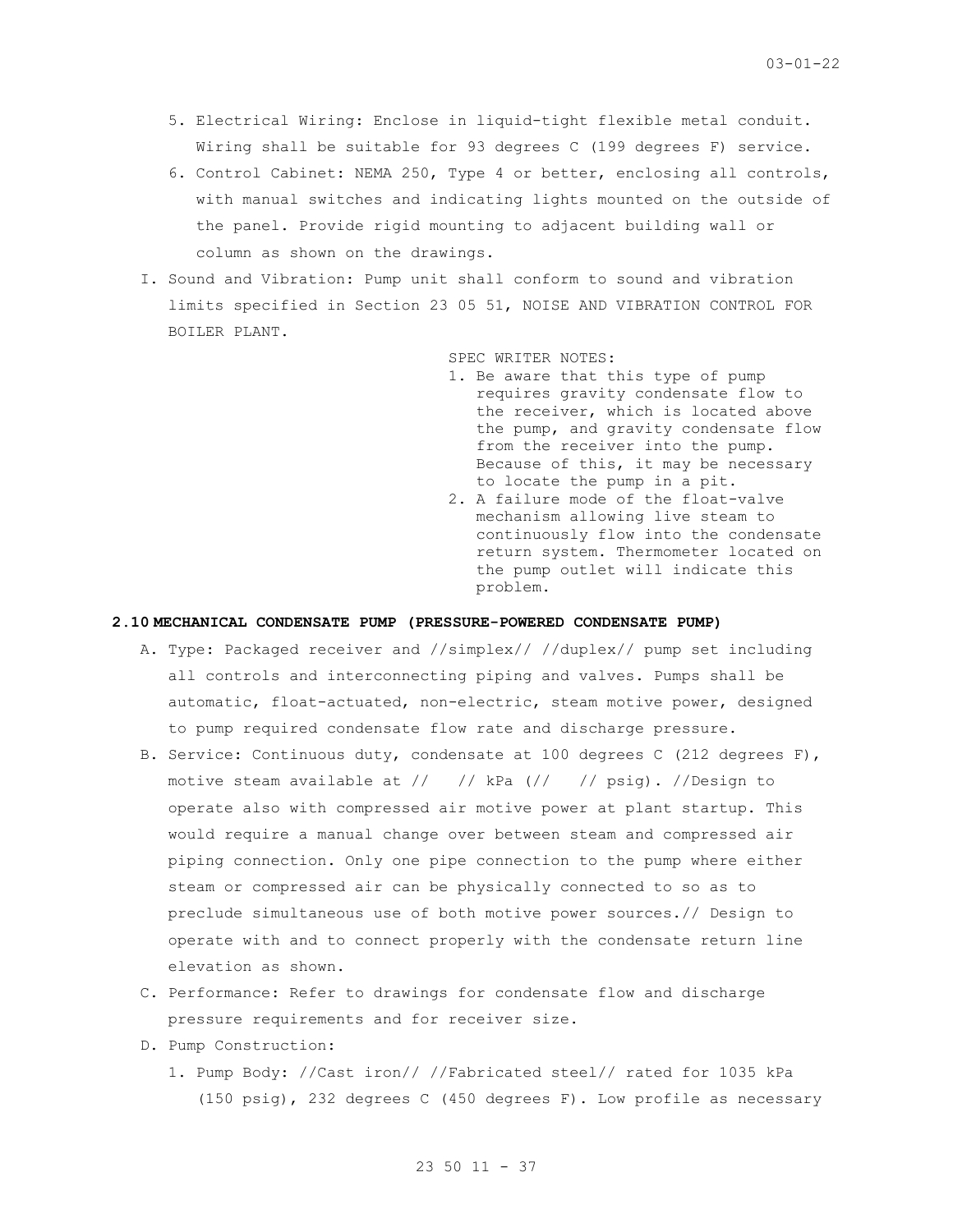5. Electrical Wiring: Enclose in liquid-tight flexible metal conduit. Wiring shall be suitable for 93 degrees C (199 degrees F) service.
6. Control Cabinet: NEMA 250, Type 4 or better, enclosing all controls, with manual switches and indicating lights mounted on the outside of the panel. Provide rigid mounting to adjacent building wall or column as shown on the drawings.

I. Sound and Vibration: Pump unit shall conform to sound and vibration limits specified in Section 23 05 51, NOISE AND VIBRATION CONTROL FOR BOILER PLANT.

SPEC WRITER NOTES:

1. Be aware that this type of pump requires gravity condensate flow to the receiver, which is located above the pump, and gravity condensate flow from the receiver into the pump. Because of this, it may be necessary to locate the pump in a pit.
2. A failure mode of the float-valve mechanism allowing live steam to continuously flow into the condensate return system. Thermometer located on the pump outlet will indicate this problem.

**2.10 MECHANICAL CONDENSATE PUMP (PRESSURE-POWERED CONDENSATE PUMP)**

A. Type: Packaged receiver and //simplex// //duplex// pump set including all controls and interconnecting piping and valves. Pumps shall be automatic, float-actuated, non-electric, steam motive power, designed to pump required condensate flow rate and discharge pressure.

B. Service: Continuous duty, condensate at 100 degrees C (212 degrees F), motive steam available at //   // kPa (//   // psig). //Design to operate also with compressed air motive power at plant startup. This would require a manual change over between steam and compressed air piping connection. Only one pipe connection to the pump where either steam or compressed air can be physically connected to so as to preclude simultaneous use of both motive power sources.// Design to operate with and to connect properly with the condensate return line elevation as shown.

C. Performance: Refer to drawings for condensate flow and discharge pressure requirements and for receiver size.

D. Pump Construction:

1. Pump Body: //Cast iron// //Fabricated steel// rated for 1035 kPa (150 psig), 232 degrees C (450 degrees F). Low profile as necessary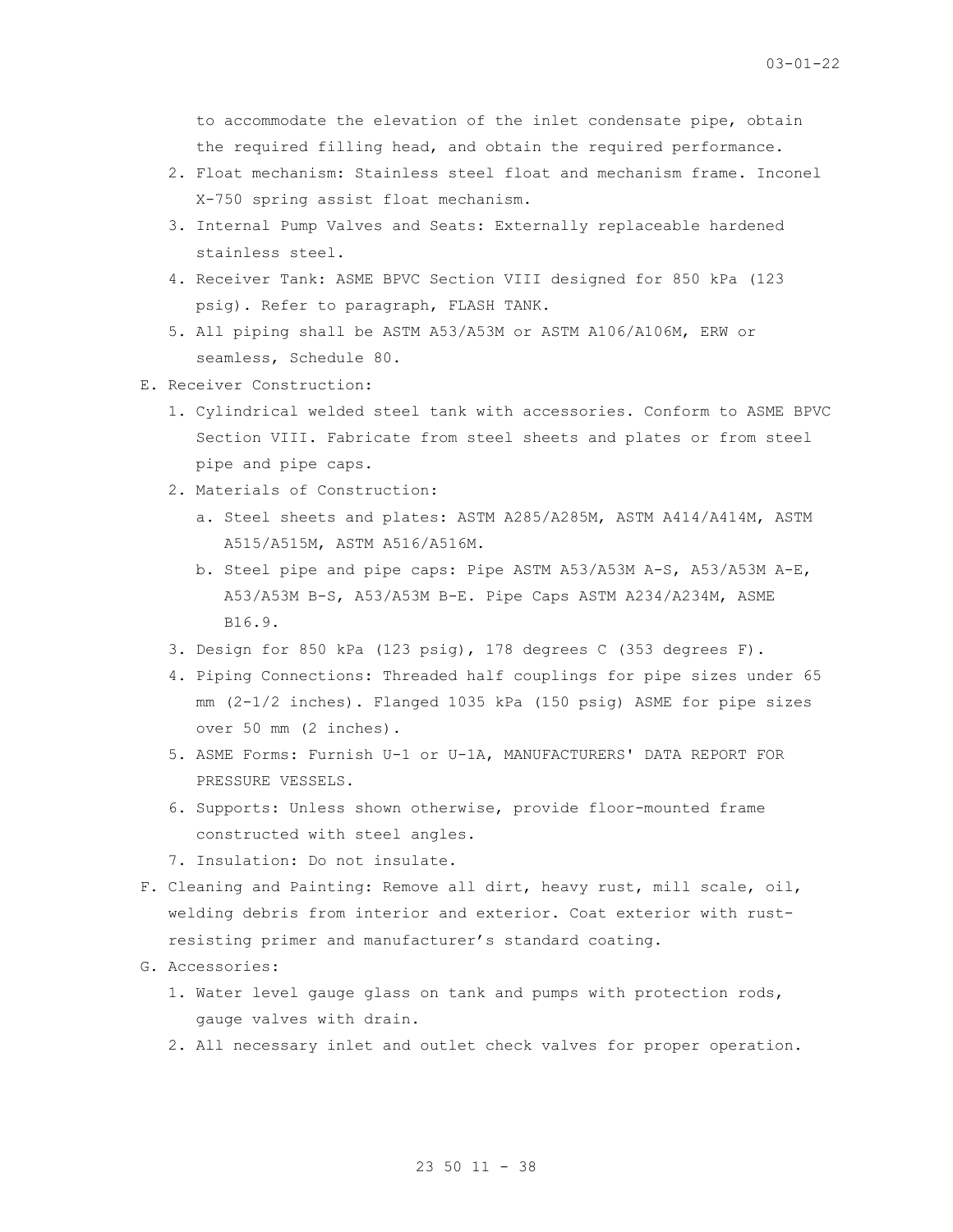to accommodate the elevation of the inlet condensate pipe, obtain the required filling head, and obtain the required performance.

2. Float mechanism: Stainless steel float and mechanism frame. Inconel X-750 spring assist float mechanism.
3. Internal Pump Valves and Seats: Externally replaceable hardened stainless steel.
4. Receiver Tank: ASME BPVC Section VIII designed for 850 kPa (123 psig). Refer to paragraph, FLASH TANK.
5. All piping shall be ASTM A53/A53M or ASTM A106/A106M, ERW or seamless, Schedule 80.

E. Receiver Construction:
   1. Cylindrical welded steel tank with accessories. Conform to ASME BPVC Section VIII. Fabricate from steel sheets and plates or from steel pipe and pipe caps.
   2. Materials of Construction:
      a. Steel sheets and plates: ASTM A285/A285M, ASTM A414/A414M, ASTM A515/A515M, ASTM A516/A516M.
      b. Steel pipe and pipe caps: Pipe ASTM A53/A53M A-S, A53/A53M A-E, A53/A53M B-S, A53/A53M B-E. Pipe Caps ASTM A234/A234M, ASME B16.9.
   3. Design for 850 kPa (123 psig), 178 degrees C (353 degrees F).
   4. Piping Connections: Threaded half couplings for pipe sizes under 65 mm (2-1/2 inches). Flanged 1035 kPa (150 psig) ASME for pipe sizes over 50 mm (2 inches).
   5. ASME Forms: Furnish U-1 or U-1A, MANUFACTURERS' DATA REPORT FOR PRESSURE VESSELS.
   6. Supports: Unless shown otherwise, provide floor-mounted frame constructed with steel angles.
   7. Insulation: Do not insulate.

F. Cleaning and Painting: Remove all dirt, heavy rust, mill scale, oil, welding debris from interior and exterior. Coat exterior with rust-resisting primer and manufacturer's standard coating.

G. Accessories:
   1. Water level gauge glass on tank and pumps with protection rods, gauge valves with drain.
   2. All necessary inlet and outlet check valves for proper operation.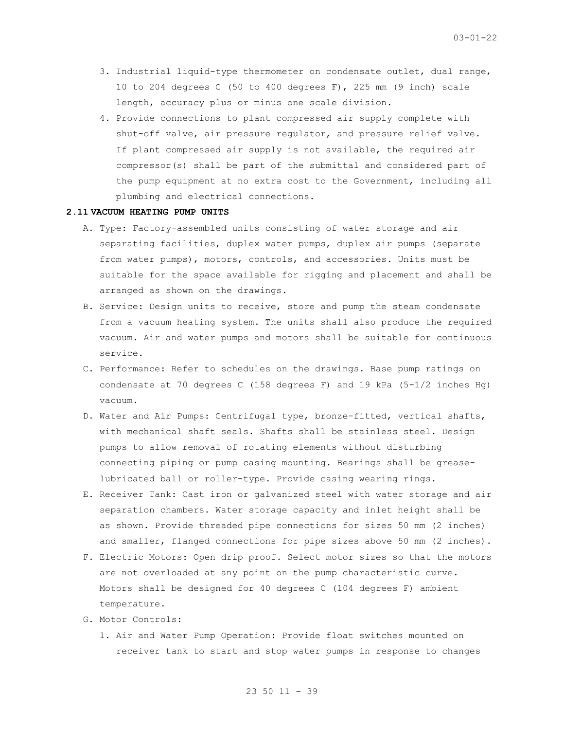3. Industrial liquid-type thermometer on condensate outlet, dual range, 10 to 204 degrees C (50 to 400 degrees F), 225 mm (9 inch) scale length, accuracy plus or minus one scale division.
4. Provide connections to plant compressed air supply complete with shut-off valve, air pressure regulator, and pressure relief valve. If plant compressed air supply is not available, the required air compressor(s) shall be part of the submittal and considered part of the pump equipment at no extra cost to the Government, including all plumbing and electrical connections.

**2.11 VACUUM HEATING PUMP UNITS**

A. Type: Factory-assembled units consisting of water storage and air separating facilities, duplex water pumps, duplex air pumps (separate from water pumps), motors, controls, and accessories. Units must be suitable for the space available for rigging and placement and shall be arranged as shown on the drawings.

B. Service: Design units to receive, store and pump the steam condensate from a vacuum heating system. The units shall also produce the required vacuum. Air and water pumps and motors shall be suitable for continuous service.

C. Performance: Refer to schedules on the drawings. Base pump ratings on condensate at 70 degrees C (158 degrees F) and 19 kPa (5-1/2 inches Hg) vacuum.

D. Water and Air Pumps: Centrifugal type, bronze-fitted, vertical shafts, with mechanical shaft seals. Shafts shall be stainless steel. Design pumps to allow removal of rotating elements without disturbing connecting piping or pump casing mounting. Bearings shall be grease-lubricated ball or roller-type. Provide casing wearing rings.

E. Receiver Tank: Cast iron or galvanized steel with water storage and air separation chambers. Water storage capacity and inlet height shall be as shown. Provide threaded pipe connections for sizes 50 mm (2 inches) and smaller, flanged connections for pipe sizes above 50 mm (2 inches).

F. Electric Motors: Open drip proof. Select motor sizes so that the motors are not overloaded at any point on the pump characteristic curve. Motors shall be designed for 40 degrees C (104 degrees F) ambient temperature.

G. Motor Controls:

1. Air and Water Pump Operation: Provide float switches mounted on receiver tank to start and stop water pumps in response to changes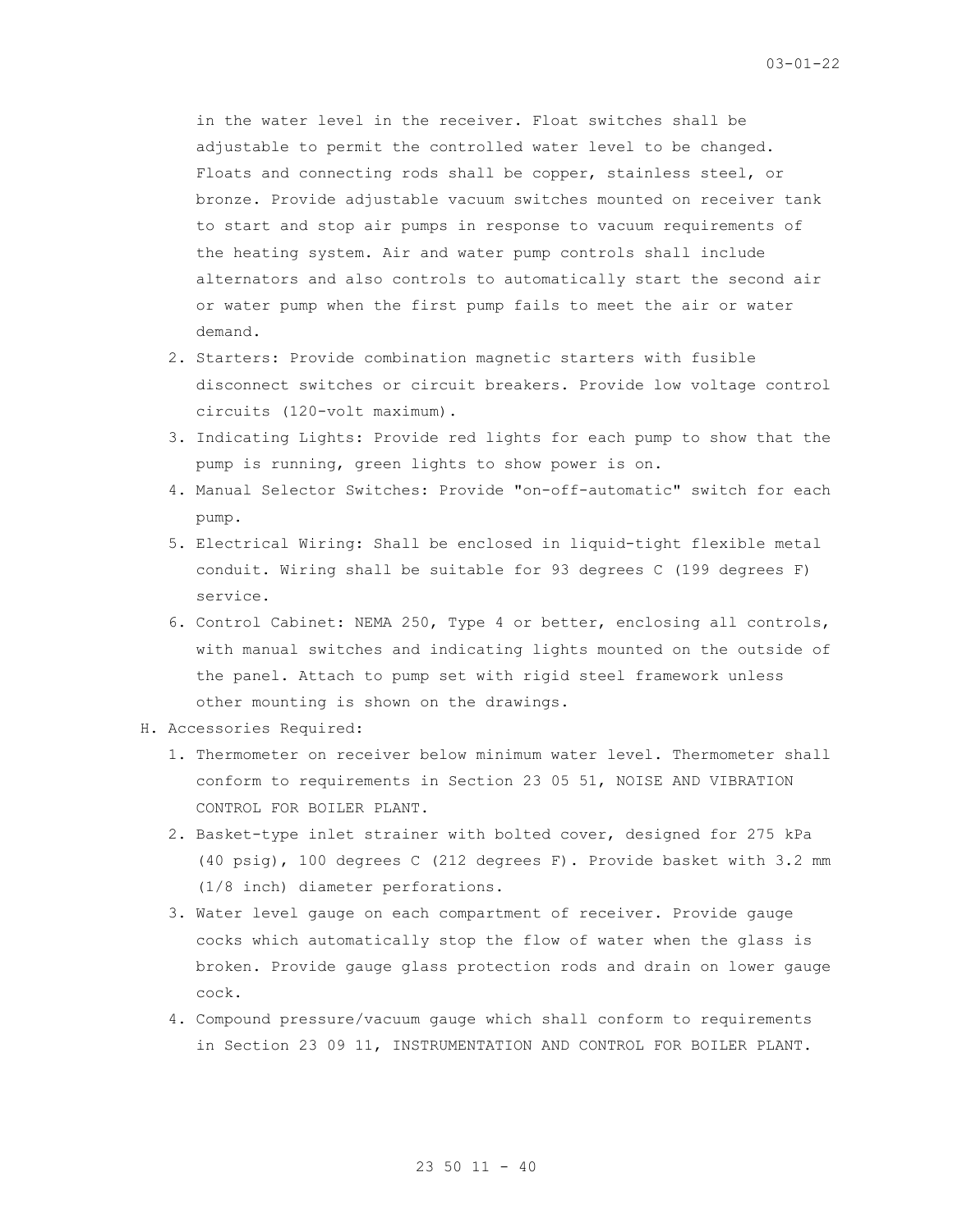in the water level in the receiver. Float switches shall be adjustable to permit the controlled water level to be changed. Floats and connecting rods shall be copper, stainless steel, or bronze. Provide adjustable vacuum switches mounted on receiver tank to start and stop air pumps in response to vacuum requirements of the heating system. Air and water pump controls shall include alternators and also controls to automatically start the second air or water pump when the first pump fails to meet the air or water demand.

2. Starters: Provide combination magnetic starters with fusible disconnect switches or circuit breakers. Provide low voltage control circuits (120-volt maximum).
3. Indicating Lights: Provide red lights for each pump to show that the pump is running, green lights to show power is on.
4. Manual Selector Switches: Provide "on-off-automatic" switch for each pump.
5. Electrical Wiring: Shall be enclosed in liquid-tight flexible metal conduit. Wiring shall be suitable for 93 degrees C (199 degrees F) service.
6. Control Cabinet: NEMA 250, Type 4 or better, enclosing all controls, with manual switches and indicating lights mounted on the outside of the panel. Attach to pump set with rigid steel framework unless other mounting is shown on the drawings.

H. Accessories Required:

1. Thermometer on receiver below minimum water level. Thermometer shall conform to requirements in Section 23 05 51, NOISE AND VIBRATION CONTROL FOR BOILER PLANT.
2. Basket-type inlet strainer with bolted cover, designed for 275 kPa (40 psig), 100 degrees C (212 degrees F). Provide basket with 3.2 mm (1/8 inch) diameter perforations.
3. Water level gauge on each compartment of receiver. Provide gauge cocks which automatically stop the flow of water when the glass is broken. Provide gauge glass protection rods and drain on lower gauge cock.
4. Compound pressure/vacuum gauge which shall conform to requirements in Section 23 09 11, INSTRUMENTATION AND CONTROL FOR BOILER PLANT.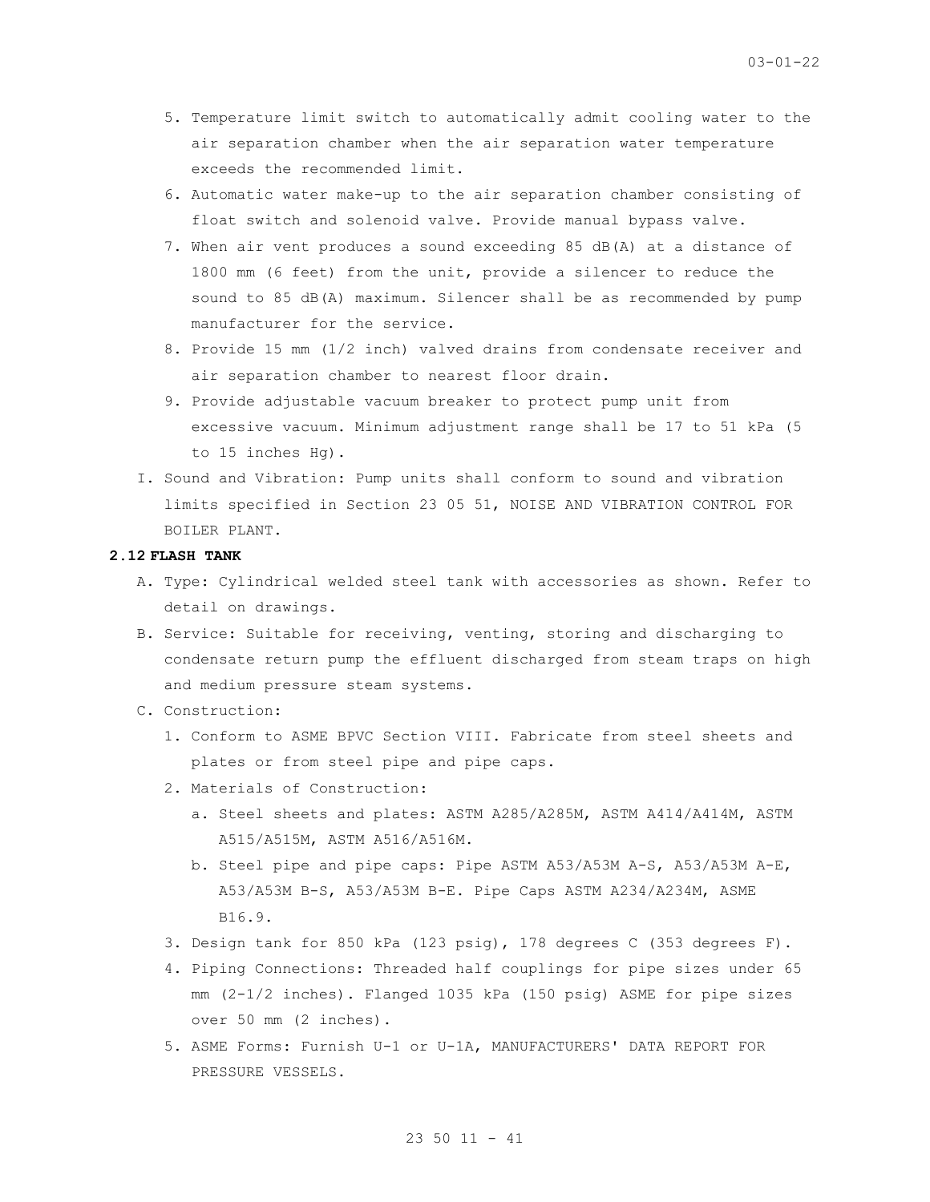5. Temperature limit switch to automatically admit cooling water to the air separation chamber when the air separation water temperature exceeds the recommended limit.
6. Automatic water make-up to the air separation chamber consisting of float switch and solenoid valve. Provide manual bypass valve.
7. When air vent produces a sound exceeding 85 dB(A) at a distance of 1800 mm (6 feet) from the unit, provide a silencer to reduce the sound to 85 dB(A) maximum. Silencer shall be as recommended by pump manufacturer for the service.
8. Provide 15 mm (1/2 inch) valved drains from condensate receiver and air separation chamber to nearest floor drain.
9. Provide adjustable vacuum breaker to protect pump unit from excessive vacuum. Minimum adjustment range shall be 17 to 51 kPa (5 to 15 inches Hg).

I. Sound and Vibration: Pump units shall conform to sound and vibration limits specified in Section 23 05 51, NOISE AND VIBRATION CONTROL FOR BOILER PLANT.

**2.12 FLASH TANK**

A. Type: Cylindrical welded steel tank with accessories as shown. Refer to detail on drawings.

B. Service: Suitable for receiving, venting, storing and discharging to condensate return pump the effluent discharged from steam traps on high and medium pressure steam systems.

C. Construction:

1. Conform to ASME BPVC Section VIII. Fabricate from steel sheets and plates or from steel pipe and pipe caps.
2. Materials of Construction:
   a. Steel sheets and plates: ASTM A285/A285M, ASTM A414/A414M, ASTM A515/A515M, ASTM A516/A516M.
   b. Steel pipe and pipe caps: Pipe ASTM A53/A53M A-S, A53/A53M A-E, A53/A53M B-S, A53/A53M B-E. Pipe Caps ASTM A234/A234M, ASME B16.9.
3. Design tank for 850 kPa (123 psig), 178 degrees C (353 degrees F).
4. Piping Connections: Threaded half couplings for pipe sizes under 65 mm (2-1/2 inches). Flanged 1035 kPa (150 psig) ASME for pipe sizes over 50 mm (2 inches).
5. ASME Forms: Furnish U-1 or U-1A, MANUFACTURERS' DATA REPORT FOR PRESSURE VESSELS.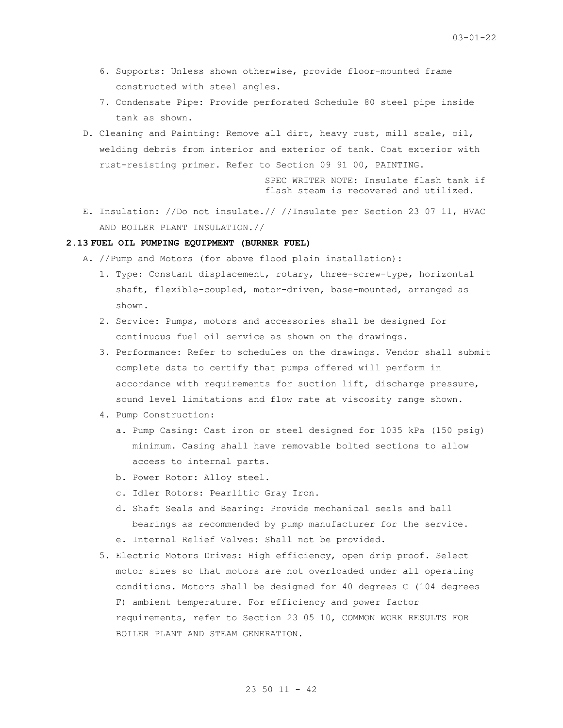6. Supports: Unless shown otherwise, provide floor-mounted frame constructed with steel angles.
7. Condensate Pipe: Provide perforated Schedule 80 steel pipe inside tank as shown.

D. Cleaning and Painting: Remove all dirt, heavy rust, mill scale, oil, welding debris from interior and exterior of tank. Coat exterior with rust-resisting primer. Refer to Section 09 91 00, PAINTING.

SPEC WRITER NOTE: Insulate flash tank if flash steam is recovered and utilized.

E. Insulation: //Do not insulate.// //Insulate per Section 23 07 11, HVAC AND BOILER PLANT INSULATION.//

### 2.13 FUEL OIL PUMPING EQUIPMENT (BURNER FUEL)

A. //Pump and Motors (for above flood plain installation):

1. Type: Constant displacement, rotary, three-screw-type, horizontal shaft, flexible-coupled, motor-driven, base-mounted, arranged as shown.
2. Service: Pumps, motors and accessories shall be designed for continuous fuel oil service as shown on the drawings.
3. Performance: Refer to schedules on the drawings. Vendor shall submit complete data to certify that pumps offered will perform in accordance with requirements for suction lift, discharge pressure, sound level limitations and flow rate at viscosity range shown.
4. Pump Construction:
   a. Pump Casing: Cast iron or steel designed for 1035 kPa (150 psig) minimum. Casing shall have removable bolted sections to allow access to internal parts.
   b. Power Rotor: Alloy steel.
   c. Idler Rotors: Pearlitic Gray Iron.
   d. Shaft Seals and Bearing: Provide mechanical seals and ball bearings as recommended by pump manufacturer for the service.
   e. Internal Relief Valves: Shall not be provided.
5. Electric Motors Drives: High efficiency, open drip proof. Select motor sizes so that motors are not overloaded under all operating conditions. Motors shall be designed for 40 degrees C (104 degrees F) ambient temperature. For efficiency and power factor requirements, refer to Section 23 05 10, COMMON WORK RESULTS FOR BOILER PLANT AND STEAM GENERATION.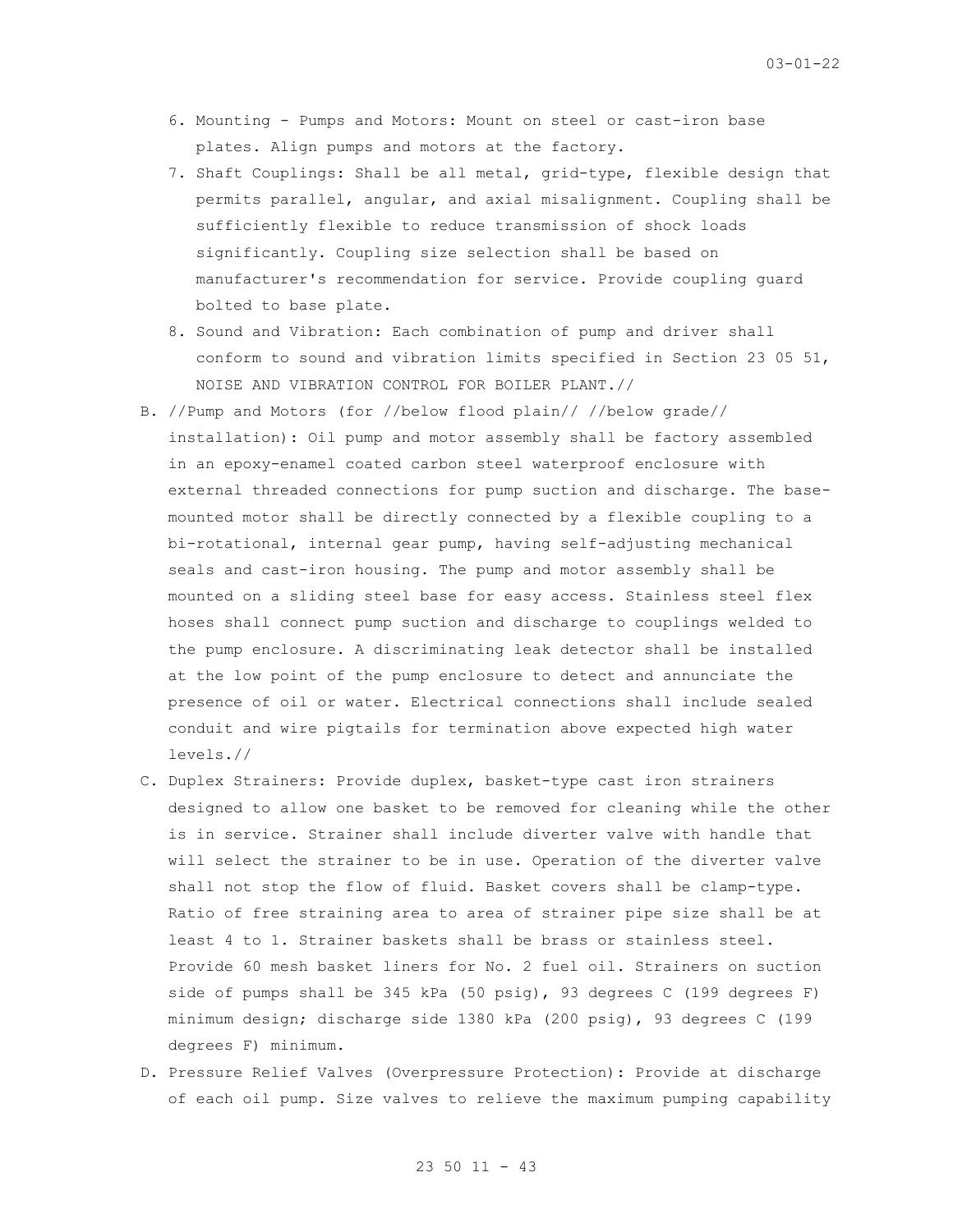6. Mounting - Pumps and Motors: Mount on steel or cast-iron base plates. Align pumps and motors at the factory.
7. Shaft Couplings: Shall be all metal, grid-type, flexible design that permits parallel, angular, and axial misalignment. Coupling shall be sufficiently flexible to reduce transmission of shock loads significantly. Coupling size selection shall be based on manufacturer's recommendation for service. Provide coupling guard bolted to base plate.
8. Sound and Vibration: Each combination of pump and driver shall conform to sound and vibration limits specified in Section 23 05 51, NOISE AND VIBRATION CONTROL FOR BOILER PLANT.//

B. //Pump and Motors (for //below flood plain// //below grade// installation): Oil pump and motor assembly shall be factory assembled in an epoxy-enamel coated carbon steel waterproof enclosure with external threaded connections for pump suction and discharge. The base-mounted motor shall be directly connected by a flexible coupling to a bi-rotational, internal gear pump, having self-adjusting mechanical seals and cast-iron housing. The pump and motor assembly shall be mounted on a sliding steel base for easy access. Stainless steel flex hoses shall connect pump suction and discharge to couplings welded to the pump enclosure. A discriminating leak detector shall be installed at the low point of the pump enclosure to detect and annunciate the presence of oil or water. Electrical connections shall include sealed conduit and wire pigtails for termination above expected high water levels.//

C. Duplex Strainers: Provide duplex, basket-type cast iron strainers designed to allow one basket to be removed for cleaning while the other is in service. Strainer shall include diverter valve with handle that will select the strainer to be in use. Operation of the diverter valve shall not stop the flow of fluid. Basket covers shall be clamp-type. Ratio of free straining area to area of strainer pipe size shall be at least 4 to 1. Strainer baskets shall be brass or stainless steel. Provide 60 mesh basket liners for No. 2 fuel oil. Strainers on suction side of pumps shall be 345 kPa (50 psig), 93 degrees C (199 degrees F) minimum design; discharge side 1380 kPa (200 psig), 93 degrees C (199 degrees F) minimum.

D. Pressure Relief Valves (Overpressure Protection): Provide at discharge of each oil pump. Size valves to relieve the maximum pumping capability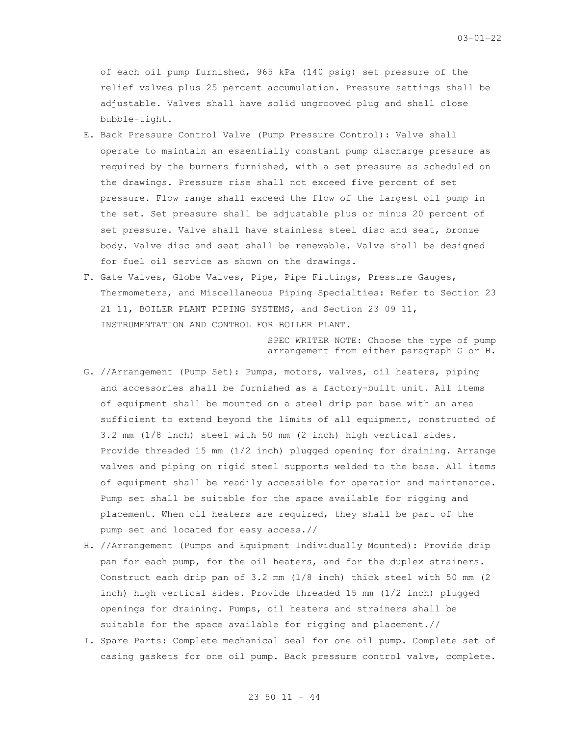of each oil pump furnished, 965 kPa (140 psig) set pressure of the relief valves plus 25 percent accumulation. Pressure settings shall be adjustable. Valves shall have solid ungrooved plug and shall close bubble-tight.

E. Back Pressure Control Valve (Pump Pressure Control): Valve shall operate to maintain an essentially constant pump discharge pressure as required by the burners furnished, with a set pressure as scheduled on the drawings. Pressure rise shall not exceed five percent of set pressure. Flow range shall exceed the flow of the largest oil pump in the set. Set pressure shall be adjustable plus or minus 20 percent of set pressure. Valve shall have stainless steel disc and seat, bronze body. Valve disc and seat shall be renewable. Valve shall be designed for fuel oil service as shown on the drawings.

F. Gate Valves, Globe Valves, Pipe, Pipe Fittings, Pressure Gauges, Thermometers, and Miscellaneous Piping Specialties: Refer to Section 23 21 11, BOILER PLANT PIPING SYSTEMS, and Section 23 09 11, INSTRUMENTATION AND CONTROL FOR BOILER PLANT.

SPEC WRITER NOTE: Choose the type of pump arrangement from either paragraph G or H.

G. //Arrangement (Pump Set): Pumps, motors, valves, oil heaters, piping and accessories shall be furnished as a factory-built unit. All items of equipment shall be mounted on a steel drip pan base with an area sufficient to extend beyond the limits of all equipment, constructed of 3.2 mm (1/8 inch) steel with 50 mm (2 inch) high vertical sides. Provide threaded 15 mm (1/2 inch) plugged opening for draining. Arrange valves and piping on rigid steel supports welded to the base. All items of equipment shall be readily accessible for operation and maintenance. Pump set shall be suitable for the space available for rigging and placement. When oil heaters are required, they shall be part of the pump set and located for easy access.//

H. //Arrangement (Pumps and Equipment Individually Mounted): Provide drip pan for each pump, for the oil heaters, and for the duplex strainers. Construct each drip pan of 3.2 mm (1/8 inch) thick steel with 50 mm (2 inch) high vertical sides. Provide threaded 15 mm (1/2 inch) plugged openings for draining. Pumps, oil heaters and strainers shall be suitable for the space available for rigging and placement.//

I. Spare Parts: Complete mechanical seal for one oil pump. Complete set of casing gaskets for one oil pump. Back pressure control valve, complete.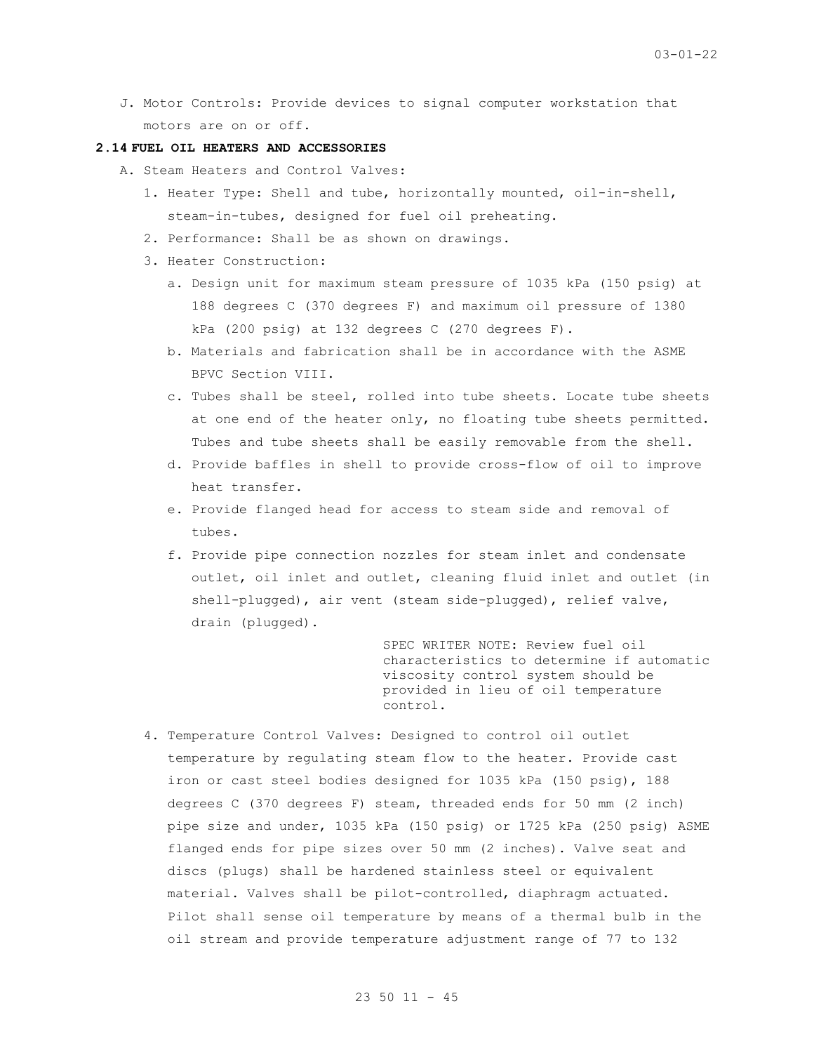J. Motor Controls: Provide devices to signal computer workstation that motors are on or off.

**2.14 FUEL OIL HEATERS AND ACCESSORIES**

A. Steam Heaters and Control Valves:

1. Heater Type: Shell and tube, horizontally mounted, oil-in-shell, steam-in-tubes, designed for fuel oil preheating.
2. Performance: Shall be as shown on drawings.
3. Heater Construction:
   a. Design unit for maximum steam pressure of 1035 kPa (150 psig) at 188 degrees C (370 degrees F) and maximum oil pressure of 1380 kPa (200 psig) at 132 degrees C (270 degrees F).
   b. Materials and fabrication shall be in accordance with the ASME BPVC Section VIII.
   c. Tubes shall be steel, rolled into tube sheets. Locate tube sheets at one end of the heater only, no floating tube sheets permitted. Tubes and tube sheets shall be easily removable from the shell.
   d. Provide baffles in shell to provide cross-flow of oil to improve heat transfer.
   e. Provide flanged head for access to steam side and removal of tubes.
   f. Provide pipe connection nozzles for steam inlet and condensate outlet, oil inlet and outlet, cleaning fluid inlet and outlet (in shell-plugged), air vent (steam side-plugged), relief valve, drain (plugged).

SPEC WRITER NOTE: Review fuel oil characteristics to determine if automatic viscosity control system should be provided in lieu of oil temperature control.

4. Temperature Control Valves: Designed to control oil outlet temperature by regulating steam flow to the heater. Provide cast iron or cast steel bodies designed for 1035 kPa (150 psig), 188 degrees C (370 degrees F) steam, threaded ends for 50 mm (2 inch) pipe size and under, 1035 kPa (150 psig) or 1725 kPa (250 psig) ASME flanged ends for pipe sizes over 50 mm (2 inches). Valve seat and discs (plugs) shall be hardened stainless steel or equivalent material. Valves shall be pilot-controlled, diaphragm actuated. Pilot shall sense oil temperature by means of a thermal bulb in the oil stream and provide temperature adjustment range of 77 to 132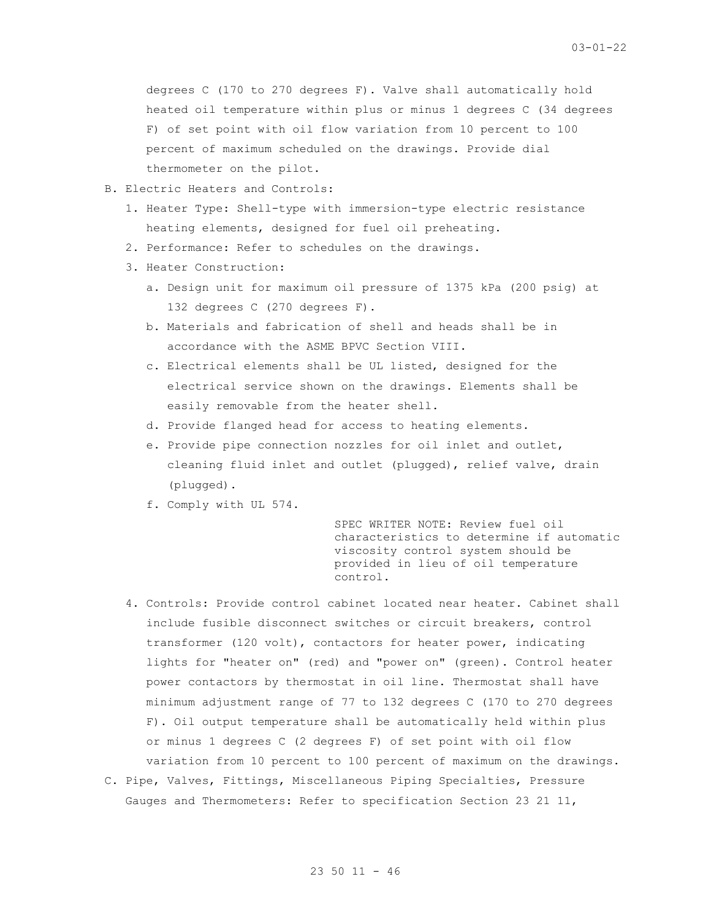degrees C (170 to 270 degrees F). Valve shall automatically hold heated oil temperature within plus or minus 1 degrees C (34 degrees F) of set point with oil flow variation from 10 percent to 100 percent of maximum scheduled on the drawings. Provide dial thermometer on the pilot.

B. Electric Heaters and Controls:
   1. Heater Type: Shell-type with immersion-type electric resistance heating elements, designed for fuel oil preheating.
   2. Performance: Refer to schedules on the drawings.
   3. Heater Construction:
      a. Design unit for maximum oil pressure of 1375 kPa (200 psig) at 132 degrees C (270 degrees F).
      b. Materials and fabrication of shell and heads shall be in accordance with the ASME BPVC Section VIII.
      c. Electrical elements shall be UL listed, designed for the electrical service shown on the drawings. Elements shall be easily removable from the heater shell.
      d. Provide flanged head for access to heating elements.
      e. Provide pipe connection nozzles for oil inlet and outlet, cleaning fluid inlet and outlet (plugged), relief valve, drain (plugged).
      f. Comply with UL 574.

SPEC WRITER NOTE: Review fuel oil characteristics to determine if automatic viscosity control system should be provided in lieu of oil temperature control.

   4. Controls: Provide control cabinet located near heater. Cabinet shall include fusible disconnect switches or circuit breakers, control transformer (120 volt), contactors for heater power, indicating lights for "heater on" (red) and "power on" (green). Control heater power contactors by thermostat in oil line. Thermostat shall have minimum adjustment range of 77 to 132 degrees C (170 to 270 degrees F). Oil output temperature shall be automatically held within plus or minus 1 degrees C (2 degrees F) of set point with oil flow variation from 10 percent to 100 percent of maximum on the drawings.

C. Pipe, Valves, Fittings, Miscellaneous Piping Specialties, Pressure Gauges and Thermometers: Refer to specification Section 23 21 11,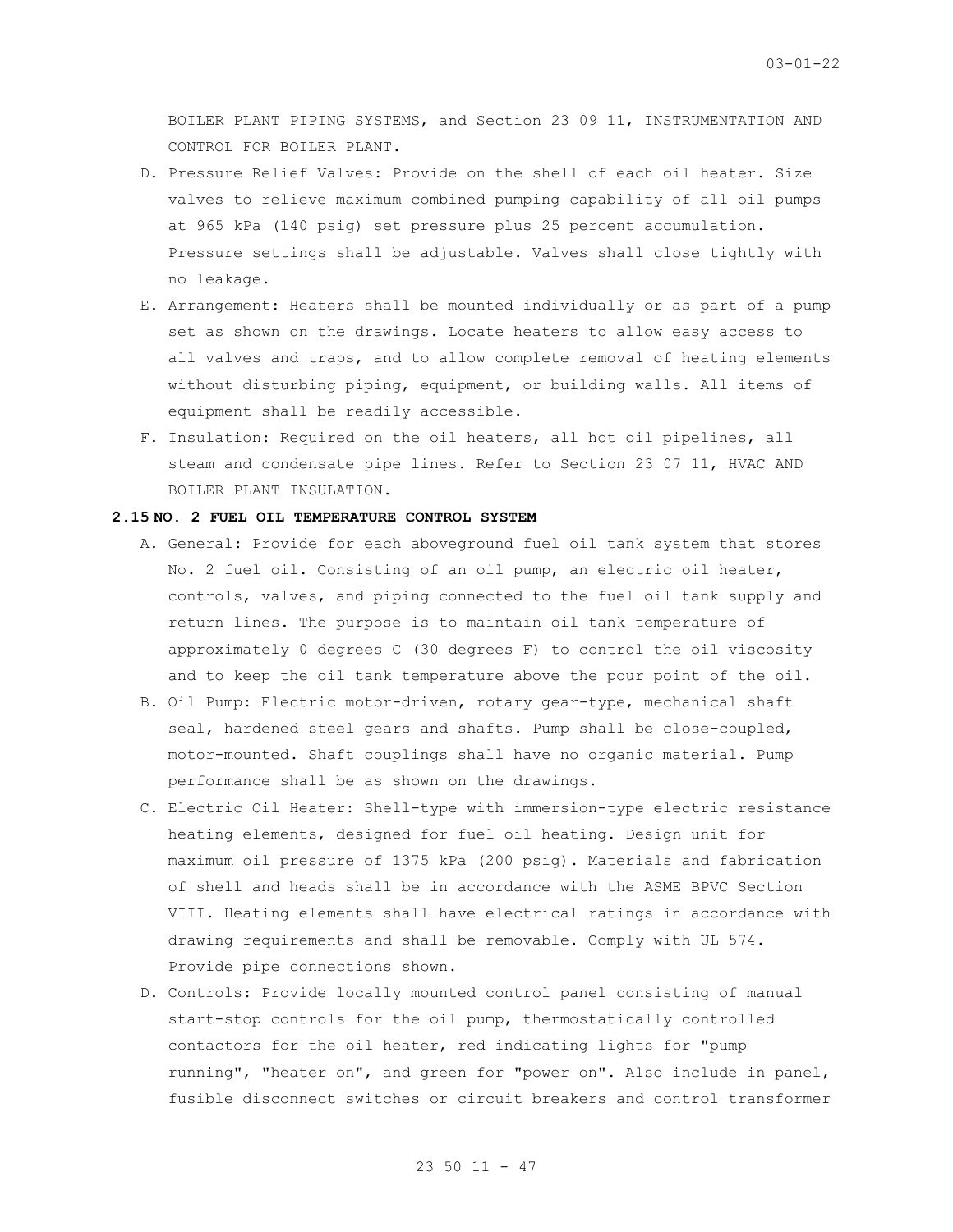BOILER PLANT PIPING SYSTEMS, and Section 23 09 11, INSTRUMENTATION AND CONTROL FOR BOILER PLANT.

D. Pressure Relief Valves: Provide on the shell of each oil heater. Size valves to relieve maximum combined pumping capability of all oil pumps at 965 kPa (140 psig) set pressure plus 25 percent accumulation. Pressure settings shall be adjustable. Valves shall close tightly with no leakage.

E. Arrangement: Heaters shall be mounted individually or as part of a pump set as shown on the drawings. Locate heaters to allow easy access to all valves and traps, and to allow complete removal of heating elements without disturbing piping, equipment, or building walls. All items of equipment shall be readily accessible.

F. Insulation: Required on the oil heaters, all hot oil pipelines, all steam and condensate pipe lines. Refer to Section 23 07 11, HVAC AND BOILER PLANT INSULATION.

### 2.15 NO. 2 FUEL OIL TEMPERATURE CONTROL SYSTEM

A. General: Provide for each aboveground fuel oil tank system that stores No. 2 fuel oil. Consisting of an oil pump, an electric oil heater, controls, valves, and piping connected to the fuel oil tank supply and return lines. The purpose is to maintain oil tank temperature of approximately 0 degrees C (30 degrees F) to control the oil viscosity and to keep the oil tank temperature above the pour point of the oil.

B. Oil Pump: Electric motor-driven, rotary gear-type, mechanical shaft seal, hardened steel gears and shafts. Pump shall be close-coupled, motor-mounted. Shaft couplings shall have no organic material. Pump performance shall be as shown on the drawings.

C. Electric Oil Heater: Shell-type with immersion-type electric resistance heating elements, designed for fuel oil heating. Design unit for maximum oil pressure of 1375 kPa (200 psig). Materials and fabrication of shell and heads shall be in accordance with the ASME BPVC Section VIII. Heating elements shall have electrical ratings in accordance with drawing requirements and shall be removable. Comply with UL 574. Provide pipe connections shown.

D. Controls: Provide locally mounted control panel consisting of manual start-stop controls for the oil pump, thermostatically controlled contactors for the oil heater, red indicating lights for "pump running", "heater on", and green for "power on". Also include in panel, fusible disconnect switches or circuit breakers and control transformer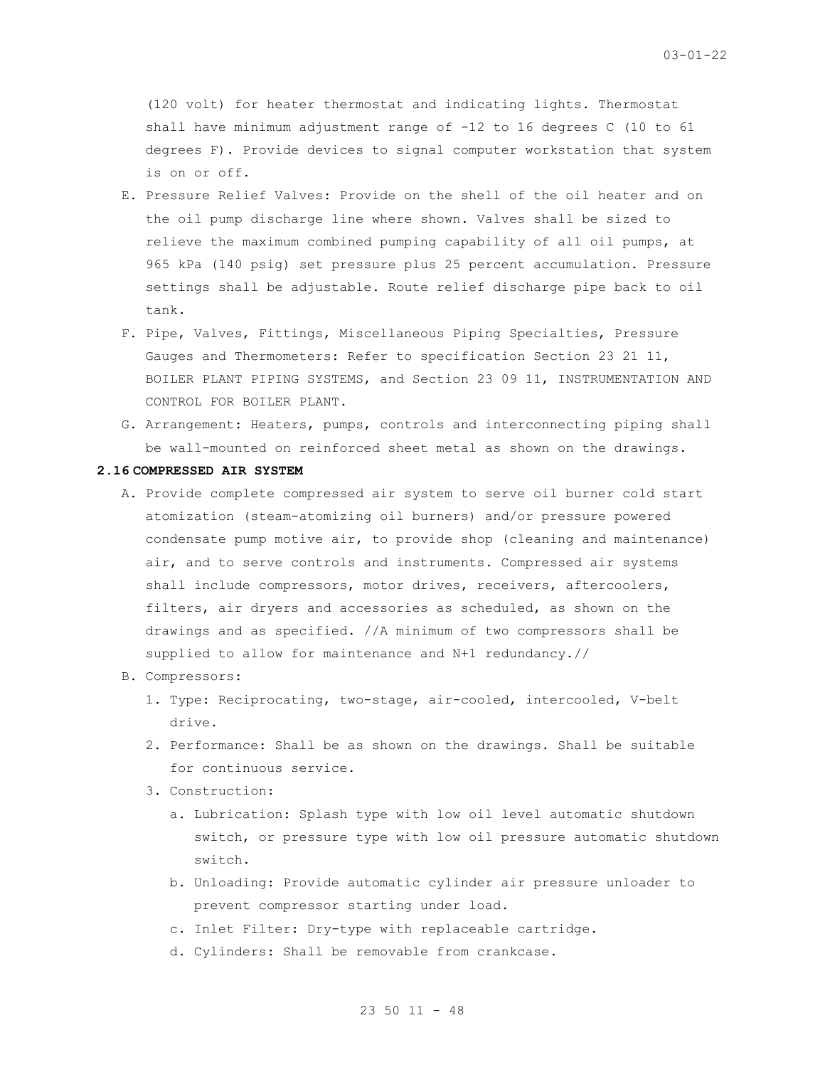(120 volt) for heater thermostat and indicating lights. Thermostat shall have minimum adjustment range of -12 to 16 degrees C (10 to 61 degrees F). Provide devices to signal computer workstation that system is on or off.

E. Pressure Relief Valves: Provide on the shell of the oil heater and on the oil pump discharge line where shown. Valves shall be sized to relieve the maximum combined pumping capability of all oil pumps, at 965 kPa (140 psig) set pressure plus 25 percent accumulation. Pressure settings shall be adjustable. Route relief discharge pipe back to oil tank.

F. Pipe, Valves, Fittings, Miscellaneous Piping Specialties, Pressure Gauges and Thermometers: Refer to specification Section 23 21 11, BOILER PLANT PIPING SYSTEMS, and Section 23 09 11, INSTRUMENTATION AND CONTROL FOR BOILER PLANT.

G. Arrangement: Heaters, pumps, controls and interconnecting piping shall be wall-mounted on reinforced sheet metal as shown on the drawings.

**2.16 COMPRESSED AIR SYSTEM**

A. Provide complete compressed air system to serve oil burner cold start atomization (steam-atomizing oil burners) and/or pressure powered condensate pump motive air, to provide shop (cleaning and maintenance) air, and to serve controls and instruments. Compressed air systems shall include compressors, motor drives, receivers, aftercoolers, filters, air dryers and accessories as scheduled, as shown on the drawings and as specified. //A minimum of two compressors shall be supplied to allow for maintenance and N+1 redundancy.//

B. Compressors:

   1. Type: Reciprocating, two-stage, air-cooled, intercooled, V-belt drive.
   2. Performance: Shall be as shown on the drawings. Shall be suitable for continuous service.
   3. Construction:
      a. Lubrication: Splash type with low oil level automatic shutdown switch, or pressure type with low oil pressure automatic shutdown switch.
      b. Unloading: Provide automatic cylinder air pressure unloader to prevent compressor starting under load.
      c. Inlet Filter: Dry-type with replaceable cartridge.
      d. Cylinders: Shall be removable from crankcase.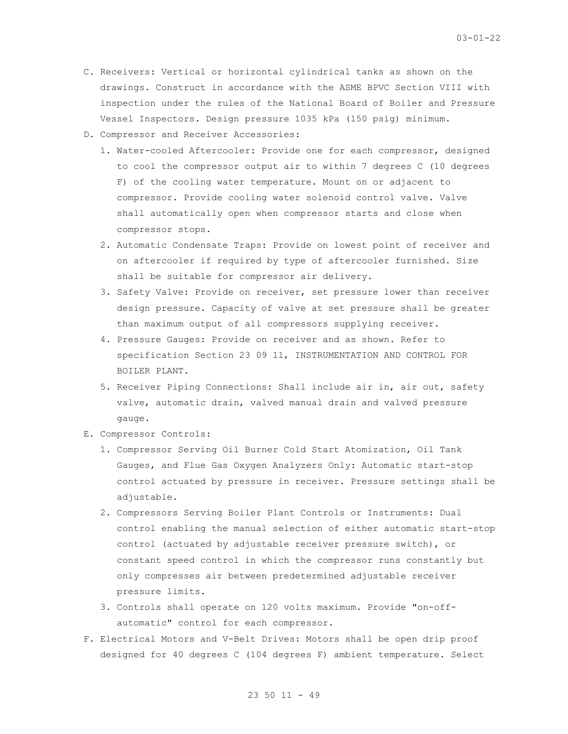C. Receivers: Vertical or horizontal cylindrical tanks as shown on the drawings. Construct in accordance with the ASME BPVC Section VIII with inspection under the rules of the National Board of Boiler and Pressure Vessel Inspectors. Design pressure 1035 kPa (150 psig) minimum.

D. Compressor and Receiver Accessories:

   1. Water-cooled Aftercooler: Provide one for each compressor, designed to cool the compressor output air to within 7 degrees C (10 degrees F) of the cooling water temperature. Mount on or adjacent to compressor. Provide cooling water solenoid control valve. Valve shall automatically open when compressor starts and close when compressor stops.
   2. Automatic Condensate Traps: Provide on lowest point of receiver and on aftercooler if required by type of aftercooler furnished. Size shall be suitable for compressor air delivery.
   3. Safety Valve: Provide on receiver, set pressure lower than receiver design pressure. Capacity of valve at set pressure shall be greater than maximum output of all compressors supplying receiver.
   4. Pressure Gauges: Provide on receiver and as shown. Refer to specification Section 23 09 11, INSTRUMENTATION AND CONTROL FOR BOILER PLANT.
   5. Receiver Piping Connections: Shall include air in, air out, safety valve, automatic drain, valved manual drain and valved pressure gauge.

E. Compressor Controls:

   1. Compressor Serving Oil Burner Cold Start Atomization, Oil Tank Gauges, and Flue Gas Oxygen Analyzers Only: Automatic start-stop control actuated by pressure in receiver. Pressure settings shall be adjustable.
   2. Compressors Serving Boiler Plant Controls or Instruments: Dual control enabling the manual selection of either automatic start-stop control (actuated by adjustable receiver pressure switch), or constant speed control in which the compressor runs constantly but only compresses air between predetermined adjustable receiver pressure limits.
   3. Controls shall operate on 120 volts maximum. Provide "on-off-automatic" control for each compressor.

F. Electrical Motors and V-Belt Drives: Motors shall be open drip proof designed for 40 degrees C (104 degrees F) ambient temperature. Select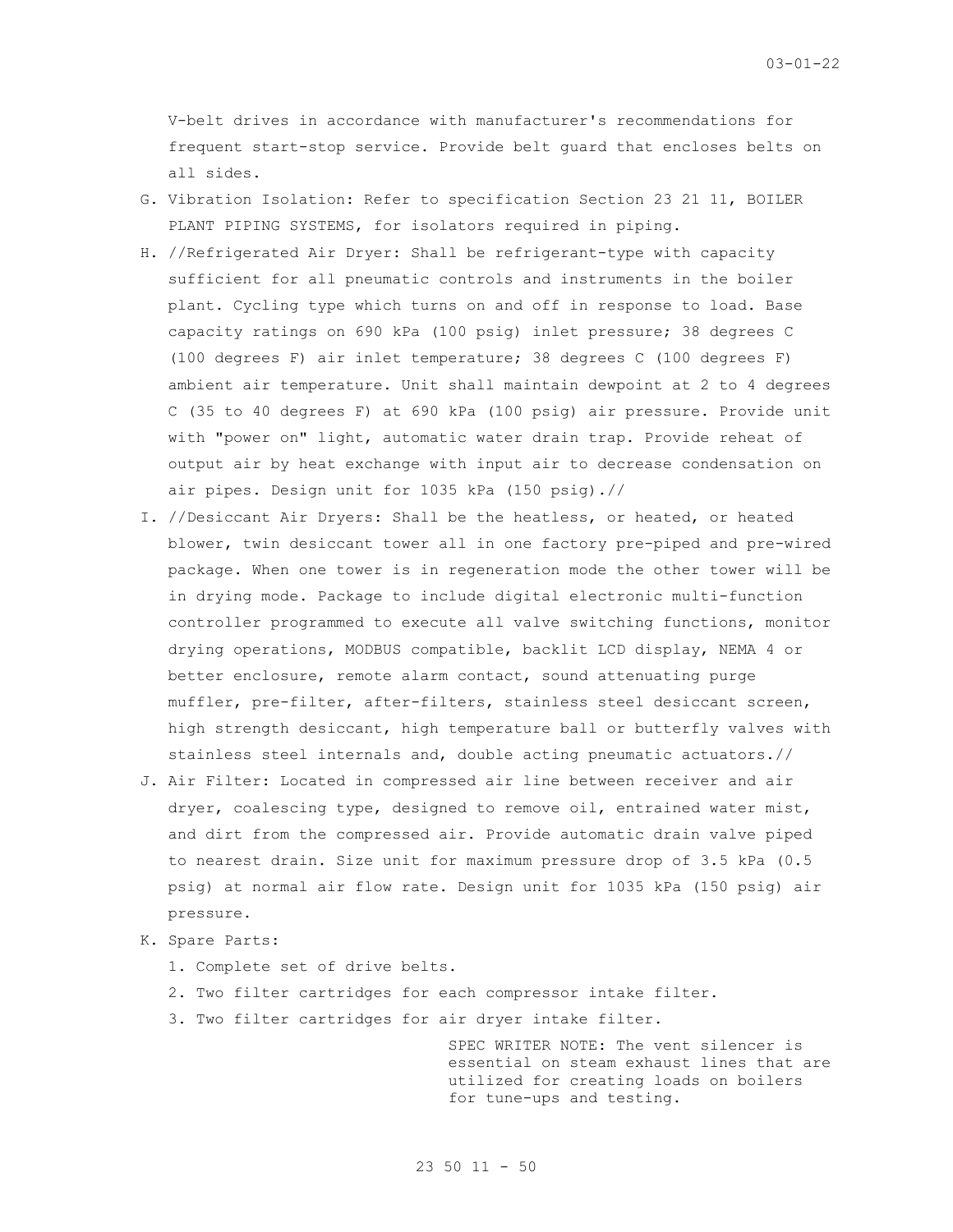V-belt drives in accordance with manufacturer's recommendations for frequent start-stop service. Provide belt guard that encloses belts on all sides.

G. Vibration Isolation: Refer to specification Section 23 21 11, BOILER PLANT PIPING SYSTEMS, for isolators required in piping.

H. //Refrigerated Air Dryer: Shall be refrigerant-type with capacity sufficient for all pneumatic controls and instruments in the boiler plant. Cycling type which turns on and off in response to load. Base capacity ratings on 690 kPa (100 psig) inlet pressure; 38 degrees C (100 degrees F) air inlet temperature; 38 degrees C (100 degrees F) ambient air temperature. Unit shall maintain dewpoint at 2 to 4 degrees C (35 to 40 degrees F) at 690 kPa (100 psig) air pressure. Provide unit with "power on" light, automatic water drain trap. Provide reheat of output air by heat exchange with input air to decrease condensation on air pipes. Design unit for 1035 kPa (150 psig).//

I. //Desiccant Air Dryers: Shall be the heatless, or heated, or heated blower, twin desiccant tower all in one factory pre-piped and pre-wired package. When one tower is in regeneration mode the other tower will be in drying mode. Package to include digital electronic multi-function controller programmed to execute all valve switching functions, monitor drying operations, MODBUS compatible, backlit LCD display, NEMA 4 or better enclosure, remote alarm contact, sound attenuating purge muffler, pre-filter, after-filters, stainless steel desiccant screen, high strength desiccant, high temperature ball or butterfly valves with stainless steel internals and, double acting pneumatic actuators.//

J. Air Filter: Located in compressed air line between receiver and air dryer, coalescing type, designed to remove oil, entrained water mist, and dirt from the compressed air. Provide automatic drain valve piped to nearest drain. Size unit for maximum pressure drop of 3.5 kPa (0.5 psig) at normal air flow rate. Design unit for 1035 kPa (150 psig) air pressure.

K. Spare Parts:

   1. Complete set of drive belts.
   2. Two filter cartridges for each compressor intake filter.
   3. Two filter cartridges for air dryer intake filter.

SPEC WRITER NOTE: The vent silencer is essential on steam exhaust lines that are utilized for creating loads on boilers for tune-ups and testing.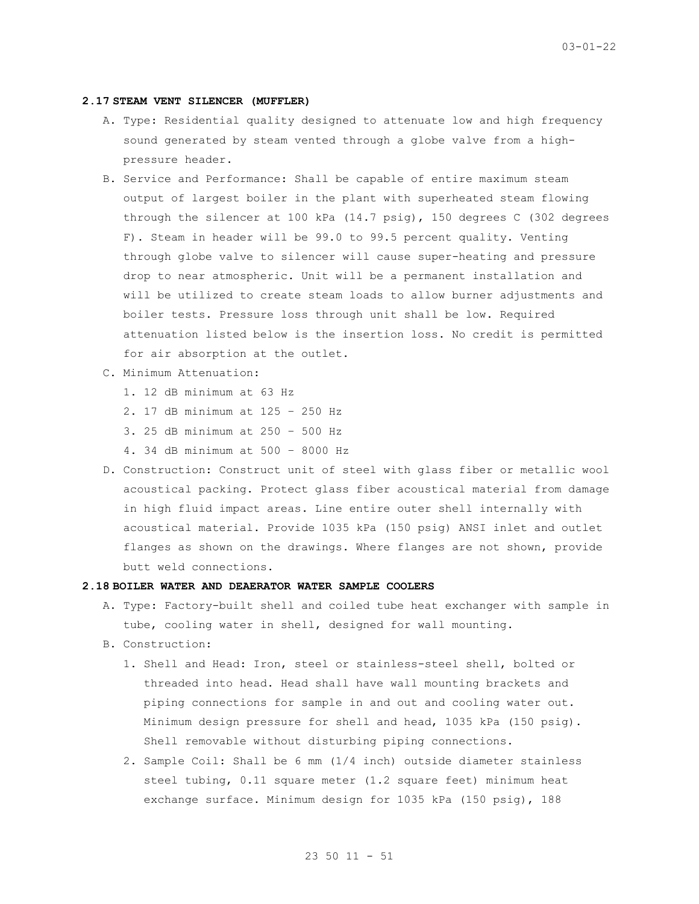## 2.17 STEAM VENT SILENCER (MUFFLER)

A. Type: Residential quality designed to attenuate low and high frequency sound generated by steam vented through a globe valve from a high-pressure header.

B. Service and Performance: Shall be capable of entire maximum steam output of largest boiler in the plant with superheated steam flowing through the silencer at 100 kPa (14.7 psig), 150 degrees C (302 degrees F). Steam in header will be 99.0 to 99.5 percent quality. Venting through globe valve to silencer will cause super-heating and pressure drop to near atmospheric. Unit will be a permanent installation and will be utilized to create steam loads to allow burner adjustments and boiler tests. Pressure loss through unit shall be low. Required attenuation listed below is the insertion loss. No credit is permitted for air absorption at the outlet.

C. Minimum Attenuation:

1. 12 dB minimum at 63 Hz
2. 17 dB minimum at 125 – 250 Hz
3. 25 dB minimum at 250 – 500 Hz
4. 34 dB minimum at 500 – 8000 Hz

D. Construction: Construct unit of steel with glass fiber or metallic wool acoustical packing. Protect glass fiber acoustical material from damage in high fluid impact areas. Line entire outer shell internally with acoustical material. Provide 1035 kPa (150 psig) ANSI inlet and outlet flanges as shown on the drawings. Where flanges are not shown, provide butt weld connections.

## 2.18 BOILER WATER AND DEAERATOR WATER SAMPLE COOLERS

A. Type: Factory-built shell and coiled tube heat exchanger with sample in tube, cooling water in shell, designed for wall mounting.

B. Construction:

1. Shell and Head: Iron, steel or stainless-steel shell, bolted or threaded into head. Head shall have wall mounting brackets and piping connections for sample in and out and cooling water out. Minimum design pressure for shell and head, 1035 kPa (150 psig). Shell removable without disturbing piping connections.
2. Sample Coil: Shall be 6 mm (1/4 inch) outside diameter stainless steel tubing, 0.11 square meter (1.2 square feet) minimum heat exchange surface. Minimum design for 1035 kPa (150 psig), 188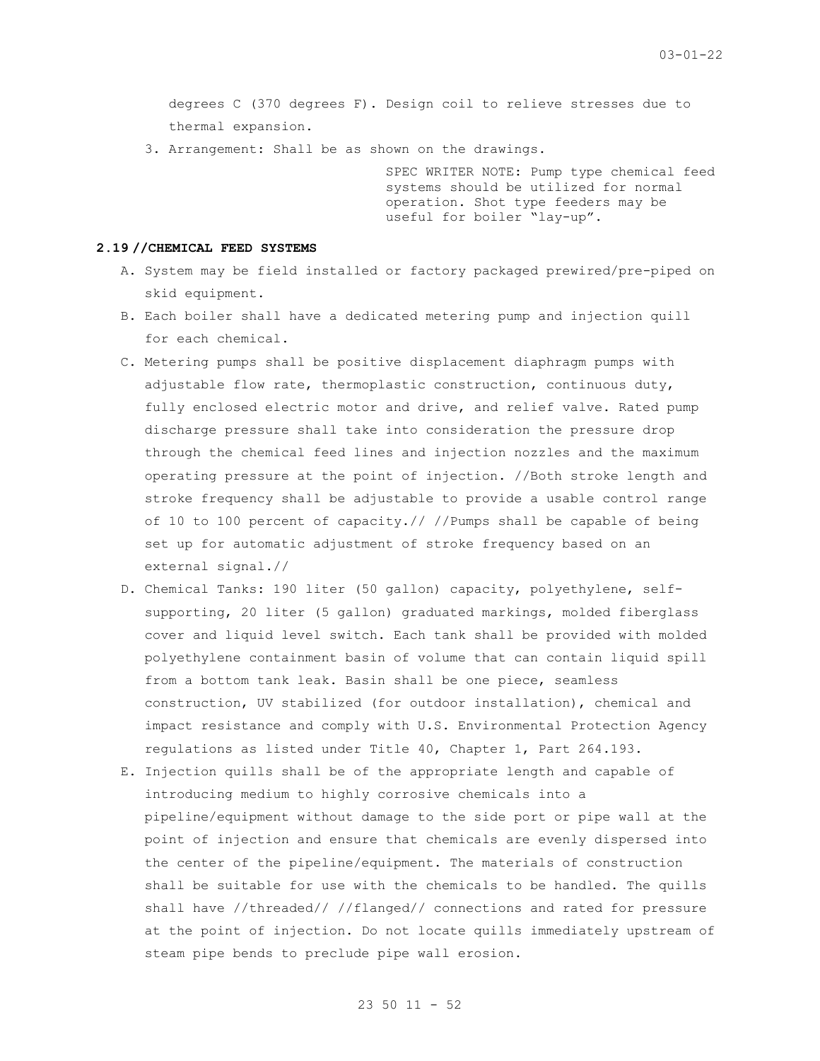degrees C (370 degrees F). Design coil to relieve stresses due to thermal expansion.

3. Arrangement: Shall be as shown on the drawings.

SPEC WRITER NOTE: Pump type chemical feed systems should be utilized for normal operation. Shot type feeders may be useful for boiler "lay-up".

**2.19 //CHEMICAL FEED SYSTEMS**

A. System may be field installed or factory packaged prewired/pre-piped on skid equipment.

B. Each boiler shall have a dedicated metering pump and injection quill for each chemical.

C. Metering pumps shall be positive displacement diaphragm pumps with adjustable flow rate, thermoplastic construction, continuous duty, fully enclosed electric motor and drive, and relief valve. Rated pump discharge pressure shall take into consideration the pressure drop through the chemical feed lines and injection nozzles and the maximum operating pressure at the point of injection. //Both stroke length and stroke frequency shall be adjustable to provide a usable control range of 10 to 100 percent of capacity.// //Pumps shall be capable of being set up for automatic adjustment of stroke frequency based on an external signal.//

D. Chemical Tanks: 190 liter (50 gallon) capacity, polyethylene, self-supporting, 20 liter (5 gallon) graduated markings, molded fiberglass cover and liquid level switch. Each tank shall be provided with molded polyethylene containment basin of volume that can contain liquid spill from a bottom tank leak. Basin shall be one piece, seamless construction, UV stabilized (for outdoor installation), chemical and impact resistance and comply with U.S. Environmental Protection Agency regulations as listed under Title 40, Chapter 1, Part 264.193.

E. Injection quills shall be of the appropriate length and capable of introducing medium to highly corrosive chemicals into a pipeline/equipment without damage to the side port or pipe wall at the point of injection and ensure that chemicals are evenly dispersed into the center of the pipeline/equipment. The materials of construction shall be suitable for use with the chemicals to be handled. The quills shall have //threaded// //flanged// connections and rated for pressure at the point of injection. Do not locate quills immediately upstream of steam pipe bends to preclude pipe wall erosion.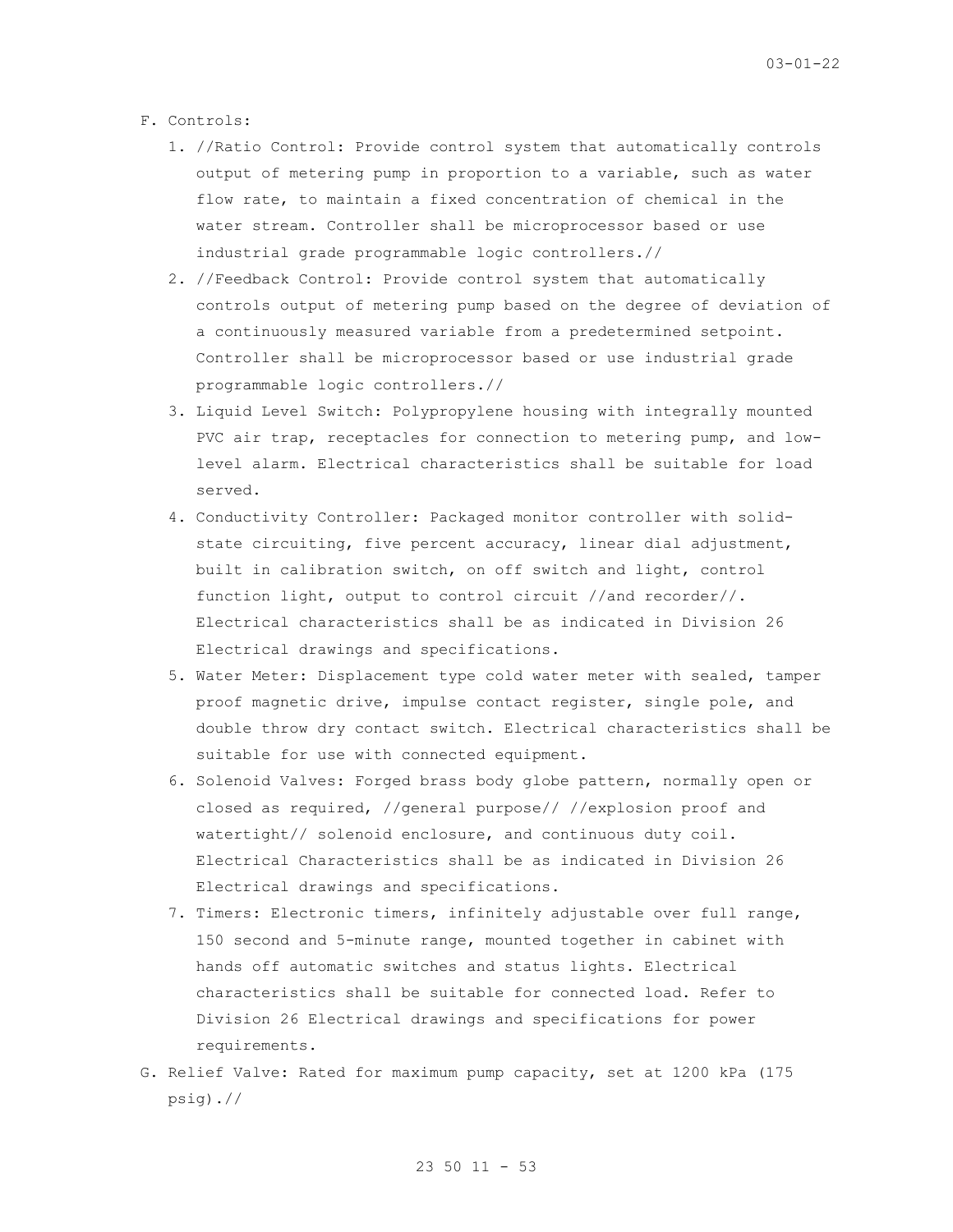F. Controls:

1. //Ratio Control: Provide control system that automatically controls output of metering pump in proportion to a variable, such as water flow rate, to maintain a fixed concentration of chemical in the water stream. Controller shall be microprocessor based or use industrial grade programmable logic controllers.//
2. //Feedback Control: Provide control system that automatically controls output of metering pump based on the degree of deviation of a continuously measured variable from a predetermined setpoint. Controller shall be microprocessor based or use industrial grade programmable logic controllers.//
3. Liquid Level Switch: Polypropylene housing with integrally mounted PVC air trap, receptacles for connection to metering pump, and low-level alarm. Electrical characteristics shall be suitable for load served.
4. Conductivity Controller: Packaged monitor controller with solid-state circuiting, five percent accuracy, linear dial adjustment, built in calibration switch, on off switch and light, control function light, output to control circuit //and recorder//. Electrical characteristics shall be as indicated in Division 26 Electrical drawings and specifications.
5. Water Meter: Displacement type cold water meter with sealed, tamper proof magnetic drive, impulse contact register, single pole, and double throw dry contact switch. Electrical characteristics shall be suitable for use with connected equipment.
6. Solenoid Valves: Forged brass body globe pattern, normally open or closed as required, //general purpose// //explosion proof and watertight// solenoid enclosure, and continuous duty coil. Electrical Characteristics shall be as indicated in Division 26 Electrical drawings and specifications.
7. Timers: Electronic timers, infinitely adjustable over full range, 150 second and 5-minute range, mounted together in cabinet with hands off automatic switches and status lights. Electrical characteristics shall be suitable for connected load. Refer to Division 26 Electrical drawings and specifications for power requirements.

G. Relief Valve: Rated for maximum pump capacity, set at 1200 kPa (175 psig).//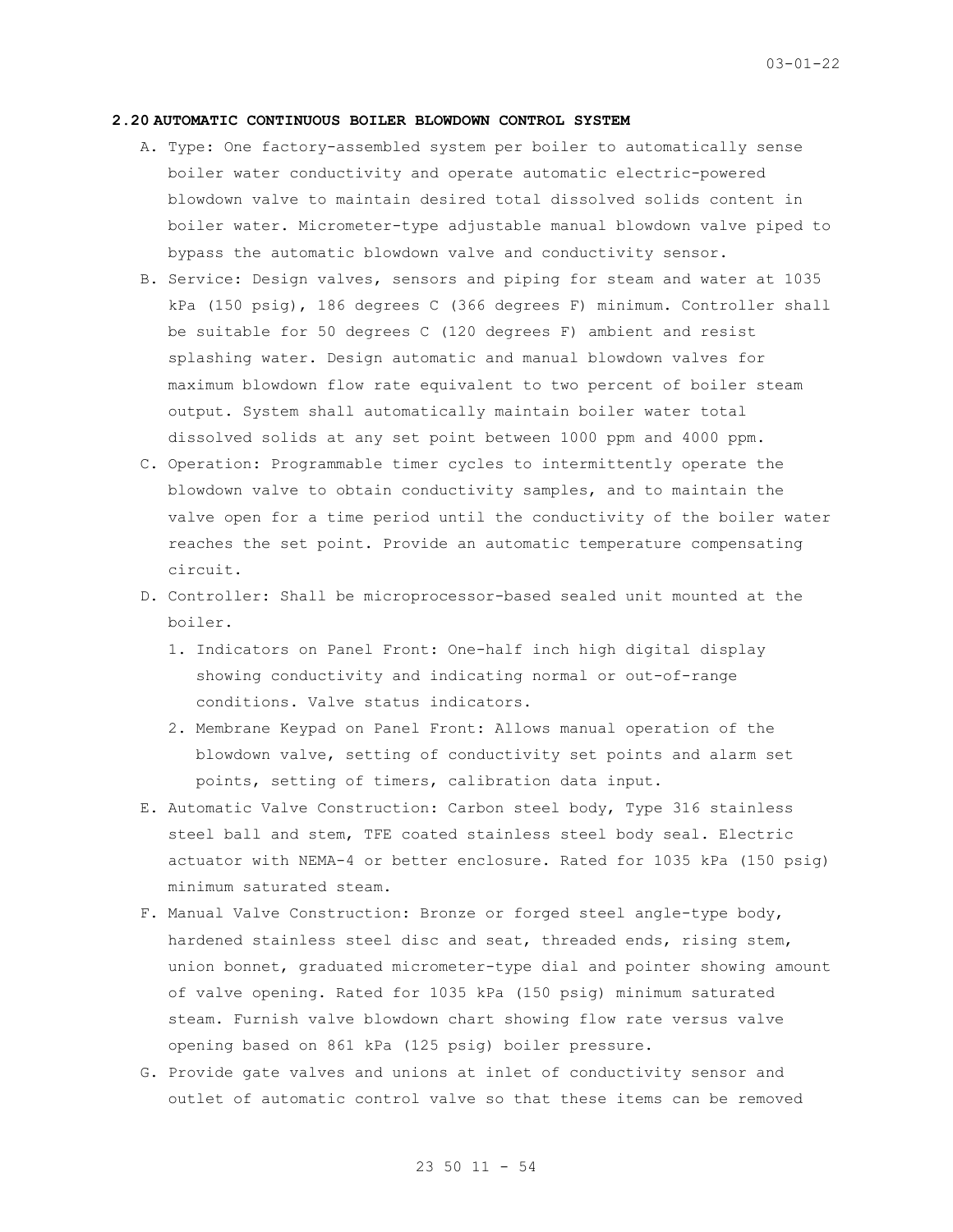### 2.20 AUTOMATIC CONTINUOUS BOILER BLOWDOWN CONTROL SYSTEM

A. Type: One factory-assembled system per boiler to automatically sense boiler water conductivity and operate automatic electric-powered blowdown valve to maintain desired total dissolved solids content in boiler water. Micrometer-type adjustable manual blowdown valve piped to bypass the automatic blowdown valve and conductivity sensor.

B. Service: Design valves, sensors and piping for steam and water at 1035 kPa (150 psig), 186 degrees C (366 degrees F) minimum. Controller shall be suitable for 50 degrees C (120 degrees F) ambient and resist splashing water. Design automatic and manual blowdown valves for maximum blowdown flow rate equivalent to two percent of boiler steam output. System shall automatically maintain boiler water total dissolved solids at any set point between 1000 ppm and 4000 ppm.

C. Operation: Programmable timer cycles to intermittently operate the blowdown valve to obtain conductivity samples, and to maintain the valve open for a time period until the conductivity of the boiler water reaches the set point. Provide an automatic temperature compensating circuit.

D. Controller: Shall be microprocessor-based sealed unit mounted at the boiler.

   1. Indicators on Panel Front: One-half inch high digital display showing conductivity and indicating normal or out-of-range conditions. Valve status indicators.
   2. Membrane Keypad on Panel Front: Allows manual operation of the blowdown valve, setting of conductivity set points and alarm set points, setting of timers, calibration data input.

E. Automatic Valve Construction: Carbon steel body, Type 316 stainless steel ball and stem, TFE coated stainless steel body seal. Electric actuator with NEMA-4 or better enclosure. Rated for 1035 kPa (150 psig) minimum saturated steam.

F. Manual Valve Construction: Bronze or forged steel angle-type body, hardened stainless steel disc and seat, threaded ends, rising stem, union bonnet, graduated micrometer-type dial and pointer showing amount of valve opening. Rated for 1035 kPa (150 psig) minimum saturated steam. Furnish valve blowdown chart showing flow rate versus valve opening based on 861 kPa (125 psig) boiler pressure.

G. Provide gate valves and unions at inlet of conductivity sensor and outlet of automatic control valve so that these items can be removed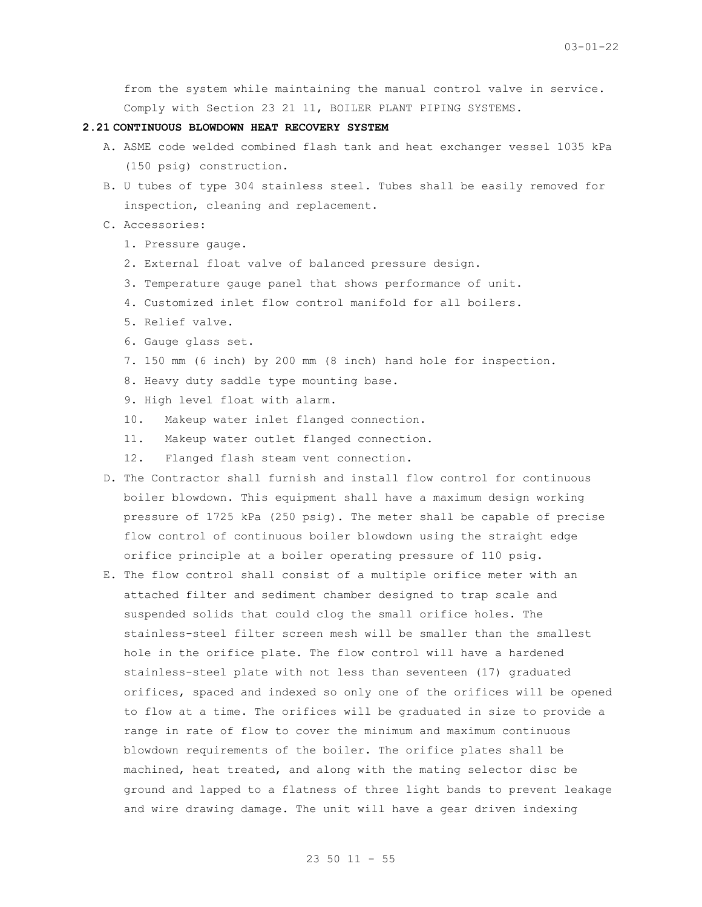from the system while maintaining the manual control valve in service. Comply with Section 23 21 11, BOILER PLANT PIPING SYSTEMS.

## 2.21 CONTINUOUS BLOWDOWN HEAT RECOVERY SYSTEM

A. ASME code welded combined flash tank and heat exchanger vessel 1035 kPa (150 psig) construction.

B. U tubes of type 304 stainless steel. Tubes shall be easily removed for inspection, cleaning and replacement.

C. Accessories:

   1. Pressure gauge.
   2. External float valve of balanced pressure design.
   3. Temperature gauge panel that shows performance of unit.
   4. Customized inlet flow control manifold for all boilers.
   5. Relief valve.
   6. Gauge glass set.
   7. 150 mm (6 inch) by 200 mm (8 inch) hand hole for inspection.
   8. Heavy duty saddle type mounting base.
   9. High level float with alarm.
   10. Makeup water inlet flanged connection.
   11. Makeup water outlet flanged connection.
   12. Flanged flash steam vent connection.

D. The Contractor shall furnish and install flow control for continuous boiler blowdown. This equipment shall have a maximum design working pressure of 1725 kPa (250 psig). The meter shall be capable of precise flow control of continuous boiler blowdown using the straight edge orifice principle at a boiler operating pressure of 110 psig.

E. The flow control shall consist of a multiple orifice meter with an attached filter and sediment chamber designed to trap scale and suspended solids that could clog the small orifice holes. The stainless-steel filter screen mesh will be smaller than the smallest hole in the orifice plate. The flow control will have a hardened stainless-steel plate with not less than seventeen (17) graduated orifices, spaced and indexed so only one of the orifices will be opened to flow at a time. The orifices will be graduated in size to provide a range in rate of flow to cover the minimum and maximum continuous blowdown requirements of the boiler. The orifice plates shall be machined, heat treated, and along with the mating selector disc be ground and lapped to a flatness of three light bands to prevent leakage and wire drawing damage. The unit will have a gear driven indexing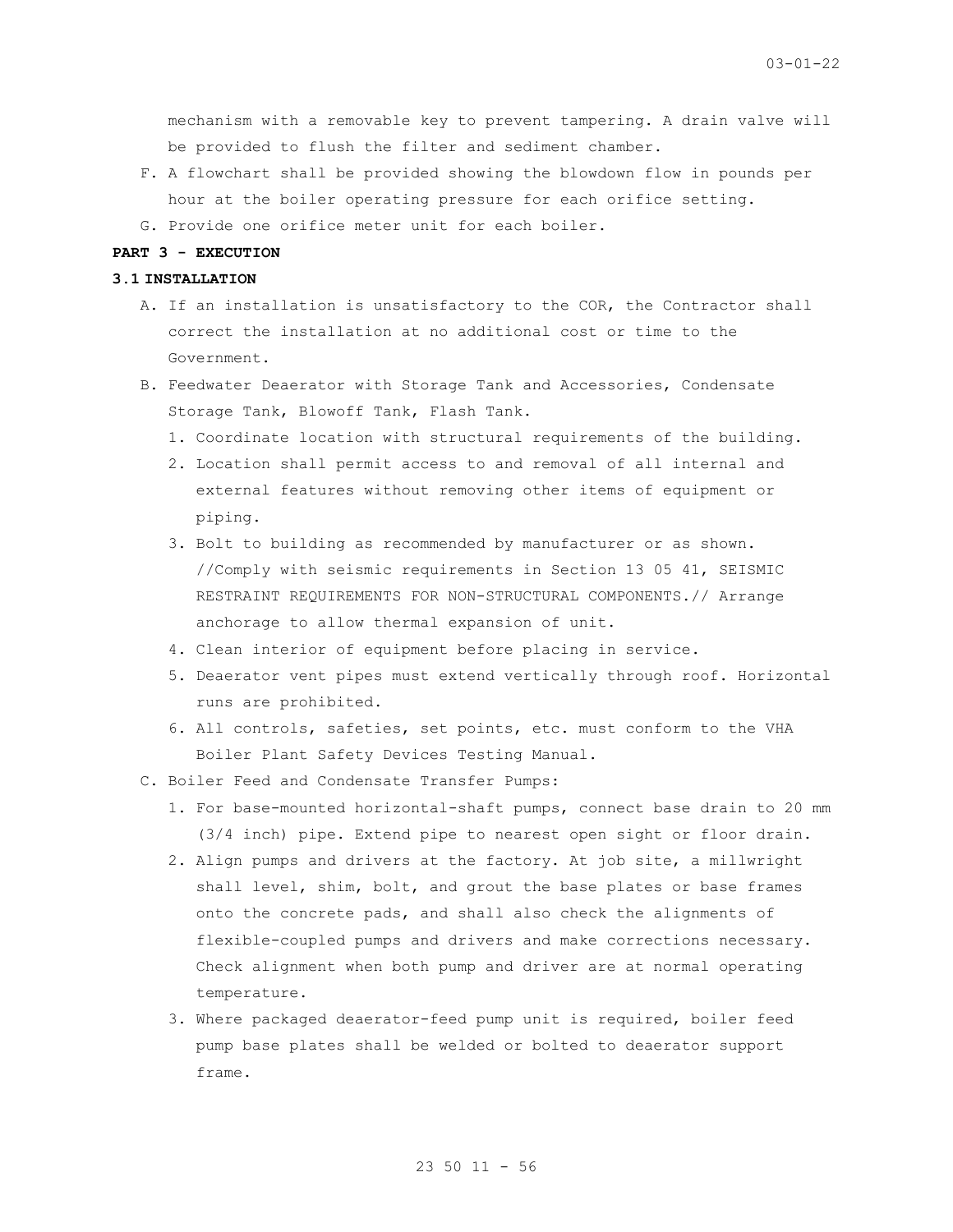mechanism with a removable key to prevent tampering. A drain valve will be provided to flush the filter and sediment chamber.

F. A flowchart shall be provided showing the blowdown flow in pounds per hour at the boiler operating pressure for each orifice setting.

G. Provide one orifice meter unit for each boiler.

**PART 3 - EXECUTION**

**3.1 INSTALLATION**

A. If an installation is unsatisfactory to the COR, the Contractor shall correct the installation at no additional cost or time to the Government.

B. Feedwater Deaerator with Storage Tank and Accessories, Condensate Storage Tank, Blowoff Tank, Flash Tank.

1. Coordinate location with structural requirements of the building.
2. Location shall permit access to and removal of all internal and external features without removing other items of equipment or piping.
3. Bolt to building as recommended by manufacturer or as shown. //Comply with seismic requirements in Section 13 05 41, SEISMIC RESTRAINT REQUIREMENTS FOR NON-STRUCTURAL COMPONENTS.// Arrange anchorage to allow thermal expansion of unit.
4. Clean interior of equipment before placing in service.
5. Deaerator vent pipes must extend vertically through roof. Horizontal runs are prohibited.
6. All controls, safeties, set points, etc. must conform to the VHA Boiler Plant Safety Devices Testing Manual.

C. Boiler Feed and Condensate Transfer Pumps:

1. For base-mounted horizontal-shaft pumps, connect base drain to 20 mm (3/4 inch) pipe. Extend pipe to nearest open sight or floor drain.
2. Align pumps and drivers at the factory. At job site, a millwright shall level, shim, bolt, and grout the base plates or base frames onto the concrete pads, and shall also check the alignments of flexible-coupled pumps and drivers and make corrections necessary. Check alignment when both pump and driver are at normal operating temperature.
3. Where packaged deaerator-feed pump unit is required, boiler feed pump base plates shall be welded or bolted to deaerator support frame.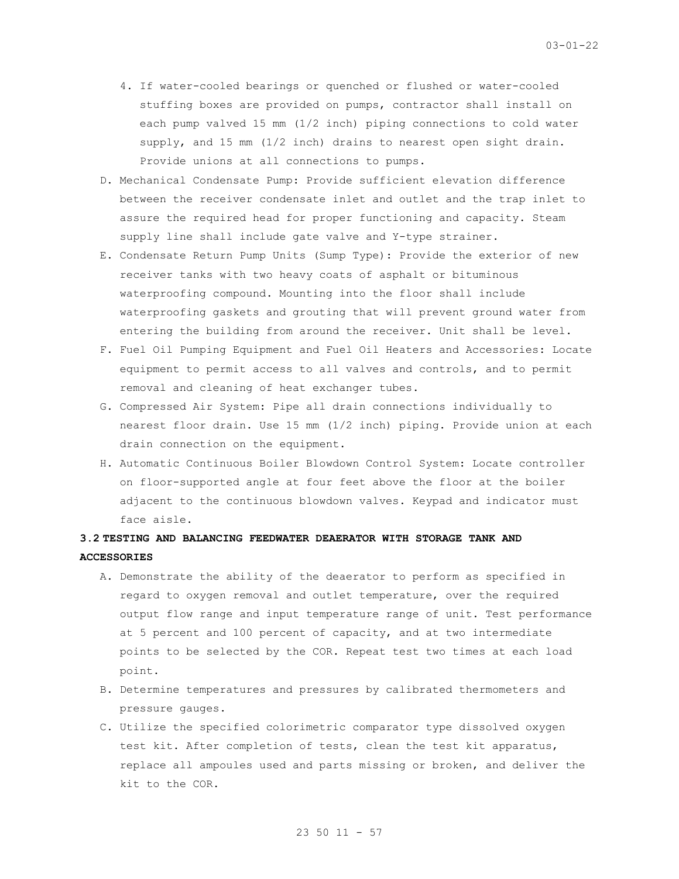4. If water-cooled bearings or quenched or flushed or water-cooled stuffing boxes are provided on pumps, contractor shall install on each pump valved 15 mm (1/2 inch) piping connections to cold water supply, and 15 mm (1/2 inch) drains to nearest open sight drain. Provide unions at all connections to pumps.

D. Mechanical Condensate Pump: Provide sufficient elevation difference between the receiver condensate inlet and outlet and the trap inlet to assure the required head for proper functioning and capacity. Steam supply line shall include gate valve and Y-type strainer.

E. Condensate Return Pump Units (Sump Type): Provide the exterior of new receiver tanks with two heavy coats of asphalt or bituminous waterproofing compound. Mounting into the floor shall include waterproofing gaskets and grouting that will prevent ground water from entering the building from around the receiver. Unit shall be level.

F. Fuel Oil Pumping Equipment and Fuel Oil Heaters and Accessories: Locate equipment to permit access to all valves and controls, and to permit removal and cleaning of heat exchanger tubes.

G. Compressed Air System: Pipe all drain connections individually to nearest floor drain. Use 15 mm (1/2 inch) piping. Provide union at each drain connection on the equipment.

H. Automatic Continuous Boiler Blowdown Control System: Locate controller on floor-supported angle at four feet above the floor at the boiler adjacent to the continuous blowdown valves. Keypad and indicator must face aisle.

## 3.2 TESTING AND BALANCING FEEDWATER DEAERATOR WITH STORAGE TANK AND ACCESSORIES

A. Demonstrate the ability of the deaerator to perform as specified in regard to oxygen removal and outlet temperature, over the required output flow range and input temperature range of unit. Test performance at 5 percent and 100 percent of capacity, and at two intermediate points to be selected by the COR. Repeat test two times at each load point.

B. Determine temperatures and pressures by calibrated thermometers and pressure gauges.

C. Utilize the specified colorimetric comparator type dissolved oxygen test kit. After completion of tests, clean the test kit apparatus, replace all ampoules used and parts missing or broken, and deliver the kit to the COR.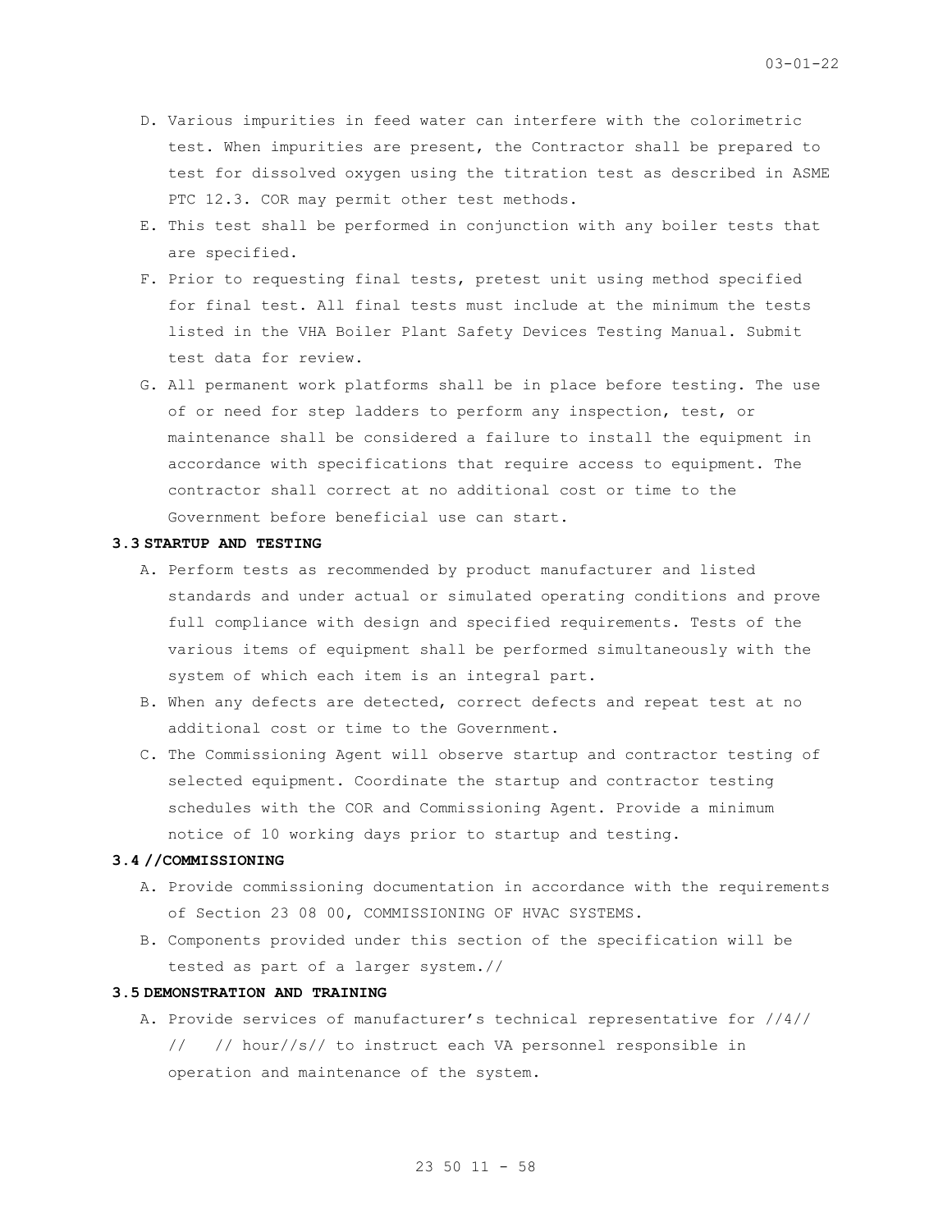D. Various impurities in feed water can interfere with the colorimetric test. When impurities are present, the Contractor shall be prepared to test for dissolved oxygen using the titration test as described in ASME PTC 12.3. COR may permit other test methods.

E. This test shall be performed in conjunction with any boiler tests that are specified.

F. Prior to requesting final tests, pretest unit using method specified for final test. All final tests must include at the minimum the tests listed in the VHA Boiler Plant Safety Devices Testing Manual. Submit test data for review.

G. All permanent work platforms shall be in place before testing. The use of or need for step ladders to perform any inspection, test, or maintenance shall be considered a failure to install the equipment in accordance with specifications that require access to equipment. The contractor shall correct at no additional cost or time to the Government before beneficial use can start.

**3.3 STARTUP AND TESTING**

A. Perform tests as recommended by product manufacturer and listed standards and under actual or simulated operating conditions and prove full compliance with design and specified requirements. Tests of the various items of equipment shall be performed simultaneously with the system of which each item is an integral part.

B. When any defects are detected, correct defects and repeat test at no additional cost or time to the Government.

C. The Commissioning Agent will observe startup and contractor testing of selected equipment. Coordinate the startup and contractor testing schedules with the COR and Commissioning Agent. Provide a minimum notice of 10 working days prior to startup and testing.

**3.4 //COMMISSIONING**

A. Provide commissioning documentation in accordance with the requirements of Section 23 08 00, COMMISSIONING OF HVAC SYSTEMS.

B. Components provided under this section of the specification will be tested as part of a larger system.//

**3.5 DEMONSTRATION AND TRAINING**

A. Provide services of manufacturer's technical representative for //4// //   // hour//s// to instruct each VA personnel responsible in operation and maintenance of the system.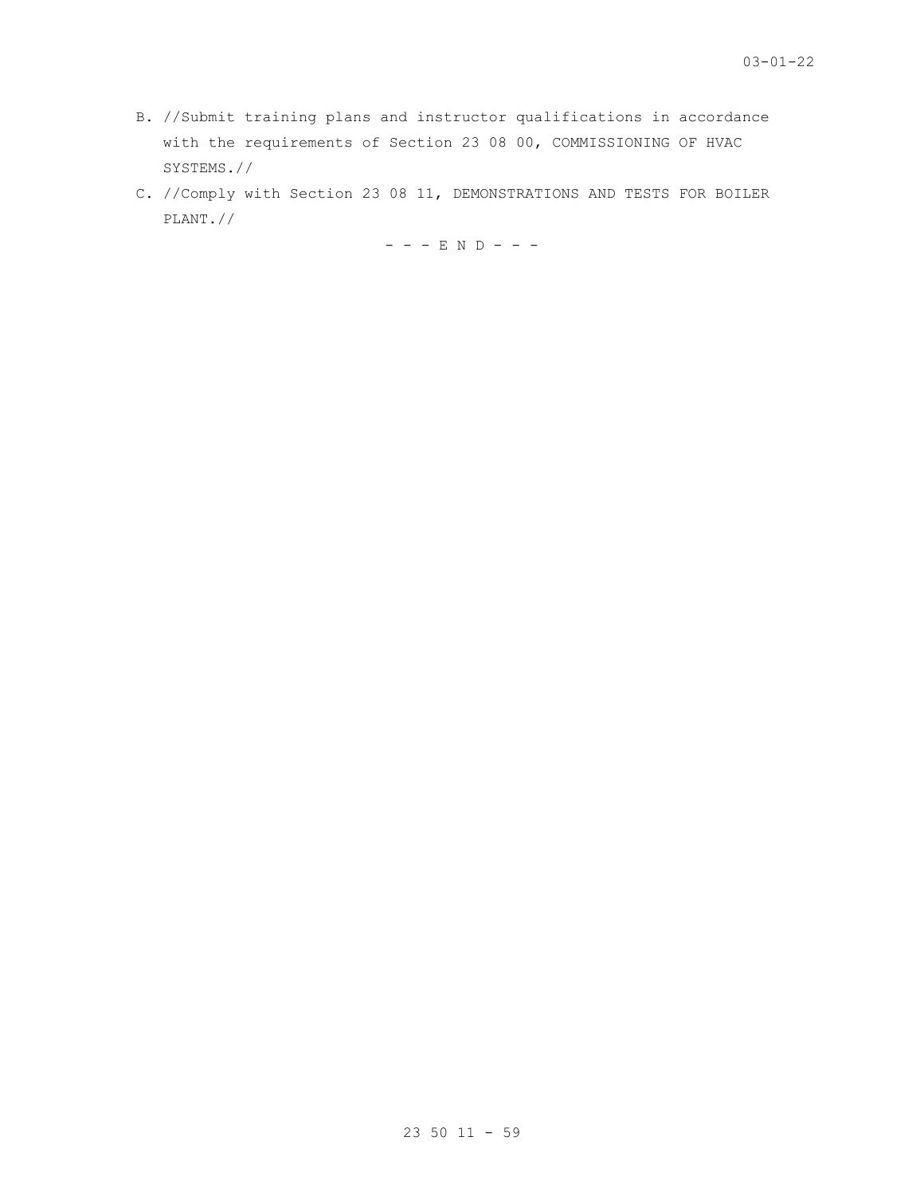B. //Submit training plans and instructor qualifications in accordance with the requirements of Section 23 08 00, COMMISSIONING OF HVAC SYSTEMS.//

C. //Comply with Section 23 08 11, DEMONSTRATIONS AND TESTS FOR BOILER PLANT.//

- - - E N D - - -